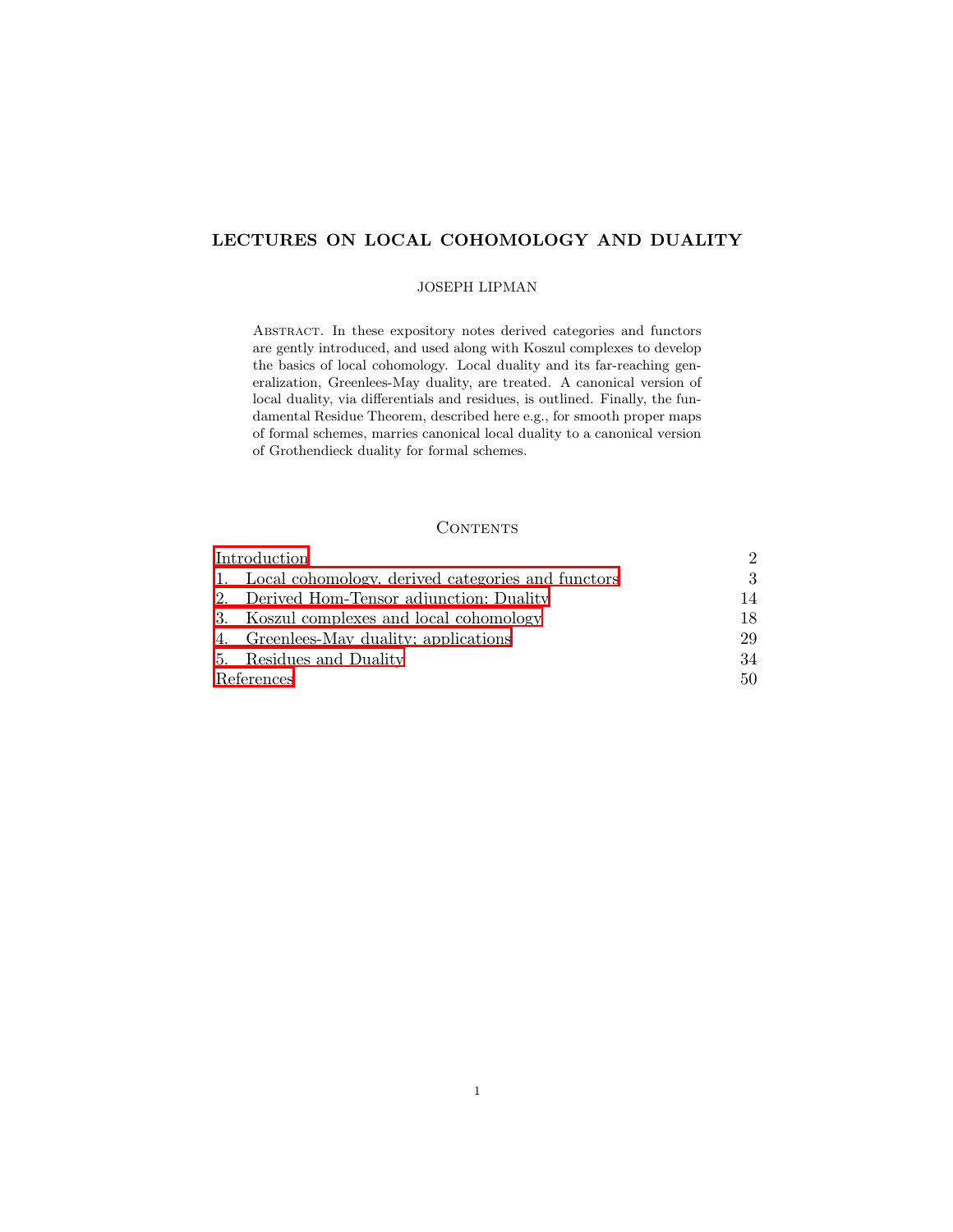# LECTURES ON LOCAL COHOMOLOGY AND DUALITY

JOSEPH LIPMAN

Abstract. In these expository notes derived categories and functors are gently introduced, and used along with Koszul complexes to develop the basics of local cohomology. Local duality and its far-reaching generalization, Greenlees-May duality, are treated. A canonical version of local duality, via differentials and residues, is outlined. Finally, the fundamental Residue Theorem, described here e.g., for smooth proper maps of formal schemes, marries canonical local duality to a canonical version of Grothendieck duality for formal schemes.

## Contents

| | |
|---|---|
| Introduction | 2 |
| 1. Local cohomology, derived categories and functors | 3 |
| 2. Derived Hom-Tensor adjunction; Duality | 14 |
| 3. Koszul complexes and local cohomology | 18 |
| 4. Greenlees-May duality; applications | 29 |
| 5. Residues and Duality | 34 |
| References | 50 |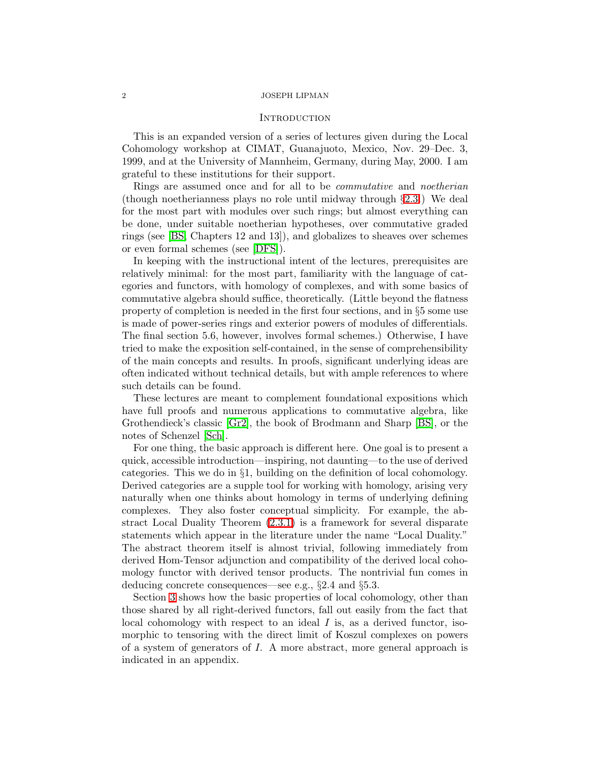## Introduction

This is an expanded version of a series of lectures given during the Local Cohomology workshop at CIMAT, Guanajuoto, Mexico, Nov. 29–Dec. 3, 1999, and at the University of Mannheim, Germany, during May, 2000. I am grateful to these institutions for their support.

Rings are assumed once and for all to be *commutative* and *noetherian* (though noetherianness plays no role until midway through §2.3.) We deal for the most part with modules over such rings; but almost everything can be done, under suitable noetherian hypotheses, over commutative graded rings (see [BS, Chapters 12 and 13]), and globalizes to sheaves over schemes or even formal schemes (see [DFS]).

In keeping with the instructional intent of the lectures, prerequisites are relatively minimal: for the most part, familiarity with the language of categories and functors, with homology of complexes, and with some basics of commutative algebra should suffice, theoretically. (Little beyond the flatness property of completion is needed in the first four sections, and in §5 some use is made of power-series rings and exterior powers of modules of differentials. The final section 5.6, however, involves formal schemes.) Otherwise, I have tried to make the exposition self-contained, in the sense of comprehensibility of the main concepts and results. In proofs, significant underlying ideas are often indicated without technical details, but with ample references to where such details can be found.

These lectures are meant to complement foundational expositions which have full proofs and numerous applications to commutative algebra, like Grothendieck's classic [Gr2], the book of Brodmann and Sharp [BS], or the notes of Schenzel [Sch].

For one thing, the basic approach is different here. One goal is to present a quick, accessible introduction—inspiring, not daunting—to the use of derived categories. This we do in §1, building on the definition of local cohomology. Derived categories are a supple tool for working with homology, arising very naturally when one thinks about homology in terms of underlying defining complexes. They also foster conceptual simplicity. For example, the abstract Local Duality Theorem (2.3.1) is a framework for several disparate statements which appear in the literature under the name "Local Duality." The abstract theorem itself is almost trivial, following immediately from derived Hom-Tensor adjunction and compatibility of the derived local cohomology functor with derived tensor products. The nontrivial fun comes in deducing concrete consequences—see e.g., §2.4 and §5.3.

Section 3 shows how the basic properties of local cohomology, other than those shared by all right-derived functors, fall out easily from the fact that local cohomology with respect to an ideal $I$ is, as a derived functor, isomorphic to tensoring with the direct limit of Koszul complexes on powers of a system of generators of $I$. A more abstract, more general approach is indicated in an appendix.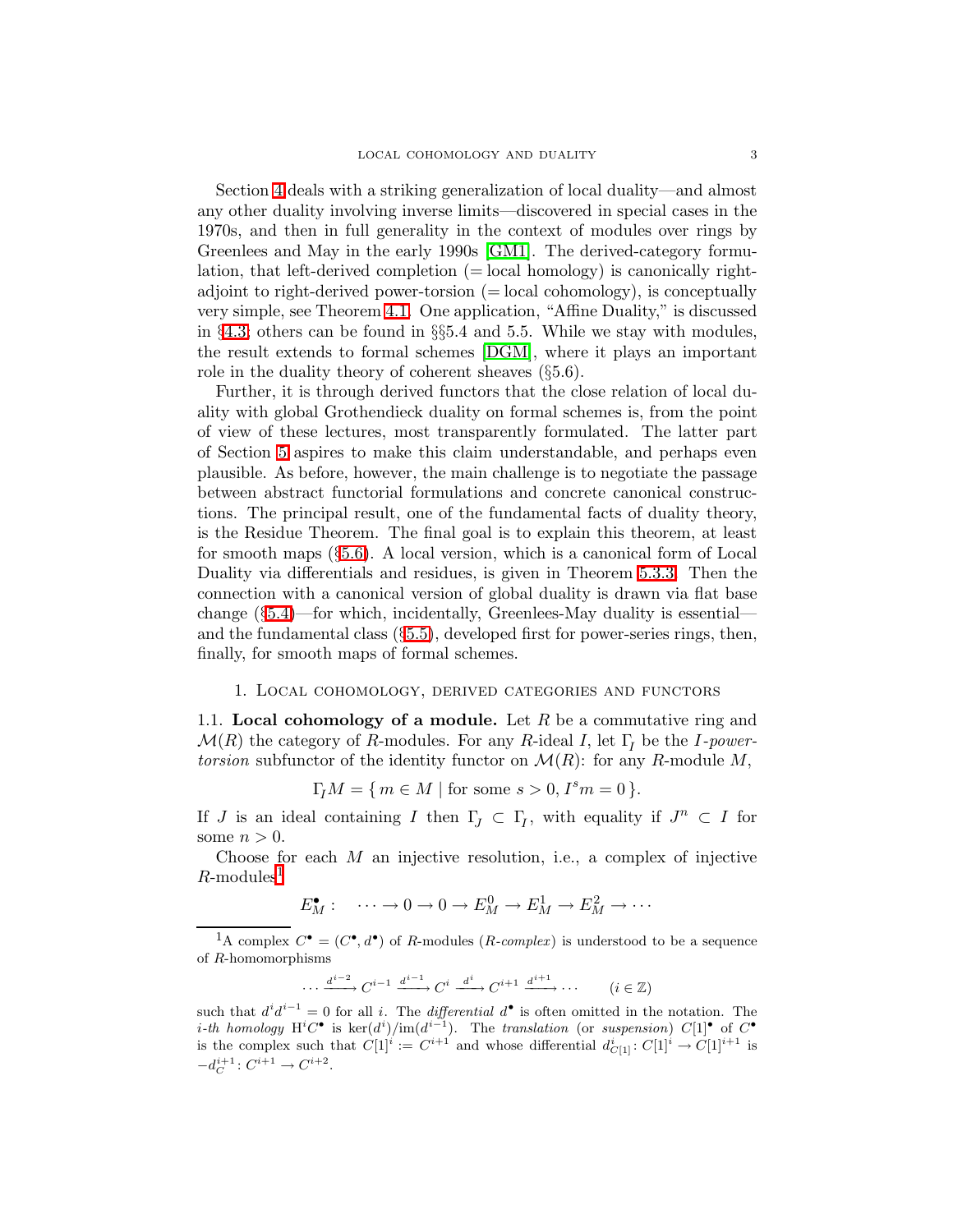Section 4 deals with a striking generalization of local duality—and almost any other duality involving inverse limits—discovered in special cases in the 1970s, and then in full generality in the context of modules over rings by Greenlees and May in the early 1990s [GM1]. The derived-category formulation, that left-derived completion (= local homology) is canonically right-adjoint to right-derived power-torsion (= local cohomology), is conceptually very simple, see Theorem 4.1. One application, "Affine Duality," is discussed in §4.3; others can be found in §§5.4 and 5.5. While we stay with modules, the result extends to formal schemes [DGM], where it plays an important role in the duality theory of coherent sheaves (§5.6).

Further, it is through derived functors that the close relation of local duality with global Grothendieck duality on formal schemes is, from the point of view of these lectures, most transparently formulated. The latter part of Section 5 aspires to make this claim understandable, and perhaps even plausible. As before, however, the main challenge is to negotiate the passage between abstract functorial formulations and concrete canonical constructions. The principal result, one of the fundamental facts of duality theory, is the Residue Theorem. The final goal is to explain this theorem, at least for smooth maps (§5.6). A local version, which is a canonical form of Local Duality via differentials and residues, is given in Theorem 5.3.3. Then the connection with a canonical version of global duality is drawn via flat base change (§5.4)—for which, incidentally, Greenlees-May duality is essential—and the fundamental class (§5.5), developed first for power-series rings, then, finally, for smooth maps of formal schemes.

## 1. Local cohomology, derived categories and functors

**1.1. Local cohomology of a module.** Let $R$ be a commutative ring and $\mathcal{M}(R)$ the category of $R$-modules. For any $R$-ideal $I$, let $\Gamma_I$ be the *$I$-power-torsion* subfunctor of the identity functor on $\mathcal{M}(R)$: for any $R$-module $M$,

$$\Gamma_I M = \{\, m \in M \mid \text{for some } s > 0,\, I^s m = 0 \,\}.$$

If $J$ is an ideal containing $I$ then $\Gamma_J \subset \Gamma_I$, with equality if $J^n \subset I$ for some $n > 0$.

Choose for each $M$ an injective resolution, i.e., a complex of injective $R$-modules[1]

$$E_M^\bullet : \quad \cdots \to 0 \to 0 \to E_M^0 \to E_M^1 \to E_M^2 \to \cdots$$

[1]A complex $C^\bullet = (C^\bullet, d^\bullet)$ of $R$-modules (*$R$-complex*) is understood to be a sequence of $R$-homomorphisms

$$\cdots \xrightarrow{d^{i-2}} C^{i-1} \xrightarrow{d^{i-1}} C^i \xrightarrow{d^i} C^{i+1} \xrightarrow{d^{i+1}} \cdots \qquad (i \in \mathbb{Z})$$

such that $d^i d^{i-1} = 0$ for all $i$. The *differential* $d^\bullet$ is often omitted in the notation. The *$i$-th homology* $\mathrm{H}^i C^\bullet$ is $\ker(d^i)/\mathrm{im}(d^{i-1})$. The *translation* (or *suspension*) $C[1]^\bullet$ of $C^\bullet$ is the complex such that $C[1]^i := C^{i+1}$ and whose differential $d^i_{C[1]}\colon C[1]^i \to C[1]^{i+1}$ is $-d_C^{i+1}\colon C^{i+1} \to C^{i+2}$.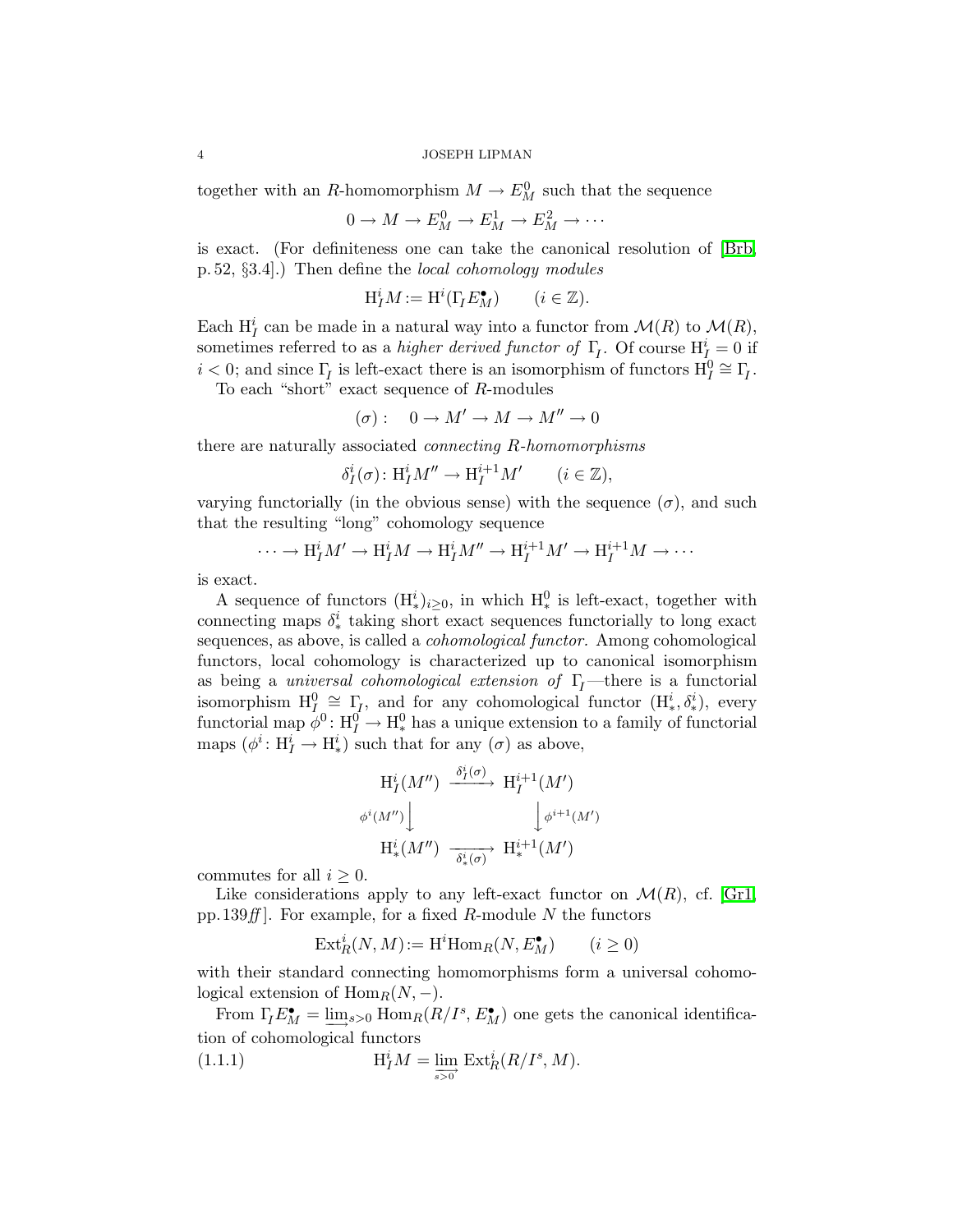together with an $R$-homomorphism $M \to E_M^0$ such that the sequence

$$0 \to M \to E_M^0 \to E_M^1 \to E_M^2 \to \cdots$$

is exact. (For definiteness one can take the canonical resolution of [Brb, p. 52, §3.4].) Then define the *local cohomology modules*

$$\mathrm{H}_I^i M := \mathrm{H}^i(\Gamma_I E_M^\bullet) \qquad (i \in \mathbb{Z}).$$

Each $\mathrm{H}_I^i$ can be made in a natural way into a functor from $\mathcal{M}(R)$ to $\mathcal{M}(R)$, sometimes referred to as a *higher derived functor of* $\Gamma_I$. Of course $\mathrm{H}_I^i = 0$ if $i < 0$; and since $\Gamma_I$ is left-exact there is an isomorphism of functors $\mathrm{H}_I^0 \cong \Gamma_I$.

To each "short" exact sequence of $R$-modules

$$(\sigma): \quad 0 \to M' \to M \to M'' \to 0$$

there are naturally associated *connecting $R$-homomorphisms*

$$\delta_I^i(\sigma)\colon \mathrm{H}_I^i M'' \to \mathrm{H}_I^{i+1} M' \qquad (i \in \mathbb{Z}),$$

varying functorially (in the obvious sense) with the sequence $(\sigma)$, and such that the resulting "long" cohomology sequence

$$\cdots \to \mathrm{H}_I^i M' \to \mathrm{H}_I^i M \to \mathrm{H}_I^i M'' \to \mathrm{H}_I^{i+1} M' \to \mathrm{H}_I^{i+1} M \to \cdots$$

is exact.

A sequence of functors $(\mathrm{H}_*^i)_{i \ge 0}$, in which $\mathrm{H}_*^0$ is left-exact, together with connecting maps $\delta_*^i$ taking short exact sequences functorially to long exact sequences, as above, is called a *cohomological functor*. Among cohomological functors, local cohomology is characterized up to canonical isomorphism as being a *universal cohomological extension of* $\Gamma_I$—there is a functorial isomorphism $\mathrm{H}_I^0 \cong \Gamma_I$, and for any cohomological functor $(\mathrm{H}_*^i, \delta_*^i)$, every functorial map $\phi^0\colon \mathrm{H}_I^0 \to \mathrm{H}_*^0$ has a unique extension to a family of functorial maps $(\phi^i\colon \mathrm{H}_I^i \to \mathrm{H}_*^i)$ such that for any $(\sigma)$ as above,

$$\begin{array}{ccc}
\mathrm{H}_I^i(M'') & \xrightarrow{\ \delta_I^i(\sigma)\ } & \mathrm{H}_I^{i+1}(M') \\
{\scriptstyle \phi^i(M'')}\big\downarrow & & \big\downarrow{\scriptstyle \phi^{i+1}(M')} \\
\mathrm{H}_*^i(M'') & \xrightarrow[\ \delta_*^i(\sigma)\ ]{} & \mathrm{H}_*^{i+1}(M')
\end{array}$$

commutes for all $i \ge 0$.

Like considerations apply to any left-exact functor on $\mathcal{M}(R)$, cf. [Gr1, pp. 139*ff*]. For example, for a fixed $R$-module $N$ the functors

$$\mathrm{Ext}_R^i(N, M) := \mathrm{H}^i \mathrm{Hom}_R(N, E_M^\bullet) \qquad (i \ge 0)$$

with their standard connecting homomorphisms form a universal cohomological extension of $\mathrm{Hom}_R(N, -)$.

From $\Gamma_I E_M^\bullet = \varinjlim_{s>0} \mathrm{Hom}_R(R/I^s, E_M^\bullet)$ one gets the canonical identification of cohomological functors

$$\mathrm{H}_I^i M = \varinjlim_{s>0} \mathrm{Ext}_R^i(R/I^s, M). \tag{1.1.1}$$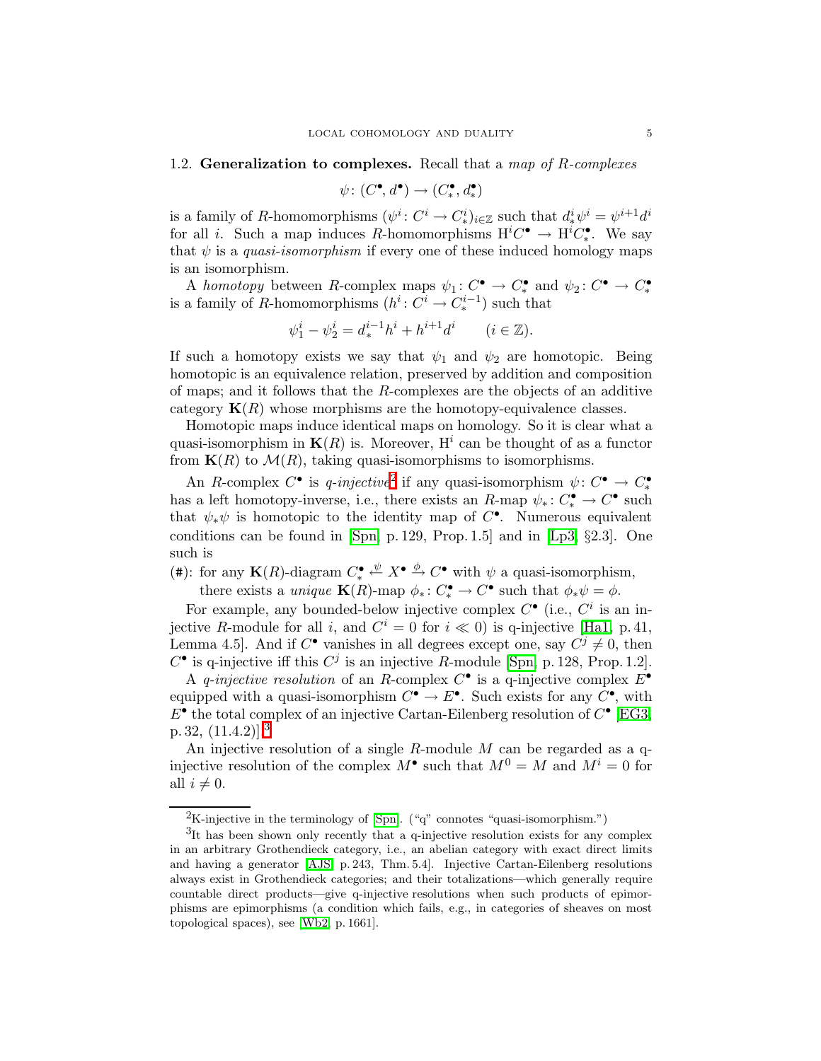### 1.2. Generalization to complexes.

Recall that a *map of $R$-complexes*

$$\psi\colon (C^\bullet, d^\bullet) \to (C_*^\bullet, d_*^\bullet)$$

is a family of $R$-homomorphisms $(\psi^i\colon C^i \to C_*^i)_{i\in\mathbb{Z}}$ such that $d_*^i\psi^i = \psi^{i+1}d^i$ for all $i$. Such a map induces $R$-homomorphisms $\mathrm{H}^iC^\bullet \to \mathrm{H}^iC_*^\bullet$. We say that $\psi$ is a *quasi-isomorphism* if every one of these induced homology maps is an isomorphism.

A *homotopy* between $R$-complex maps $\psi_1\colon C^\bullet \to C_*^\bullet$ and $\psi_2\colon C^\bullet \to C_*^\bullet$ is a family of $R$-homomorphisms $(h^i\colon C^i \to C_*^{i-1})$ such that

$$\psi_1^i - \psi_2^i = d_*^{i-1}h^i + h^{i+1}d^i \qquad (i \in \mathbb{Z}).$$

If such a homotopy exists we say that $\psi_1$ and $\psi_2$ are homotopic. Being homotopic is an equivalence relation, preserved by addition and composition of maps; and it follows that the $R$-complexes are the objects of an additive category $\mathbf{K}(R)$ whose morphisms are the homotopy-equivalence classes.

Homotopic maps induce identical maps on homology. So it is clear what a quasi-isomorphism in $\mathbf{K}(R)$ is. Moreover, $\mathrm{H}^i$ can be thought of as a functor from $\mathbf{K}(R)$ to $\mathcal{M}(R)$, taking quasi-isomorphisms to isomorphisms.

An $R$-complex $C^\bullet$ is *q-injective*[2] if any quasi-isomorphism $\psi\colon C^\bullet \to C_*^\bullet$ has a left homotopy-inverse, i.e., there exists an $R$-map $\psi_*\colon C_*^\bullet \to C^\bullet$ such that $\psi_*\psi$ is homotopic to the identity map of $C^\bullet$. Numerous equivalent conditions can be found in [Spn, p. 129, Prop. 1.5] and in [Lp3, §2.3]. One such is

(#): for any $\mathbf{K}(R)$-diagram $C_*^\bullet \xleftarrow{\psi} X^\bullet \xrightarrow{\phi} C^\bullet$ with $\psi$ a quasi-isomorphism, there exists a *unique* $\mathbf{K}(R)$-map $\phi_*\colon C_*^\bullet \to C^\bullet$ such that $\phi_*\psi = \phi$.

For example, any bounded-below injective complex $C^\bullet$ (i.e., $C^i$ is an injective $R$-module for all $i$, and $C^i = 0$ for $i \ll 0$) is q-injective [Ha1, p. 41, Lemma 4.5]. And if $C^\bullet$ vanishes in all degrees except one, say $C^j \neq 0$, then $C^\bullet$ is q-injective iff this $C^j$ is an injective $R$-module [Spn, p. 128, Prop. 1.2].

A *q-injective resolution* of an $R$-complex $C^\bullet$ is a q-injective complex $E^\bullet$ equipped with a quasi-isomorphism $C^\bullet \to E^\bullet$. Such exists for any $C^\bullet$, with $E^\bullet$ the total complex of an injective Cartan-Eilenberg resolution of $C^\bullet$ [EG3, p. 32, (11.4.2)].[3]

An injective resolution of a single $R$-module $M$ can be regarded as a q-injective resolution of the complex $M^\bullet$ such that $M^0 = M$ and $M^i = 0$ for all $i \neq 0$.

---

[2] K-injective in the terminology of [Spn]. ("q" connotes "quasi-isomorphism.")

[3] It has been shown only recently that a q-injective resolution exists for any complex in an arbitrary Grothendieck category, i.e., an abelian category with exact direct limits and having a generator [AJS, p. 243, Thm. 5.4]. Injective Cartan-Eilenberg resolutions always exist in Grothendieck categories; and their totalizations—which generally require countable direct products—give q-injective resolutions when such products of epimorphisms are epimorphisms (a condition which fails, e.g., in categories of sheaves on most topological spaces), see [Wb2, p. 1661].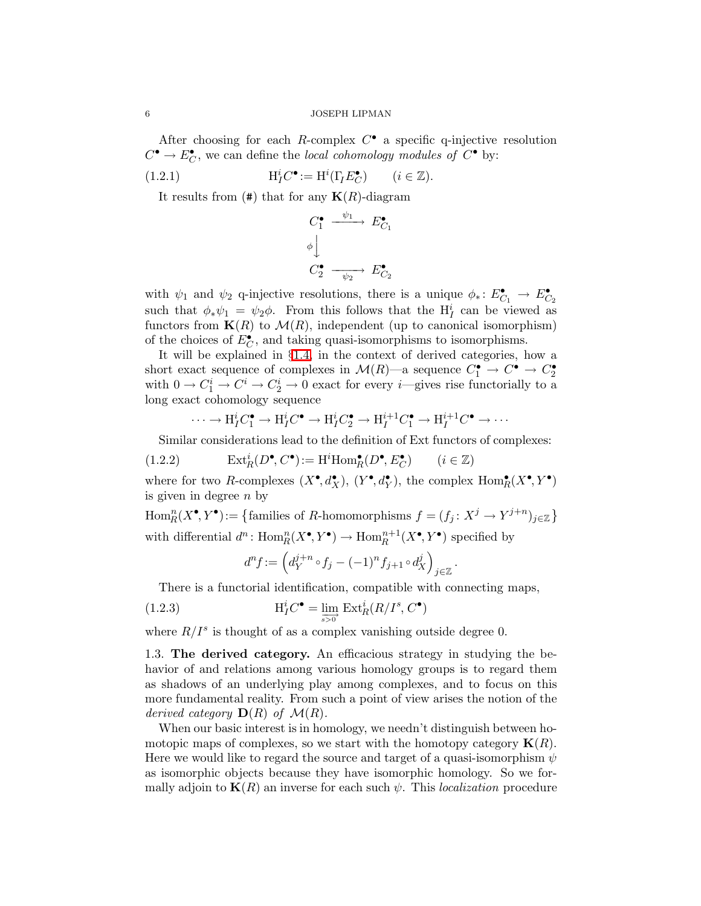After choosing for each $R$-complex $C^\bullet$ a specific q-injective resolution $C^\bullet \to E^\bullet_C$, we can define the *local cohomology modules of* $C^\bullet$ by:

$$\mathrm{H}^i_I C^\bullet := \mathrm{H}^i(\Gamma_I E^\bullet_C) \qquad (i \in \mathbb{Z}). \tag{1.2.1}$$

It results from (#) that for any $\mathbf{K}(R)$-diagram

$$\begin{array}{ccc} C^\bullet_1 & \xrightarrow{\ \psi_1\ } & E^\bullet_{C_1} \\ \phi \big\downarrow & & \\ C^\bullet_2 & \xrightarrow[\ \psi_2\ ]{} & E^\bullet_{C_2} \end{array}$$

with $\psi_1$ and $\psi_2$ q-injective resolutions, there is a unique $\phi_*\colon E^\bullet_{C_1} \to E^\bullet_{C_2}$ such that $\phi_*\psi_1 = \psi_2\phi$. From this follows that the $\mathrm{H}^i_I$ can be viewed as functors from $\mathbf{K}(R)$ to $\mathcal{M}(R)$, independent (up to canonical isomorphism) of the choices of $E^\bullet_C$, and taking quasi-isomorphisms to isomorphisms.

It will be explained in §1.4, in the context of derived categories, how a short exact sequence of complexes in $\mathcal{M}(R)$—a sequence $C^\bullet_1 \to C^\bullet \to C^\bullet_2$ with $0 \to C^i_1 \to C^i \to C^i_2 \to 0$ exact for every $i$—gives rise functorially to a long exact cohomology sequence

$$\cdots \to \mathrm{H}^i_I C^\bullet_1 \to \mathrm{H}^i_I C^\bullet \to \mathrm{H}^i_I C^\bullet_2 \to \mathrm{H}^{i+1}_I C^\bullet_1 \to \mathrm{H}^{i+1}_I C^\bullet \to \cdots$$

Similar considerations lead to the definition of Ext functors of complexes:

$$\mathrm{Ext}^i_R(D^\bullet, C^\bullet) := \mathrm{H}^i\mathrm{Hom}^\bullet_R(D^\bullet, E^\bullet_C) \qquad (i \in \mathbb{Z}) \tag{1.2.2}$$

where for two $R$-complexes $(X^\bullet, d^\bullet_X)$, $(Y^\bullet, d^\bullet_Y)$, the complex $\mathrm{Hom}^\bullet_R(X^\bullet, Y^\bullet)$ is given in degree $n$ by

$$\mathrm{Hom}^n_R(X^\bullet, Y^\bullet) := \big\{\text{families of } R\text{-homomorphisms } f = (f_j\colon X^j \to Y^{j+n})_{j\in\mathbb{Z}}\big\}$$

with differential $d^n\colon \mathrm{Hom}^n_R(X^\bullet, Y^\bullet) \to \mathrm{Hom}^{n+1}_R(X^\bullet, Y^\bullet)$ specified by

$$d^n f := \Big(d^{j+n}_Y \circ f_j - (-1)^n f_{j+1} \circ d^j_X\Big)_{j\in\mathbb{Z}}.$$

There is a functorial identification, compatible with connecting maps,

$$\mathrm{H}^i_I C^\bullet = \varinjlim_{s>0} \mathrm{Ext}^i_R(R/I^s, C^\bullet) \tag{1.2.3}$$

where $R/I^s$ is thought of as a complex vanishing outside degree 0.

## 1.3. The derived category.

An efficacious strategy in studying the behavior of and relations among various homology groups is to regard them as shadows of an underlying play among complexes, and to focus on this more fundamental reality. From such a point of view arises the notion of the *derived category* $\mathbf{D}(R)$ *of* $\mathcal{M}(R)$.

When our basic interest is in homology, we needn't distinguish between homotopic maps of complexes, so we start with the homotopy category $\mathbf{K}(R)$. Here we would like to regard the source and target of a quasi-isomorphism $\psi$ as isomorphic objects because they have isomorphic homology. So we formally adjoin to $\mathbf{K}(R)$ an inverse for each such $\psi$. This *localization* procedure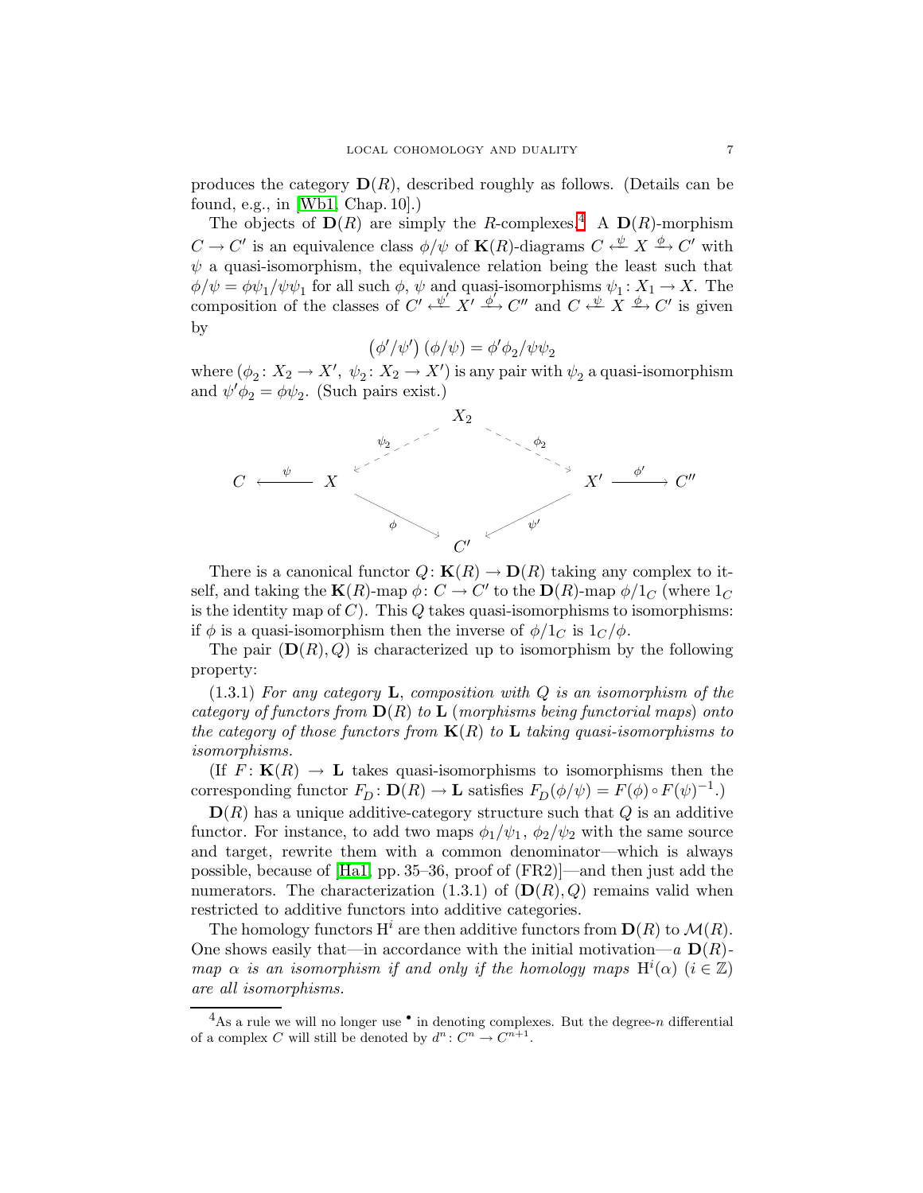produces the category $\mathbf{D}(R)$, described roughly as follows. (Details can be found, e.g., in [Wb1, Chap. 10].)

The objects of $\mathbf{D}(R)$ are simply the $R$-complexes.[4] A $\mathbf{D}(R)$-morphism $C \to C'$ is an equivalence class $\phi/\psi$ of $\mathbf{K}(R)$-diagrams $C \xleftarrow{\psi} X \xrightarrow{\phi} C'$ with $\psi$ a quasi-isomorphism, the equivalence relation being the least such that $\phi/\psi = \phi\psi_1/\psi\psi_1$ for all such $\phi$, $\psi$ and quasi-isomorphisms $\psi_1 \colon X_1 \to X$. The composition of the classes of $C' \xleftarrow{\psi'} X' \xrightarrow{\phi'} C''$ and $C \xleftarrow{\psi} X \xrightarrow{\phi} C'$ is given by

$$\left(\phi'/\psi'\right)(\phi/\psi) = \phi'\phi_2/\psi\psi_2$$

where $(\phi_2 \colon X_2 \to X',\ \psi_2 \colon X_2 \to X')$ is any pair with $\psi_2$ a quasi-isomorphism and $\psi'\phi_2 = \phi\psi_2$. (Such pairs exist.)

$$\begin{array}{ccccccc} & & & X_2 & & & \\ & & \swarrow^{\psi_2} & & \searrow^{\phi_2} & & \\ C & \xleftarrow{\psi} & X & & & X' & \xrightarrow{\phi'} C'' \\ & & & \searrow_{\phi} \quad \swarrow_{\psi'} & & & \\ & & & C' & & & \end{array}$$

There is a canonical functor $Q \colon \mathbf{K}(R) \to \mathbf{D}(R)$ taking any complex to itself, and taking the $\mathbf{K}(R)$-map $\phi \colon C \to C'$ to the $\mathbf{D}(R)$-map $\phi/1_C$ (where $1_C$ is the identity map of $C$). This $Q$ takes quasi-isomorphisms to isomorphisms: if $\phi$ is a quasi-isomorphism then the inverse of $\phi/1_C$ is $1_C/\phi$.

The pair $(\mathbf{D}(R), Q)$ is characterized up to isomorphism by the following property:

(1.3.1) *For any category* $\mathbf{L}$, *composition with* $Q$ *is an isomorphism of the category of functors from* $\mathbf{D}(R)$ *to* $\mathbf{L}$ (*morphisms being functorial maps*) *onto the category of those functors from* $\mathbf{K}(R)$ *to* $\mathbf{L}$ *taking quasi-isomorphisms to isomorphisms.*

(If $F \colon \mathbf{K}(R) \to \mathbf{L}$ takes quasi-isomorphisms to isomorphisms then the corresponding functor $F_D \colon \mathbf{D}(R) \to \mathbf{L}$ satisfies $F_D(\phi/\psi) = F(\phi) \circ F(\psi)^{-1}$.)

$\mathbf{D}(R)$ has a unique additive-category structure such that $Q$ is an additive functor. For instance, to add two maps $\phi_1/\psi_1$, $\phi_2/\psi_2$ with the same source and target, rewrite them with a common denominator—which is always possible, because of [Ha1, pp. 35–36, proof of (FR2)]—and then just add the numerators. The characterization (1.3.1) of $(\mathbf{D}(R), Q)$ remains valid when restricted to additive functors into additive categories.

The homology functors $\mathrm{H}^i$ are then additive functors from $\mathbf{D}(R)$ to $\mathcal{M}(R)$. One shows easily that—in accordance with the initial motivation—*a* $\mathbf{D}(R)$-*map* $\alpha$ *is an isomorphism if and only if the homology maps* $\mathrm{H}^i(\alpha)$ $(i \in \mathbb{Z})$ *are all isomorphisms.*

---

[4] As a rule we will no longer use $^\bullet$ in denoting complexes. But the degree-$n$ differential of a complex $C$ will still be denoted by $d^n \colon C^n \to C^{n+1}$.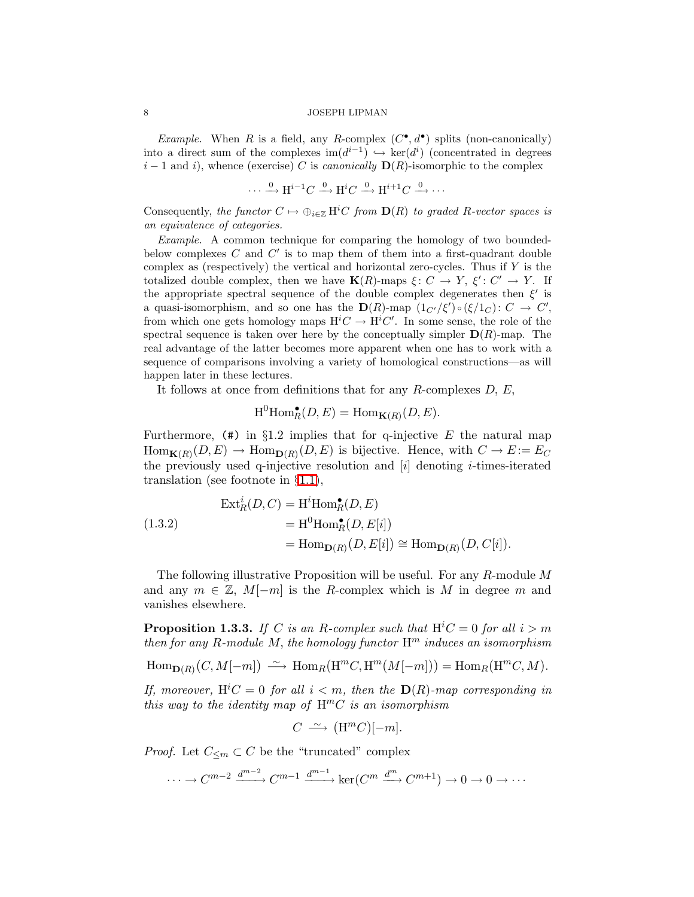*Example.* When $R$ is a field, any $R$-complex $(C^\bullet, d^\bullet)$ splits (non-canonically) into a direct sum of the complexes $\mathrm{im}(d^{i-1}) \hookrightarrow \ker(d^i)$ (concentrated in degrees $i-1$ and $i$), whence (exercise) $C$ is *canonically* $\mathbf{D}(R)$-isomorphic to the complex

$$\cdots \xrightarrow{0} \mathrm{H}^{i-1}C \xrightarrow{0} \mathrm{H}^iC \xrightarrow{0} \mathrm{H}^{i+1}C \xrightarrow{0} \cdots$$

Consequently, *the functor $C \mapsto \oplus_{i\in\mathbb{Z}} \mathrm{H}^iC$ from $\mathbf{D}(R)$ to graded $R$-vector spaces is an equivalence of categories.*

*Example.* A common technique for comparing the homology of two bounded-below complexes $C$ and $C'$ is to map them into a first-quadrant double complex as (respectively) the vertical and horizontal zero-cycles. Thus if $Y$ is the totalized double complex, then we have $\mathbf{K}(R)$-maps $\xi\colon C \to Y$, $\xi'\colon C' \to Y$. If the appropriate spectral sequence of the double complex degenerates then $\xi'$ is a quasi-isomorphism, and so one has the $\mathbf{D}(R)$-map $(1_{C'}/\xi')\circ(\xi/1_C)\colon C \to C'$, from which one gets homology maps $\mathrm{H}^iC \to \mathrm{H}^iC'$. In some sense, the role of the spectral sequence is taken over here by the conceptually simpler $\mathbf{D}(R)$-map. The real advantage of the latter becomes more apparent when one has to work with a sequence of comparisons involving a variety of homological constructions—as will happen later in these lectures.

It follows at once from definitions that for any $R$-complexes $D$, $E$,

$$\mathrm{H}^0\mathrm{Hom}^\bullet_R(D,E) = \mathrm{Hom}_{\mathbf{K}(R)}(D,E).$$

Furthermore, (#) in §1.2 implies that for q-injective $E$ the natural map $\mathrm{Hom}_{\mathbf{K}(R)}(D,E) \to \mathrm{Hom}_{\mathbf{D}(R)}(D,E)$ is bijective. Hence, with $C \to E := E_C$ the previously used q-injective resolution and $[i]$ denoting $i$-times-iterated translation (see footnote in §1.1),

$$\begin{aligned}
\mathrm{Ext}^i_R(D,C) &= \mathrm{H}^i\mathrm{Hom}^\bullet_R(D,E)\\
&= \mathrm{H}^0\mathrm{Hom}^\bullet_R(D,E[i])\\
&= \mathrm{Hom}_{\mathbf{D}(R)}(D,E[i]) \cong \mathrm{Hom}_{\mathbf{D}(R)}(D,C[i]).
\end{aligned} \tag{1.3.2}$$

The following illustrative Proposition will be useful. For any $R$-module $M$ and any $m\in\mathbb{Z}$, $M[-m]$ is the $R$-complex which is $M$ in degree $m$ and vanishes elsewhere.

**Proposition 1.3.3.** *If $C$ is an $R$-complex such that $\mathrm{H}^iC = 0$ for all $i > m$ then for any $R$-module $M$, the homology functor $\mathrm{H}^m$ induces an isomorphism*

$$\mathrm{Hom}_{\mathbf{D}(R)}(C, M[-m]) \xrightarrow{\ \sim\ } \mathrm{Hom}_R(\mathrm{H}^mC, \mathrm{H}^m(M[-m])) = \mathrm{Hom}_R(\mathrm{H}^mC, M).$$

*If, moreover, $\mathrm{H}^iC = 0$ for all $i < m$, then the $\mathbf{D}(R)$-map corresponding in this way to the identity map of $\mathrm{H}^mC$ is an isomorphism*

$$C \xrightarrow{\ \sim\ } (\mathrm{H}^mC)[-m].$$

*Proof.* Let $C_{\le m} \subset C$ be the "truncated" complex

$$\cdots \to C^{m-2} \xrightarrow{d^{m-2}} C^{m-1} \xrightarrow{d^{m-1}} \ker(C^m \xrightarrow{d^m} C^{m+1}) \to 0 \to 0 \to \cdots$$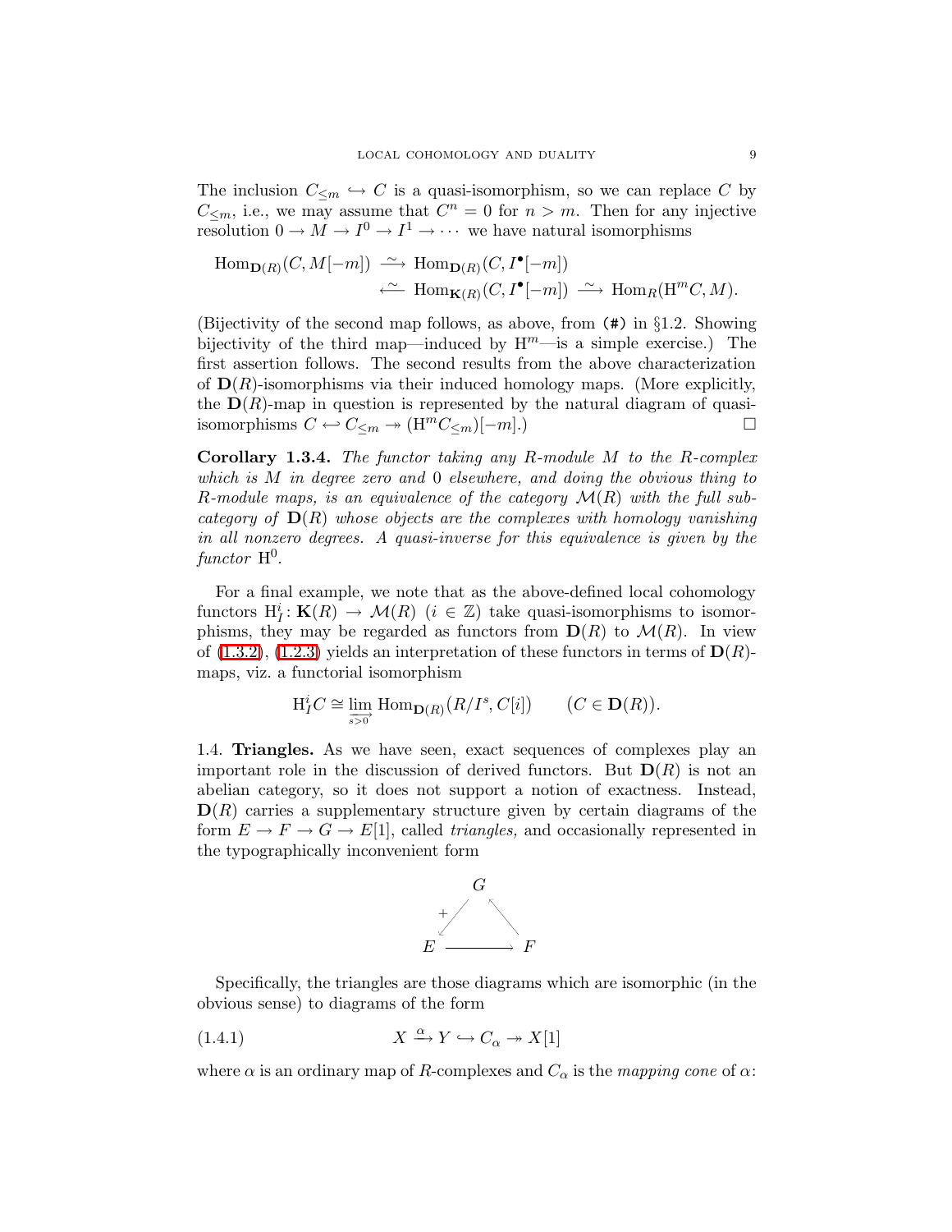The inclusion $C_{\le m} \hookrightarrow C$ is a quasi-isomorphism, so we can replace $C$ by $C_{\le m}$, i.e., we may assume that $C^n = 0$ for $n > m$. Then for any injective resolution $0 \to M \to I^0 \to I^1 \to \cdots$ we have natural isomorphisms

$$\begin{aligned}\operatorname{Hom}_{\mathbf{D}(R)}(C, M[-m]) &\xrightarrow{\ \sim\ } \operatorname{Hom}_{\mathbf{D}(R)}(C, I^\bullet[-m]) \\ &\xleftarrow{\ \sim\ } \operatorname{Hom}_{\mathbf{K}(R)}(C, I^\bullet[-m]) \xrightarrow{\ \sim\ } \operatorname{Hom}_R(\mathrm{H}^m C, M).\end{aligned}$$

(Bijectivity of the second map follows, as above, from (#) in §1.2. Showing bijectivity of the third map—induced by $\mathrm{H}^m$—is a simple exercise.) The first assertion follows. The second results from the above characterization of $\mathbf{D}(R)$-isomorphisms via their induced homology maps. (More explicitly, the $\mathbf{D}(R)$-map in question is represented by the natural diagram of quasi-isomorphisms $C \hookleftarrow C_{\le m} \twoheadrightarrow (\mathrm{H}^m C_{\le m})[-m]$.) $\square$

**Corollary 1.3.4.** *The functor taking any $R$-module $M$ to the $R$-complex which is $M$ in degree zero and $0$ elsewhere, and doing the obvious thing to $R$-module maps, is an equivalence of the category $\mathcal{M}(R)$ with the full subcategory of $\mathbf{D}(R)$ whose objects are the complexes with homology vanishing in all nonzero degrees. A quasi-inverse for this equivalence is given by the functor $\mathrm{H}^0$.*

For a final example, we note that as the above-defined local cohomology functors $\mathrm{H}^i_I\colon \mathbf{K}(R) \to \mathcal{M}(R)$ $(i \in \mathbb{Z})$ take quasi-isomorphisms to isomorphisms, they may be regarded as functors from $\mathbf{D}(R)$ to $\mathcal{M}(R)$. In view of (1.3.2), (1.2.3) yields an interpretation of these functors in terms of $\mathbf{D}(R)$-maps, viz. a functorial isomorphism

$$\mathrm{H}^i_I C \cong \varinjlim_{s>0} \operatorname{Hom}_{\mathbf{D}(R)}\big(R/I^s, C[i]\big) \qquad \big(C \in \mathbf{D}(R)\big).$$

1.4. **Triangles.** As we have seen, exact sequences of complexes play an important role in the discussion of derived functors. But $\mathbf{D}(R)$ is not an abelian category, so it does not support a notion of exactness. Instead, $\mathbf{D}(R)$ carries a supplementary structure given by certain diagrams of the form $E \to F \to G \to E[1]$, called *triangles,* and occasionally represented in the typographically inconvenient form

$$\begin{array}{ccc} & G & \\ {}^{+}\swarrow & & \nwarrow \\ E & \longrightarrow & F \end{array}$$

Specifically, the triangles are those diagrams which are isomorphic (in the obvious sense) to diagrams of the form

$$X \xrightarrow{\alpha} Y \hookrightarrow C_\alpha \twoheadrightarrow X[1] \tag{1.4.1}$$

where $\alpha$ is an ordinary map of $R$-complexes and $C_\alpha$ is the *mapping cone* of $\alpha$: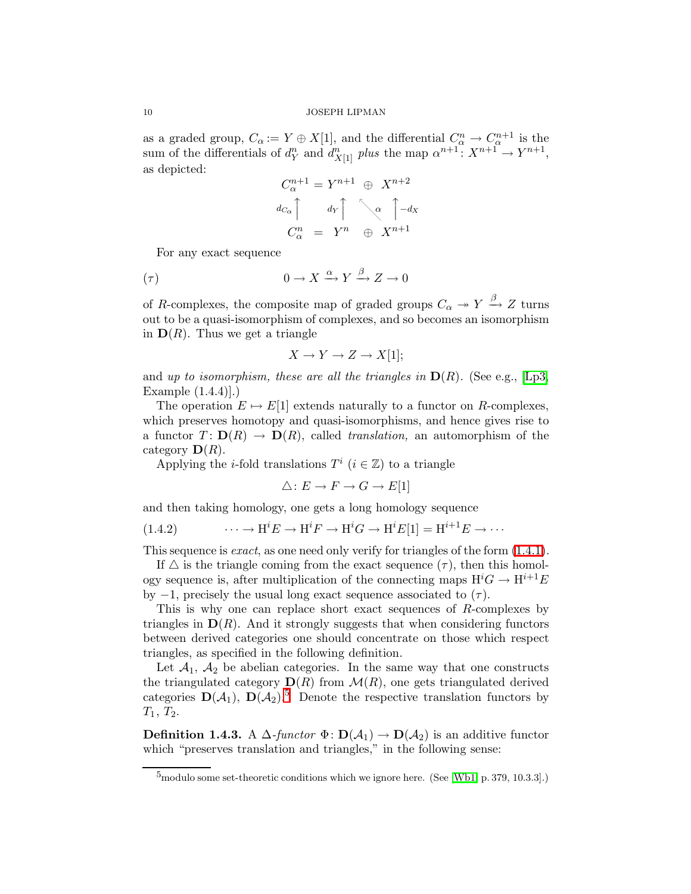as a graded group, $C_\alpha := Y \oplus X[1]$, and the differential $C_\alpha^n \to C_\alpha^{n+1}$ is the sum of the differentials of $d_Y^n$ and $d_{X[1]}^n$ *plus* the map $\alpha^{n+1}\colon X^{n+1} \to Y^{n+1}$, as depicted:

$$
\begin{array}{ccccc}
C_\alpha^{n+1} & = & Y^{n+1} & \oplus & X^{n+2} \\
{\scriptstyle d_{C_\alpha}}\uparrow & & {\scriptstyle d_Y}\uparrow & \nwarrow{\scriptstyle \alpha} & \uparrow{\scriptstyle -d_X} \\
C_\alpha^{n} & = & Y^{n} & \oplus & X^{n+1}
\end{array}
$$

For any exact sequence

$$
(\tau) \qquad\qquad 0 \to X \xrightarrow{\alpha} Y \xrightarrow{\beta} Z \to 0
$$

of $R$-complexes, the composite map of graded groups $C_\alpha \twoheadrightarrow Y \xrightarrow{\beta} Z$ turns out to be a quasi-isomorphism of complexes, and so becomes an isomorphism in $\mathbf{D}(R)$. Thus we get a triangle

$$
X \to Y \to Z \to X[1];
$$

and *up to isomorphism, these are all the triangles in* $\mathbf{D}(R)$. (See e.g., [Lp3, Example (1.4.4)].)

The operation $E \mapsto E[1]$ extends naturally to a functor on $R$-complexes, which preserves homotopy and quasi-isomorphisms, and hence gives rise to a functor $T\colon \mathbf{D}(R) \to \mathbf{D}(R)$, called *translation,* an automorphism of the category $\mathbf{D}(R)$.

Applying the $i$-fold translations $T^i$ ($i \in \mathbb{Z}$) to a triangle

$$
\triangle\colon E \to F \to G \to E[1]
$$

and then taking homology, one gets a long homology sequence

$$
(1.4.2) \qquad \cdots \to \mathrm{H}^i E \to \mathrm{H}^i F \to \mathrm{H}^i G \to \mathrm{H}^i E[1] = \mathrm{H}^{i+1} E \to \cdots
$$

This sequence is *exact*, as one need only verify for triangles of the form (1.4.1).

If $\triangle$ is the triangle coming from the exact sequence $(\tau)$, then this homology sequence is, after multiplication of the connecting maps $\mathrm{H}^i G \to \mathrm{H}^{i+1} E$ by $-1$, precisely the usual long exact sequence associated to $(\tau)$.

This is why one can replace short exact sequences of $R$-complexes by triangles in $\mathbf{D}(R)$. And it strongly suggests that when considering functors between derived categories one should concentrate on those which respect triangles, as specified in the following definition.

Let $\mathcal{A}_1$, $\mathcal{A}_2$ be abelian categories. In the same way that one constructs the triangulated category $\mathbf{D}(R)$ from $\mathcal{M}(R)$, one gets triangulated derived categories $\mathbf{D}(\mathcal{A}_1)$, $\mathbf{D}(\mathcal{A}_2)$.[5] Denote the respective translation functors by $T_1$, $T_2$.

**Definition 1.4.3.** A $\Delta$-*functor* $\Phi\colon \mathbf{D}(\mathcal{A}_1) \to \mathbf{D}(\mathcal{A}_2)$ is an additive functor which "preserves translation and triangles," in the following sense:

[5] modulo some set-theoretic conditions which we ignore here. (See [Wb1, p. 379, 10.3.3].)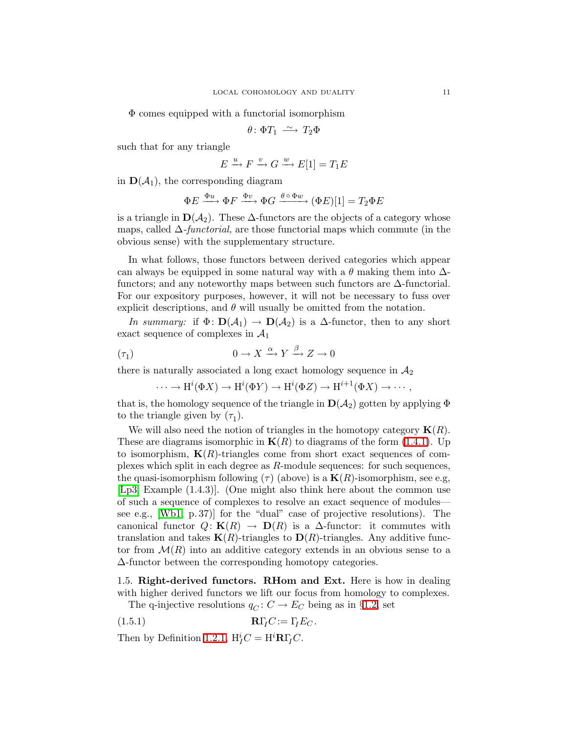$\Phi$ comes equipped with a functorial isomorphism

$$\theta\colon \Phi T_1 \xrightarrow{\ \sim\ } T_2\Phi$$

such that for any triangle

$$E \xrightarrow{u} F \xrightarrow{v} G \xrightarrow{w} E[1] = T_1E$$

in $\mathbf{D}(\mathcal{A}_1)$, the corresponding diagram

$$\Phi E \xrightarrow{\Phi u} \Phi F \xrightarrow{\Phi v} \Phi G \xrightarrow{\theta\circ\Phi w} (\Phi E)[1] = T_2\Phi E$$

is a triangle in $\mathbf{D}(\mathcal{A}_2)$. These $\Delta$-functors are the objects of a category whose maps, called $\Delta$-*functorial,* are those functorial maps which commute (in the obvious sense) with the supplementary structure.

In what follows, those functors between derived categories which appear can always be equipped in some natural way with a $\theta$ making them into $\Delta$-functors; and any noteworthy maps between such functors are $\Delta$-functorial. For our expository purposes, however, it will not be necessary to fuss over explicit descriptions, and $\theta$ will usually be omitted from the notation.

*In summary:* if $\Phi\colon \mathbf{D}(\mathcal{A}_1) \to \mathbf{D}(\mathcal{A}_2)$ is a $\Delta$-functor, then to any short exact sequence of complexes in $\mathcal{A}_1$

$$0 \to X \xrightarrow{\alpha} Y \xrightarrow{\beta} Z \to 0 \qquad (\tau_1)$$

there is naturally associated a long exact homology sequence in $\mathcal{A}_2$

$$\cdots \to \mathrm{H}^i(\Phi X) \to \mathrm{H}^i(\Phi Y) \to \mathrm{H}^i(\Phi Z) \to \mathrm{H}^{i+1}(\Phi X) \to \cdots,$$

that is, the homology sequence of the triangle in $\mathbf{D}(\mathcal{A}_2)$ gotten by applying $\Phi$ to the triangle given by $(\tau_1)$.

We will also need the notion of triangles in the homotopy category $\mathbf{K}(R)$. These are diagrams isomorphic in $\mathbf{K}(R)$ to diagrams of the form (1.4.1). Up to isomorphism, $\mathbf{K}(R)$-triangles come from short exact sequences of complexes which split in each degree as $R$-module sequences: for such sequences, the quasi-isomorphism following $(\tau)$ (above) is a $\mathbf{K}(R)$-isomorphism, see e.g, [Lp3, Example (1.4.3)]. (One might also think here about the common use of such a sequence of complexes to resolve an exact sequence of modules—see e.g., [Wb1, p. 37)] for the "dual" case of projective resolutions). The canonical functor $Q\colon \mathbf{K}(R) \to \mathbf{D}(R)$ is a $\Delta$-functor: it commutes with translation and takes $\mathbf{K}(R)$-triangles to $\mathbf{D}(R)$-triangles. Any additive functor from $\mathcal{M}(R)$ into an additive category extends in an obvious sense to a $\Delta$-functor between the corresponding homotopy categories.

## 1.5. Right-derived functors. RHom and Ext.

Here is how in dealing with higher derived functors we lift our focus from homology to complexes.

The q-injective resolutions $q_C\colon C \to E_C$ being as in §1.2, set

$$\mathbf{R}\Gamma_I C := \Gamma_I E_C. \qquad (1.5.1)$$

Then by Definition 1.2.1, $\mathrm{H}^i_I C = \mathrm{H}^i\mathbf{R}\Gamma_I C$.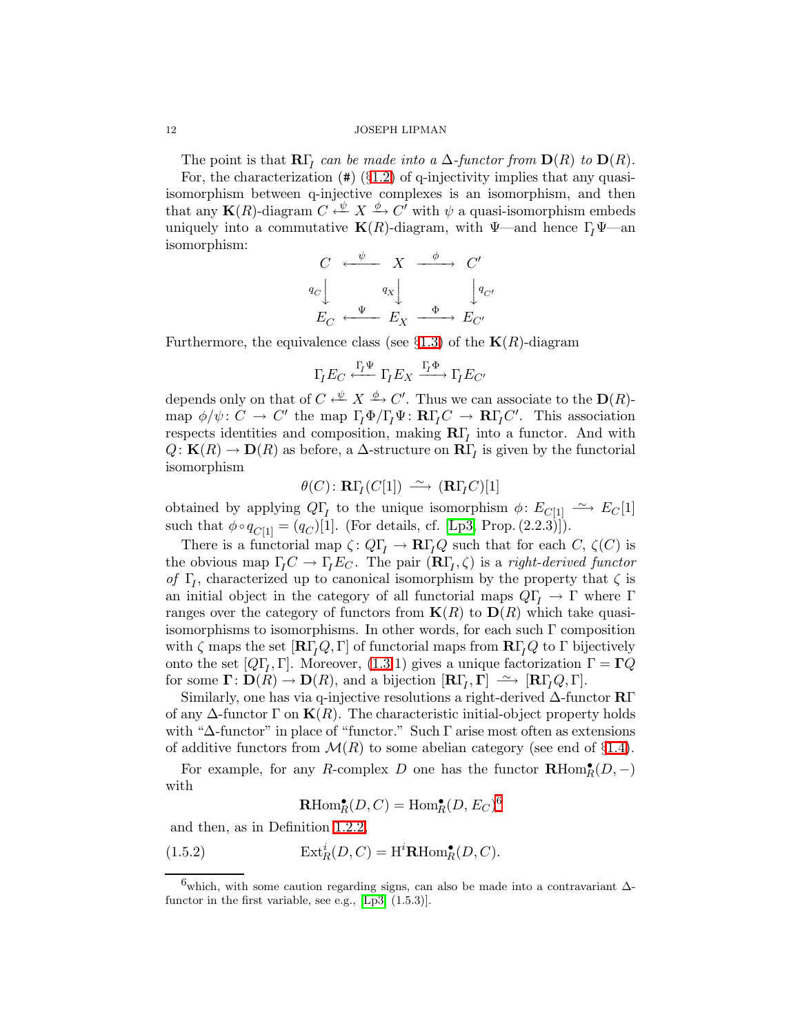The point is that $\mathbf{R}\Gamma_{\!I}$ *can be made into a* $\Delta$*-functor from* $\mathbf{D}(R)$ *to* $\mathbf{D}(R)$.

For, the characterization (#) (§1.2) of q-injectivity implies that any quasi-isomorphism between q-injective complexes is an isomorphism, and then that any $\mathbf{K}(R)$-diagram $C \xleftarrow{\psi} X \xrightarrow{\phi} C'$ with $\psi$ a quasi-isomorphism embeds uniquely into a commutative $\mathbf{K}(R)$-diagram, with $\Psi$—and hence $\Gamma_{\!I}\Psi$—an isomorphism:

$$\begin{array}{ccccc}
C & \xleftarrow{\ \psi\ } & X & \xrightarrow{\ \phi\ } & C' \\
{\scriptstyle q_C}\big\downarrow & & {\scriptstyle q_X}\big\downarrow & & \big\downarrow{\scriptstyle q_{C'}} \\
E_C & \xleftarrow{\ \Psi\ } & E_X & \xrightarrow{\ \Phi\ } & E_{C'}
\end{array}$$

Furthermore, the equivalence class (see §1.3) of the $\mathbf{K}(R)$-diagram

$$\Gamma_{\!I}E_C \xleftarrow{\Gamma_{\!I}\Psi} \Gamma_{\!I}E_X \xrightarrow{\Gamma_{\!I}\Phi} \Gamma_{\!I}E_{C'}$$

depends only on that of $C \xleftarrow{\psi} X \xrightarrow{\phi} C'$. Thus we can associate to the $\mathbf{D}(R)$-map $\phi/\psi\colon C \to C'$ the map $\Gamma_{\!I}\Phi/\Gamma_{\!I}\Psi\colon \mathbf{R}\Gamma_{\!I}C \to \mathbf{R}\Gamma_{\!I}C'$. This association respects identities and composition, making $\mathbf{R}\Gamma_{\!I}$ into a functor. And with $Q\colon \mathbf{K}(R) \to \mathbf{D}(R)$ as before, a $\Delta$-structure on $\mathbf{R}\Gamma_{\!I}$ is given by the functorial isomorphism

$$\theta(C)\colon \mathbf{R}\Gamma_{\!I}(C[1]) \xrightarrow{\ \sim\ } (\mathbf{R}\Gamma_{\!I}C)[1]$$

obtained by applying $Q\Gamma_{\!I}$ to the unique isomorphism $\phi\colon E_{C[1]} \xrightarrow{\ \sim\ } E_C[1]$ such that $\phi \circ q_{C[1]} = (q_C)[1]$. (For details, cf. [Lp3, Prop. (2.2.3)]).

There is a functorial map $\zeta\colon Q\Gamma_{\!I} \to \mathbf{R}\Gamma_{\!I}Q$ such that for each $C$, $\zeta(C)$ is the obvious map $\Gamma_{\!I}C \to \Gamma_{\!I}E_C$. The pair $(\mathbf{R}\Gamma_{\!I}, \zeta)$ is a *right-derived functor of* $\Gamma_{\!I}$, characterized up to canonical isomorphism by the property that $\zeta$ is an initial object in the category of all functorial maps $Q\Gamma_{\!I} \to \Gamma$ where $\Gamma$ ranges over the category of functors from $\mathbf{K}(R)$ to $\mathbf{D}(R)$ which take quasi-isomorphisms to isomorphisms. In other words, for each such $\Gamma$ composition with $\zeta$ maps the set $[\mathbf{R}\Gamma_{\!I}Q, \Gamma]$ of functorial maps from $\mathbf{R}\Gamma_{\!I}Q$ to $\Gamma$ bijectively onto the set $[Q\Gamma_{\!I}, \Gamma]$. Moreover, (1.3.1) gives a unique factorization $\Gamma = \mathbf{\Gamma}Q$ for some $\mathbf{\Gamma}\colon \mathbf{D}(R) \to \mathbf{D}(R)$, and a bijection $[\mathbf{R}\Gamma_{\!I}, \mathbf{\Gamma}] \xrightarrow{\ \sim\ } [\mathbf{R}\Gamma_{\!I}Q, \Gamma]$.

Similarly, one has via q-injective resolutions a right-derived $\Delta$-functor $\mathbf{R}\Gamma$ of any $\Delta$-functor $\Gamma$ on $\mathbf{K}(R)$. The characteristic initial-object property holds with "$\Delta$-functor" in place of "functor." Such $\Gamma$ arise most often as extensions of additive functors from $\mathcal{M}(R)$ to some abelian category (see end of §1.4).

For example, for any $R$-complex $D$ one has the functor $\mathbf{R}\mathrm{Hom}^\bullet_R(D, -)$ with

$$\mathbf{R}\mathrm{Hom}^\bullet_R(D, C) = \mathrm{Hom}^\bullet_R(D, E_C)^{6}$$

and then, as in Definition 1.2.2,

$$\mathrm{Ext}^i_R(D, C) = \mathrm{H}^i\mathbf{R}\mathrm{Hom}^\bullet_R(D, C). \tag{1.5.2}$$

---

[6] which, with some caution regarding signs, can also be made into a contravariant $\Delta$-functor in the first variable, see e.g., [Lp3, (1.5.3)].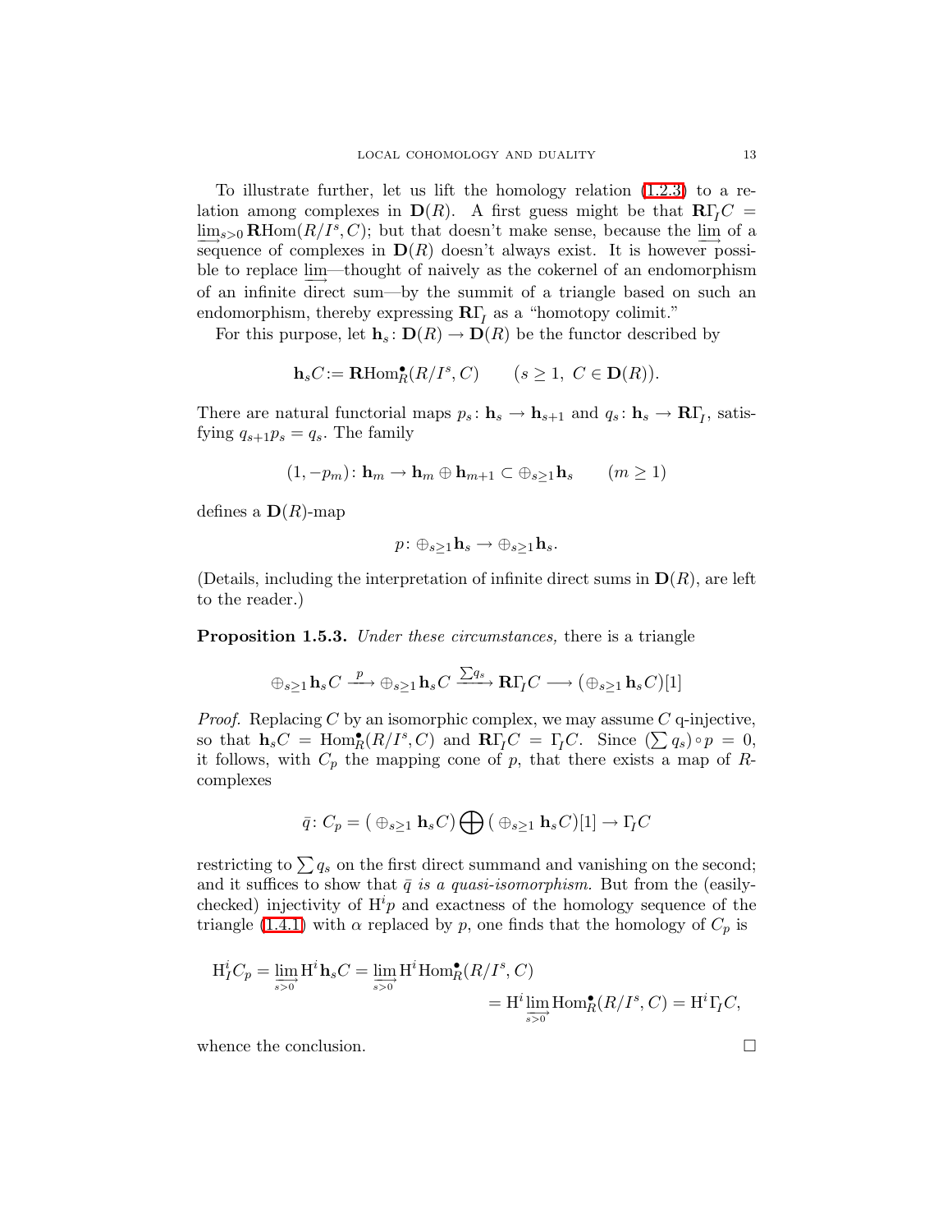To illustrate further, let us lift the homology relation (1.2.3) to a relation among complexes in $\mathbf{D}(R)$. A first guess might be that $\mathbf{R}\Gamma_{\!I} C = \varinjlim_{s>0} \mathbf{R}\mathrm{Hom}(R/I^s, C)$; but that doesn't make sense, because the $\varinjlim$ of a sequence of complexes in $\mathbf{D}(R)$ doesn't always exist. It is however possible to replace $\varinjlim$—thought of naively as the cokernel of an endomorphism of an infinite direct sum—by the summit of a triangle based on such an endomorphism, thereby expressing $\mathbf{R}\Gamma_{\!I}$ as a "homotopy colimit."

For this purpose, let $\mathbf{h}_s\colon \mathbf{D}(R) \to \mathbf{D}(R)$ be the functor described by

$$\mathbf{h}_s C := \mathbf{R}\mathrm{Hom}^\bullet_R(R/I^s, C) \qquad (s \geq 1,\ C \in \mathbf{D}(R)).$$

There are natural functorial maps $p_s\colon \mathbf{h}_s \to \mathbf{h}_{s+1}$ and $q_s\colon \mathbf{h}_s \to \mathbf{R}\Gamma_{\!I}$, satisfying $q_{s+1}p_s = q_s$. The family

$$(1, -p_m)\colon \mathbf{h}_m \to \mathbf{h}_m \oplus \mathbf{h}_{m+1} \subset \oplus_{s\geq 1}\mathbf{h}_s \qquad (m \geq 1)$$

defines a $\mathbf{D}(R)$-map

$$p\colon \oplus_{s\geq 1}\mathbf{h}_s \to \oplus_{s\geq 1}\mathbf{h}_s.$$

(Details, including the interpretation of infinite direct sums in $\mathbf{D}(R)$, are left to the reader.)

**Proposition 1.5.3.** *Under these circumstances,* there is a triangle

$$\oplus_{s\geq 1}\mathbf{h}_s C \xrightarrow{\ p\ } \oplus_{s\geq 1}\mathbf{h}_s C \xrightarrow{\sum q_s} \mathbf{R}\Gamma_{\!I} C \longrightarrow \big(\oplus_{s\geq 1}\mathbf{h}_s C\big)[1]$$

*Proof.* Replacing $C$ by an isomorphic complex, we may assume $C$ q-injective, so that $\mathbf{h}_s C = \mathrm{Hom}^\bullet_R(R/I^s, C)$ and $\mathbf{R}\Gamma_{\!I} C = \Gamma_{\!I} C$. Since $\big(\sum q_s\big)\circ p = 0$, it follows, with $C_p$ the mapping cone of $p$, that there exists a map of $R$-complexes

$$\bar{q}\colon C_p = \big(\oplus_{s\geq 1}\mathbf{h}_s C\big) \bigoplus \big(\oplus_{s\geq 1}\mathbf{h}_s C\big)[1] \to \Gamma_{\!I} C$$

restricting to $\sum q_s$ on the first direct summand and vanishing on the second; and it suffices to show that $\bar{q}$ *is a quasi-isomorphism.* But from the (easily-checked) injectivity of $\mathrm{H}^i p$ and exactness of the homology sequence of the triangle (1.4.1) with $\alpha$ replaced by $p$, one finds that the homology of $C_p$ is

$$\begin{aligned}\mathrm{H}^i_I C_p = \varinjlim_{s>0} \mathrm{H}^i\mathbf{h}_s C = \varinjlim_{s>0} \mathrm{H}^i\mathrm{Hom}^\bullet_R(R/I^s, C)& \\ = \mathrm{H}^i \varinjlim_{s>0} \mathrm{Hom}^\bullet_R(R/I^s, C) &= \mathrm{H}^i\Gamma_{\!I} C,\end{aligned}$$

whence the conclusion. □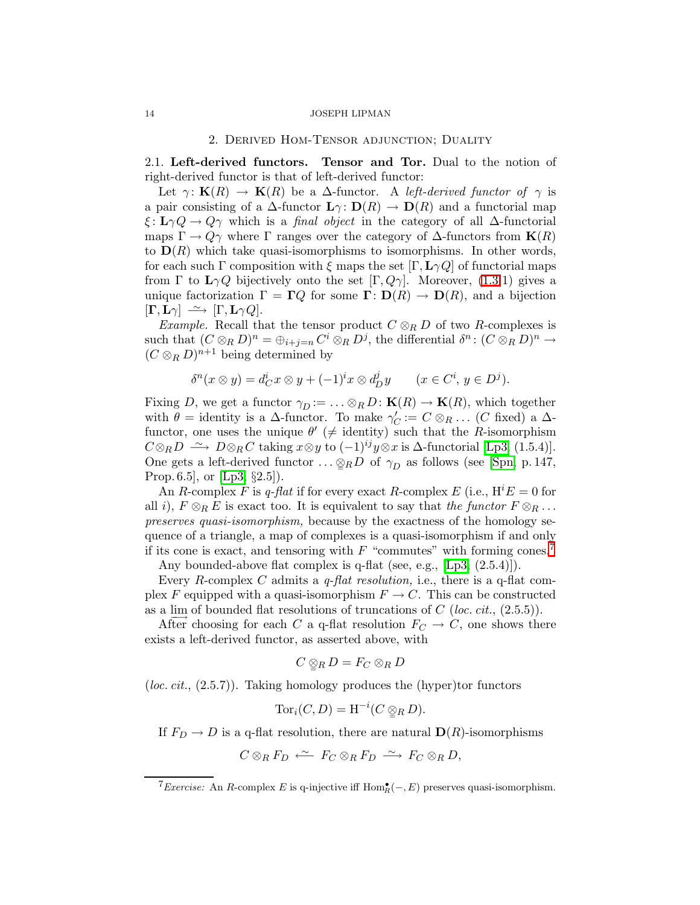## 2. Derived Hom-Tensor adjunction; Duality

2.1. **Left-derived functors. Tensor and Tor.** Dual to the notion of right-derived functor is that of left-derived functor:

Let $\gamma\colon \mathbf{K}(R) \to \mathbf{K}(R)$ be a $\Delta$-functor. A *left-derived functor of* $\gamma$ is a pair consisting of a $\Delta$-functor $\mathbf{L}\gamma\colon \mathbf{D}(R) \to \mathbf{D}(R)$ and a functorial map $\xi\colon \mathbf{L}\gamma Q \to Q\gamma$ which is a *final object* in the category of all $\Delta$-functorial maps $\Gamma \to Q\gamma$ where $\Gamma$ ranges over the category of $\Delta$-functors from $\mathbf{K}(R)$ to $\mathbf{D}(R)$ which take quasi-isomorphisms to isomorphisms. In other words, for each such $\Gamma$ composition with $\xi$ maps the set $[\Gamma, \mathbf{L}\gamma Q]$ of functorial maps from $\Gamma$ to $\mathbf{L}\gamma Q$ bijectively onto the set $[\Gamma, Q\gamma]$. Moreover, (1.3.1) gives a unique factorization $\Gamma = \mathbf{\Gamma}Q$ for some $\mathbf{\Gamma}\colon \mathbf{D}(R) \to \mathbf{D}(R)$, and a bijection $[\mathbf{\Gamma}, \mathbf{L}\gamma] \xrightarrow{\ \sim\ } [\Gamma, \mathbf{L}\gamma Q]$.

*Example.* Recall that the tensor product $C \otimes_R D$ of two $R$-complexes is such that $(C \otimes_R D)^n = \oplus_{i+j=n} C^i \otimes_R D^j$, the differential $\delta^n\colon (C \otimes_R D)^n \to (C \otimes_R D)^{n+1}$ being determined by

$$\delta^n(x \otimes y) = d_C^i x \otimes y + (-1)^i x \otimes d_D^j y \qquad (x \in C^i,\ y \in D^j).$$

Fixing $D$, we get a functor $\gamma_D := \ldots \otimes_R D\colon \mathbf{K}(R) \to \mathbf{K}(R)$, which together with $\theta =$ identity is a $\Delta$-functor. To make $\gamma'_C := C \otimes_R \ldots$ ($C$ fixed) a $\Delta$-functor, one uses the unique $\theta'$ ($\neq$ identity) such that the $R$-isomorphism $C \otimes_R D \xrightarrow{\ \sim\ } D \otimes_R C$ taking $x \otimes y$ to $(-1)^{ij} y \otimes x$ is $\Delta$-functorial [Lp3, (1.5.4)]. One gets a left-derived functor $\ldots \underline{\otimes}_R D$ of $\gamma_D$ as follows (see [Spn, p. 147, Prop. 6.5], or [Lp3, §2.5]).

An $R$-complex $F$ is *q-flat* if for every exact $R$-complex $E$ (i.e., $\mathrm{H}^i E = 0$ for all $i$), $F \otimes_R E$ is exact too. It is equivalent to say that *the functor* $F \otimes_R \ldots$ *preserves quasi-isomorphism,* because by the exactness of the homology sequence of a triangle, a map of complexes is a quasi-isomorphism if and only if its cone is exact, and tensoring with $F$ "commutes" with forming cones.[7]

Any bounded-above flat complex is q-flat (see, e.g., [Lp3, (2.5.4)]).

Every $R$-complex $C$ admits a *q-flat resolution,* i.e., there is a q-flat complex $F$ equipped with a quasi-isomorphism $F \to C$. This can be constructed as a $\varinjlim$ of bounded flat resolutions of truncations of $C$ (*loc. cit.*, (2.5.5)).

After choosing for each $C$ a q-flat resolution $F_C \to C$, one shows there exists a left-derived functor, as asserted above, with

$$C \underline{\otimes}_R D = F_C \otimes_R D$$

(*loc. cit.*, (2.5.7)). Taking homology produces the (hyper)tor functors

$$\mathrm{Tor}_i(C, D) = \mathrm{H}^{-i}(C \underline{\otimes}_R D).$$

If $F_D \to D$ is a q-flat resolution, there are natural $\mathbf{D}(R)$-isomorphisms

$$C \otimes_R F_D \xleftarrow{\ \sim\ } F_C \otimes_R F_D \xrightarrow{\ \sim\ } F_C \otimes_R D,$$

[7] *Exercise:* An $R$-complex $E$ is q-injective iff $\mathrm{Hom}^\bullet_R(-, E)$ preserves quasi-isomorphism.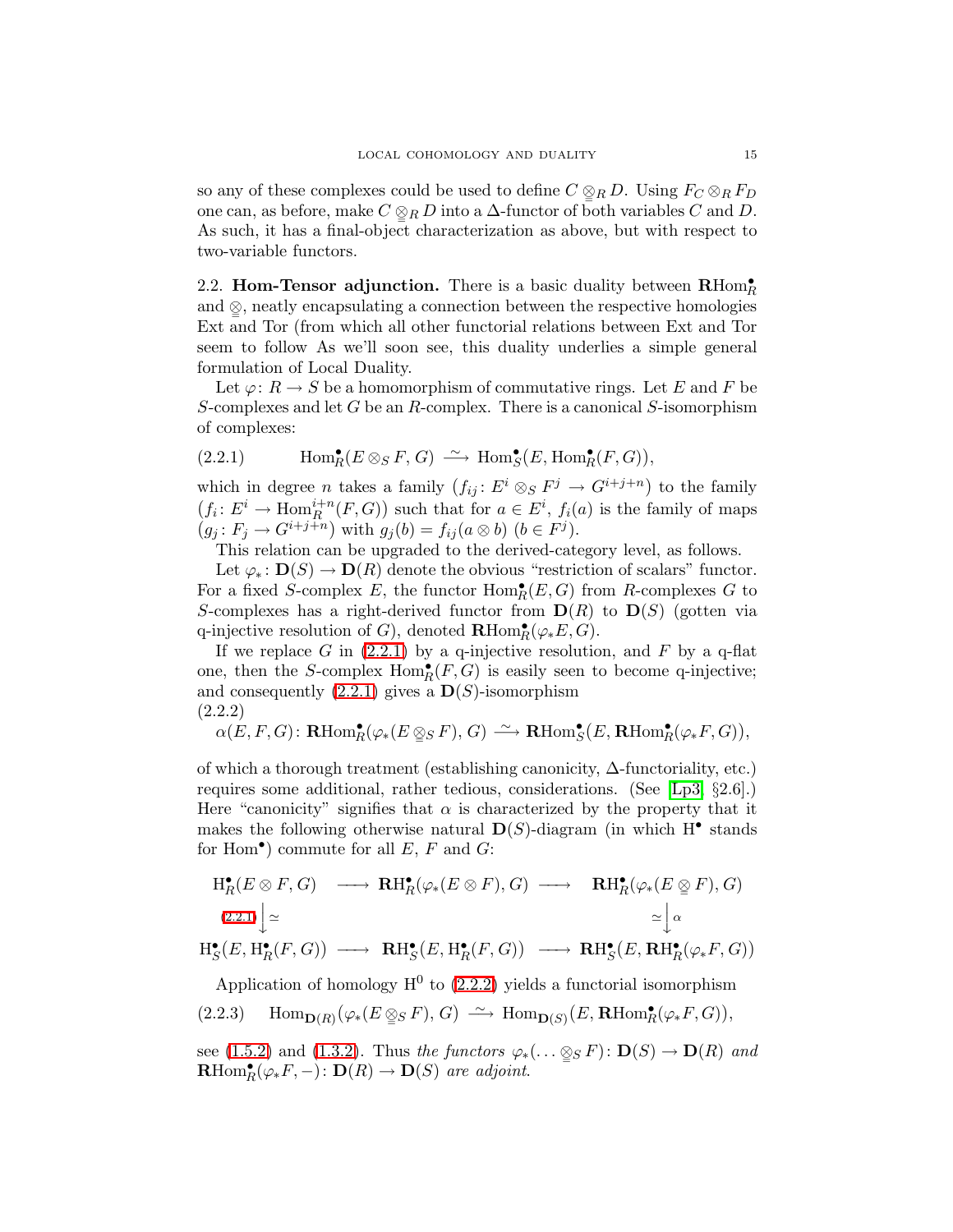so any of these complexes could be used to define $C \underset{=}{\otimes}_R D$. Using $F_C \otimes_R F_D$ one can, as before, make $C \underset{=}{\otimes}_R D$ into a $\Delta$-functor of both variables $C$ and $D$. As such, it has a final-object characterization as above, but with respect to two-variable functors.

## 2.2. **Hom-Tensor adjunction.**

There is a basic duality between $\mathbf{R}\mathrm{Hom}^\bullet_R$ and $\underset{=}{\otimes}$, neatly encapsulating a connection between the respective homologies Ext and Tor (from which all other functorial relations between Ext and Tor seem to follow As we'll soon see, this duality underlies a simple general formulation of Local Duality.

Let $\varphi\colon R \to S$ be a homomorphism of commutative rings. Let $E$ and $F$ be $S$-complexes and let $G$ be an $R$-complex. There is a canonical $S$-isomorphism of complexes:

$$\mathrm{Hom}^\bullet_R(E \otimes_S F, G) \xrightarrow{\ \sim\ } \mathrm{Hom}^\bullet_S(E, \mathrm{Hom}^\bullet_R(F, G)), \tag{2.2.1}$$

which in degree $n$ takes a family $\big(f_{ij}\colon E^i \otimes_S F^j \to G^{i+j+n}\big)$ to the family $\big(f_i\colon E^i \to \mathrm{Hom}^{i+n}_R(F,G)\big)$ such that for $a \in E^i$, $f_i(a)$ is the family of maps $\big(g_j\colon F_j \to G^{i+j+n}\big)$ with $g_j(b) = f_{ij}(a \otimes b)$ $(b \in F^j)$.

This relation can be upgraded to the derived-category level, as follows.

Let $\varphi_*\colon \mathbf{D}(S) \to \mathbf{D}(R)$ denote the obvious "restriction of scalars" functor. For a fixed $S$-complex $E$, the functor $\mathrm{Hom}^\bullet_R(E, G)$ from $R$-complexes $G$ to $S$-complexes has a right-derived functor from $\mathbf{D}(R)$ to $\mathbf{D}(S)$ (gotten via q-injective resolution of $G$), denoted $\mathbf{R}\mathrm{Hom}^\bullet_R(\varphi_*E, G)$.

If we replace $G$ in (2.2.1) by a q-injective resolution, and $F$ by a q-flat one, then the $S$-complex $\mathrm{Hom}^\bullet_R(F,G)$ is easily seen to become q-injective; and consequently (2.2.1) gives a $\mathbf{D}(S)$-isomorphism

$$\alpha(E,F,G)\colon \mathbf{R}\mathrm{Hom}^\bullet_R(\varphi_*(E \underset{=}{\otimes}_S F), G) \xrightarrow{\ \sim\ } \mathbf{R}\mathrm{Hom}^\bullet_S(E, \mathbf{R}\mathrm{Hom}^\bullet_R(\varphi_*F, G)), \tag{2.2.2}$$

of which a thorough treatment (establishing canonicity, $\Delta$-functoriality, etc.) requires some additional, rather tedious, considerations. (See [Lp3, §2.6].) Here "canonicity" signifies that $\alpha$ is characterized by the property that it makes the following otherwise natural $\mathbf{D}(S)$-diagram (in which $\mathrm{H}^\bullet$ stands for $\mathrm{Hom}^\bullet$) commute for all $E$, $F$ and $G$:

$$\begin{array}{ccccc}
\mathrm{H}^\bullet_R(E \otimes F, G) & \longrightarrow & \mathbf{R}\mathrm{H}^\bullet_R(\varphi_*(E \otimes F), G) & \longrightarrow & \mathbf{R}\mathrm{H}^\bullet_R(\varphi_*(E \underset{=}{\otimes} F), G) \\
{\scriptstyle (2.2.1)}\big\downarrow \simeq & & & & \simeq \big\downarrow \alpha \\
\mathrm{H}^\bullet_S(E, \mathrm{H}^\bullet_R(F,G)) & \longrightarrow & \mathbf{R}\mathrm{H}^\bullet_S(E, \mathrm{H}^\bullet_R(F,G)) & \longrightarrow & \mathbf{R}\mathrm{H}^\bullet_S(E, \mathbf{R}\mathrm{H}^\bullet_R(\varphi_*F, G))
\end{array}$$

Application of homology $\mathrm{H}^0$ to (2.2.2) yields a functorial isomorphism

$$\mathrm{Hom}_{\mathbf{D}(R)}\big(\varphi_*(E \underset{=}{\otimes}_S F), G\big) \xrightarrow{\ \sim\ } \mathrm{Hom}_{\mathbf{D}(S)}\big(E, \mathbf{R}\mathrm{Hom}^\bullet_R(\varphi_*F, G)\big), \tag{2.2.3}$$

see (1.5.2) and (1.3.2). Thus *the functors* $\varphi_*(\dots \underset{=}{\otimes}_S F)\colon \mathbf{D}(S) \to \mathbf{D}(R)$ *and* $\mathbf{R}\mathrm{Hom}^\bullet_R(\varphi_*F, -)\colon \mathbf{D}(R) \to \mathbf{D}(S)$ *are adjoint.*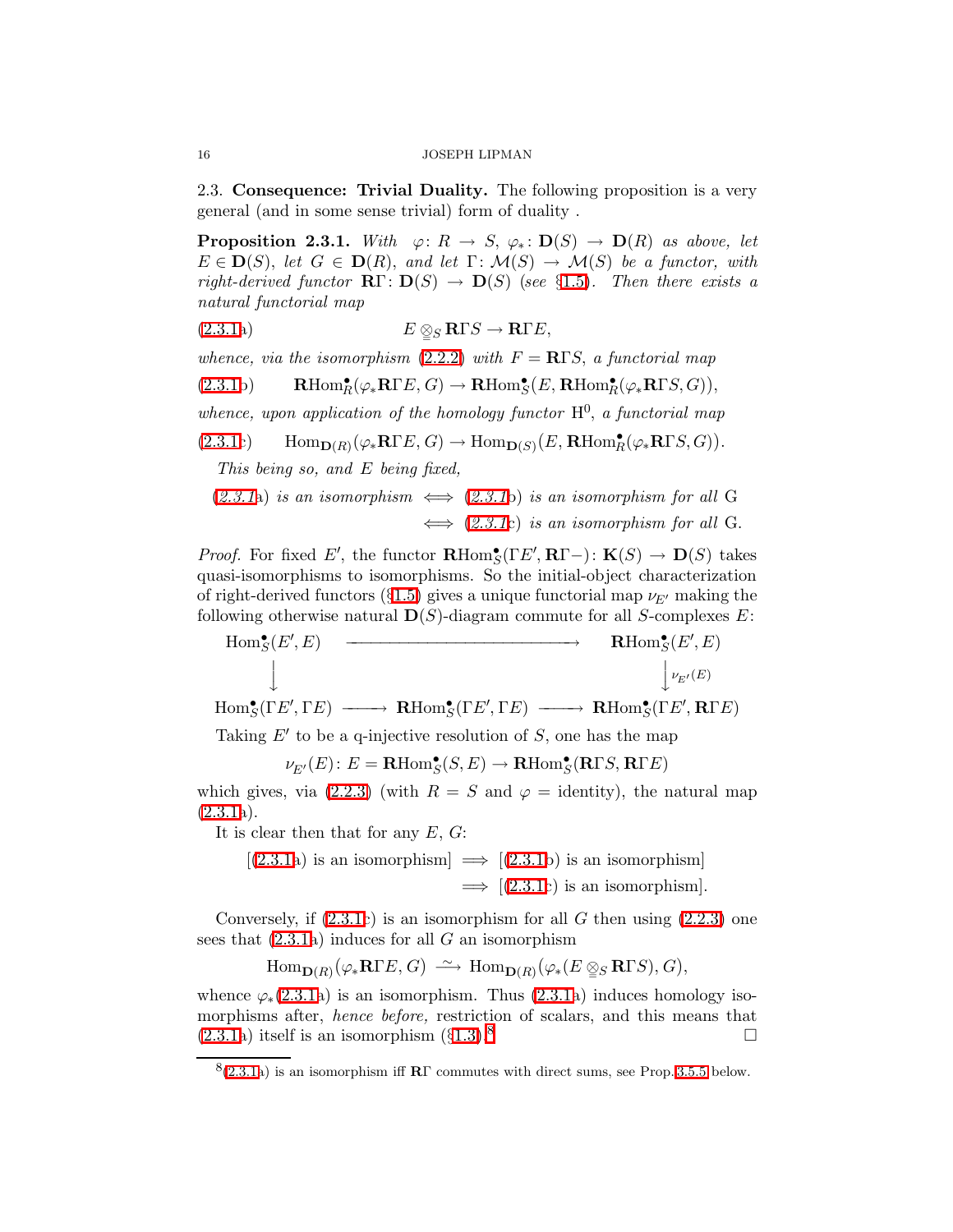### 2.3. **Consequence: Trivial Duality.**

The following proposition is a very general (and in some sense trivial) form of duality .

**Proposition 2.3.1.** *With* $\varphi\colon R \to S$, $\varphi_*\colon \mathbf{D}(S) \to \mathbf{D}(R)$ *as above, let* $E \in \mathbf{D}(S)$, *let* $G \in \mathbf{D}(R)$, *and let* $\Gamma\colon \mathcal{M}(S) \to \mathcal{M}(S)$ *be a functor, with right-derived functor* $\mathbf{R}\Gamma\colon \mathbf{D}(S) \to \mathbf{D}(S)$ *(see §1.5). Then there exists a natural functorial map*

$$E \underset{=}{\otimes}_S \mathbf{R}\Gamma S \to \mathbf{R}\Gamma E, \tag{2.3.1a}$$

*whence, via the isomorphism (2.2.2) with* $F = \mathbf{R}\Gamma S$, *a functorial map*

$$\mathbf{R}\mathrm{Hom}^\bullet_R(\varphi_*\mathbf{R}\Gamma E, G) \to \mathbf{R}\mathrm{Hom}^\bullet_S(E, \mathbf{R}\mathrm{Hom}^\bullet_R(\varphi_*\mathbf{R}\Gamma S, G)), \tag{2.3.1b}$$

*whence, upon application of the homology functor* $\mathrm{H}^0$, *a functorial map*

$$\mathrm{Hom}_{\mathbf{D}(R)}(\varphi_*\mathbf{R}\Gamma E, G) \to \mathrm{Hom}_{\mathbf{D}(S)}(E, \mathbf{R}\mathrm{Hom}^\bullet_R(\varphi_*\mathbf{R}\Gamma S, G)). \tag{2.3.1c}$$

*This being so, and* $E$ *being fixed,*

*(2.3.1a) is an isomorphism* $\iff$ *(2.3.1b) is an isomorphism for all* G
$\iff$ *(2.3.1c) is an isomorphism for all* G.

*Proof.* For fixed $E'$, the functor $\mathbf{R}\mathrm{Hom}^\bullet_S(\Gamma E', \mathbf{R}\Gamma -)\colon \mathbf{K}(S) \to \mathbf{D}(S)$ takes quasi-isomorphisms to isomorphisms. So the initial-object characterization of right-derived functors (§1.5) gives a unique functorial map $\nu_{E'}$ making the following otherwise natural $\mathbf{D}(S)$-diagram commute for all $S$-complexes $E$:

$$\begin{array}{ccccc}
\mathrm{Hom}^\bullet_S(E', E) & \longrightarrow & & & \mathbf{R}\mathrm{Hom}^\bullet_S(E', E) \\
\big\downarrow & & & & \big\downarrow{\scriptstyle \nu_{E'}(E)} \\
\mathrm{Hom}^\bullet_S(\Gamma E', \Gamma E) & \longrightarrow & \mathbf{R}\mathrm{Hom}^\bullet_S(\Gamma E', \Gamma E) & \longrightarrow & \mathbf{R}\mathrm{Hom}^\bullet_S(\Gamma E', \mathbf{R}\Gamma E)
\end{array}$$

Taking $E'$ to be a q-injective resolution of $S$, one has the map

$$\nu_{E'}(E)\colon E = \mathbf{R}\mathrm{Hom}^\bullet_S(S, E) \to \mathbf{R}\mathrm{Hom}^\bullet_S(\mathbf{R}\Gamma S, \mathbf{R}\Gamma E)$$

which gives, via (2.2.3) (with $R = S$ and $\varphi =$ identity), the natural map (2.3.1a).

It is clear then that for any $E$, $G$:

[(2.3.1a) is an isomorphism] $\implies$ [(2.3.1b) is an isomorphism]
$\implies$ [(2.3.1c) is an isomorphism].

Conversely, if (2.3.1c) is an isomorphism for all $G$ then using (2.2.3) one sees that (2.3.1a) induces for all $G$ an isomorphism

$$\mathrm{Hom}_{\mathbf{D}(R)}(\varphi_*\mathbf{R}\Gamma E, G) \xrightarrow{\;\sim\;} \mathrm{Hom}_{\mathbf{D}(R)}(\varphi_*(E \underset{=}{\otimes}_S \mathbf{R}\Gamma S), G),$$

whence $\varphi_*$(2.3.1a) is an isomorphism. Thus (2.3.1a) induces homology isomorphisms after, *hence before,* restriction of scalars, and this means that (2.3.1a) itself is an isomorphism (§1.3).[8] $\square$

---

[8] (2.3.1a) is an isomorphism iff $\mathbf{R}\Gamma$ commutes with direct sums, see Prop. 3.5.5 below.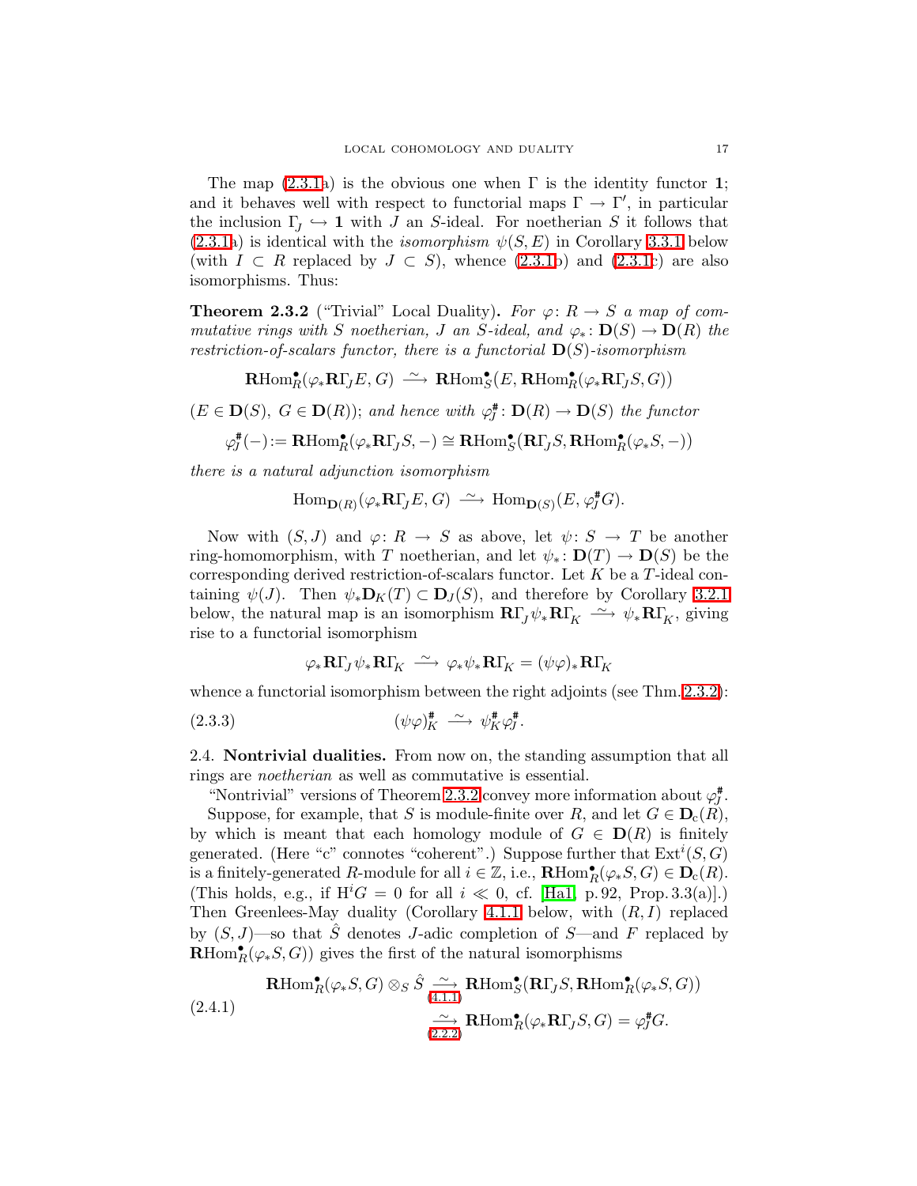The map (2.3.1a) is the obvious one when $\Gamma$ is the identity functor $\mathbf{1}$; and it behaves well with respect to functorial maps $\Gamma \to \Gamma'$, in particular the inclusion $\Gamma_J \hookrightarrow \mathbf{1}$ with $J$ an $S$-ideal. For noetherian $S$ it follows that (2.3.1a) is identical with the *isomorphism* $\psi(S, E)$ in Corollary 3.3.1 below (with $I \subset R$ replaced by $J \subset S$), whence (2.3.1b) and (2.3.1c) are also isomorphisms. Thus:

**Theorem 2.3.2** ("Trivial" Local Duality). *For $\varphi\colon R \to S$ a map of commutative rings with $S$ noetherian, $J$ an $S$-ideal, and $\varphi_*\colon \mathbf{D}(S) \to \mathbf{D}(R)$ the restriction-of-scalars functor, there is a functorial $\mathbf{D}(S)$-isomorphism*

$$\mathbf{R}\mathrm{Hom}^\bullet_R(\varphi_*\mathbf{R}\Gamma_J E, G) \xrightarrow{\ \sim\ } \mathbf{R}\mathrm{Hom}^\bullet_S(E, \mathbf{R}\mathrm{Hom}^\bullet_R(\varphi_*\mathbf{R}\Gamma_J S, G))$$

$(E \in \mathbf{D}(S),\ G \in \mathbf{D}(R))$; *and hence with $\varphi^\#_J\colon \mathbf{D}(R) \to \mathbf{D}(S)$ the functor*

$$\varphi^\#_J(-) := \mathbf{R}\mathrm{Hom}^\bullet_R(\varphi_*\mathbf{R}\Gamma_J S, -) \cong \mathbf{R}\mathrm{Hom}^\bullet_S\big(\mathbf{R}\Gamma_J S, \mathbf{R}\mathrm{Hom}^\bullet_R(\varphi_* S, -)\big)$$

*there is a natural adjunction isomorphism*

$$\mathrm{Hom}_{\mathbf{D}(R)}(\varphi_*\mathbf{R}\Gamma_J E, G) \xrightarrow{\ \sim\ } \mathrm{Hom}_{\mathbf{D}(S)}(E, \varphi^\#_J G).$$

Now with $(S, J)$ and $\varphi\colon R \to S$ as above, let $\psi\colon S \to T$ be another ring-homomorphism, with $T$ noetherian, and let $\psi_*\colon \mathbf{D}(T) \to \mathbf{D}(S)$ be the corresponding derived restriction-of-scalars functor. Let $K$ be a $T$-ideal containing $\psi(J)$. Then $\psi_*\mathbf{D}_K(T) \subset \mathbf{D}_J(S)$, and therefore by Corollary 3.2.1 below, the natural map is an isomorphism $\mathbf{R}\Gamma_J\psi_*\mathbf{R}\Gamma_K \xrightarrow{\ \sim\ } \psi_*\mathbf{R}\Gamma_K$, giving rise to a functorial isomorphism

$$\varphi_*\mathbf{R}\Gamma_J\psi_*\mathbf{R}\Gamma_K \xrightarrow{\ \sim\ } \varphi_*\psi_*\mathbf{R}\Gamma_K = (\psi\varphi)_*\mathbf{R}\Gamma_K$$

whence a functorial isomorphism between the right adjoints (see Thm. 2.3.2):

$$(\psi\varphi)^\#_K \xrightarrow{\ \sim\ } \psi^\#_K\varphi^\#_J. \tag{2.3.3}$$

## 2.4. Nontrivial dualities.

From now on, the standing assumption that all rings are *noetherian* as well as commutative is essential.

"Nontrivial" versions of Theorem 2.3.2 convey more information about $\varphi^\#_J$.

Suppose, for example, that $S$ is module-finite over $R$, and let $G \in \mathbf{D}_{\mathrm{c}}(R)$, by which is meant that each homology module of $G \in \mathbf{D}(R)$ is finitely generated. (Here "c" connotes "coherent".) Suppose further that $\mathrm{Ext}^i(S, G)$ is a finitely-generated $R$-module for all $i \in \mathbb{Z}$, i.e., $\mathbf{R}\mathrm{Hom}^\bullet_R(\varphi_*S, G) \in \mathbf{D}_{\mathrm{c}}(R)$. (This holds, e.g., if $\mathrm{H}^i G = 0$ for all $i \ll 0$, cf. [Ha1, p. 92, Prop. 3.3(a)].) Then Greenlees-May duality (Corollary 4.1.1 below, with $(R, I)$ replaced by $(S, J)$—so that $\hat{S}$ denotes $J$-adic completion of $S$—and $F$ replaced by $\mathbf{R}\mathrm{Hom}^\bullet_R(\varphi_*S, G)$) gives the first of the natural isomorphisms

$$\begin{aligned}
\mathbf{R}\mathrm{Hom}^\bullet_R(\varphi_*S, G) \otimes_S \hat{S} &\underset{(4.1.1)}{\xrightarrow{\ \sim\ }} \mathbf{R}\mathrm{Hom}^\bullet_S\big(\mathbf{R}\Gamma_J S, \mathbf{R}\mathrm{Hom}^\bullet_R(\varphi_*S, G)\big) \\
&\underset{(2.2.2)}{\xrightarrow{\ \sim\ }} \mathbf{R}\mathrm{Hom}^\bullet_R(\varphi_*\mathbf{R}\Gamma_J S, G) = \varphi^\#_J G.
\end{aligned} \tag{2.4.1}$$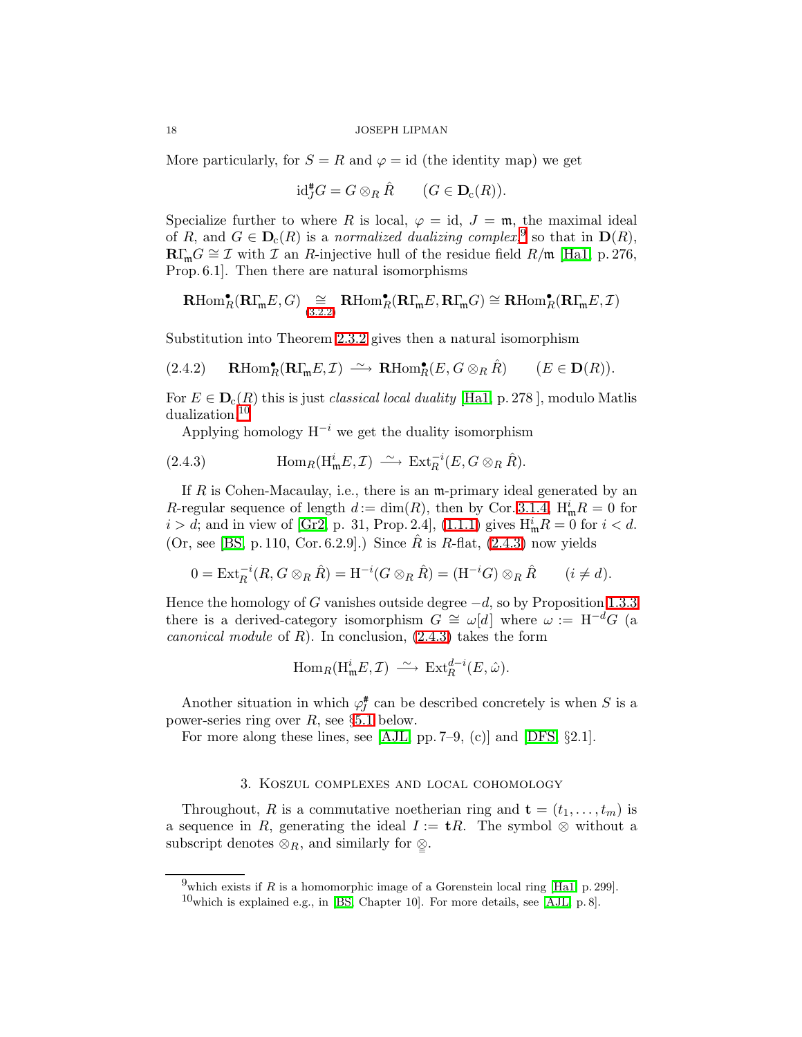More particularly, for $S = R$ and $\varphi = \mathrm{id}$ (the identity map) we get

$$\mathrm{id}_J^{\#} G = G \otimes_R \hat{R} \qquad (G \in \mathbf{D}_{\mathrm{c}}(R)).$$

Specialize further to where $R$ is local, $\varphi = \mathrm{id}$, $J = \mathfrak{m}$, the maximal ideal of $R$, and $G \in \mathbf{D}_{\mathrm{c}}(R)$ is a *normalized dualizing complex*,[9] so that in $\mathbf{D}(R)$, $\mathbf{R}\Gamma_{\mathfrak{m}} G \cong \mathcal{I}$ with $\mathcal{I}$ an $R$-injective hull of the residue field $R/\mathfrak{m}$ [Ha1, p. 276, Prop. 6.1]. Then there are natural isomorphisms

$$\mathbf{R}\mathrm{Hom}^{\bullet}_R(\mathbf{R}\Gamma_{\mathfrak{m}} E, G) \underset{(3.2.2)}{\cong} \mathbf{R}\mathrm{Hom}^{\bullet}_R(\mathbf{R}\Gamma_{\mathfrak{m}} E, \mathbf{R}\Gamma_{\mathfrak{m}} G) \cong \mathbf{R}\mathrm{Hom}^{\bullet}_R(\mathbf{R}\Gamma_{\mathfrak{m}} E, \mathcal{I})$$

Substitution into Theorem 2.3.2 gives then a natural isomorphism

$$\text{(2.4.2)} \qquad \mathbf{R}\mathrm{Hom}^{\bullet}_R(\mathbf{R}\Gamma_{\mathfrak{m}} E, \mathcal{I}) \xrightarrow{\ \sim\ } \mathbf{R}\mathrm{Hom}^{\bullet}_R(E, G \otimes_R \hat{R}) \qquad (E \in \mathbf{D}(R)).$$

For $E \in \mathbf{D}_{\mathrm{c}}(R)$ this is just *classical local duality* [Ha1, p. 278 ], modulo Matlis dualization.[10]

Applying homology $\mathrm{H}^{-i}$ we get the duality isomorphism

$$\text{(2.4.3)} \qquad \mathrm{Hom}_R(\mathrm{H}^i_{\mathfrak{m}} E, \mathcal{I}) \xrightarrow{\ \sim\ } \mathrm{Ext}^{-i}_R(E, G \otimes_R \hat{R}).$$

If $R$ is Cohen-Macaulay, i.e., there is an $\mathfrak{m}$-primary ideal generated by an $R$-regular sequence of length $d := \dim(R)$, then by Cor. 3.1.4, $\mathrm{H}^i_{\mathfrak{m}} R = 0$ for $i > d$; and in view of [Gr2, p. 31, Prop. 2.4], (1.1.1) gives $\mathrm{H}^i_{\mathfrak{m}} R = 0$ for $i < d$. (Or, see [BS, p. 110, Cor. 6.2.9].) Since $\hat{R}$ is $R$-flat, (2.4.3) now yields

$$0 = \mathrm{Ext}^{-i}_R(R, G \otimes_R \hat{R}) = \mathrm{H}^{-i}(G \otimes_R \hat{R}) = (\mathrm{H}^{-i} G) \otimes_R \hat{R} \qquad (i \neq d).$$

Hence the homology of $G$ vanishes outside degree $-d$, so by Proposition 1.3.3 there is a derived-category isomorphism $G \cong \omega[d]$ where $\omega := \mathrm{H}^{-d} G$ (a *canonical module* of $R$). In conclusion, (2.4.3) takes the form

$$\mathrm{Hom}_R(\mathrm{H}^i_{\mathfrak{m}} E, \mathcal{I}) \xrightarrow{\ \sim\ } \mathrm{Ext}^{d-i}_R(E, \hat{\omega}).$$

Another situation in which $\varphi_J^{\#}$ can be described concretely is when $S$ is a power-series ring over $R$, see §5.1 below.

For more along these lines, see [AJL, pp. 7–9, (c)] and [DFS, §2.1].

## 3. Koszul complexes and local cohomology

Throughout, $R$ is a commutative noetherian ring and $\mathbf{t} = (t_1, \ldots, t_m)$ is a sequence in $R$, generating the ideal $I := \mathbf{t}R$. The symbol $\otimes$ without a subscript denotes $\otimes_R$, and similarly for $\underline{\underline{\otimes}}$.

---

[9] which exists if $R$ is a homomorphic image of a Gorenstein local ring [Ha1, p. 299].

[10] which is explained e.g., in [BS, Chapter 10]. For more details, see [AJL, p. 8].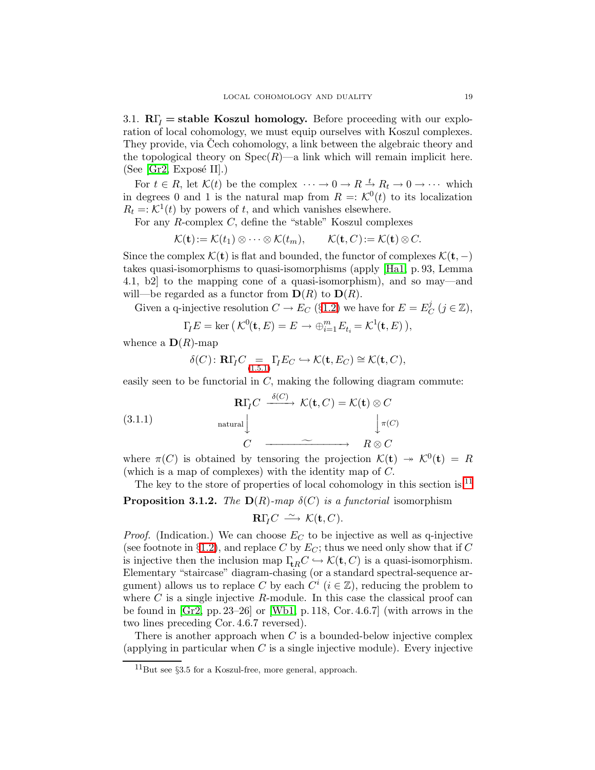3.1. $\mathbf{R}\Gamma_I =$ **stable Koszul homology.** Before proceeding with our exploration of local cohomology, we must equip ourselves with Koszul complexes. They provide, via Čech cohomology, a link between the algebraic theory and the topological theory on $\mathrm{Spec}(R)$—a link which will remain implicit here. (See [Gr2, Exposé II].)

For $t \in R$, let $\mathcal{K}(t)$ be the complex $\cdots \to 0 \to R \xrightarrow{t} R_t \to 0 \to \cdots$ which in degrees 0 and 1 is the natural map from $R =: \mathcal{K}^0(t)$ to its localization $R_t =: \mathcal{K}^1(t)$ by powers of $t$, and which vanishes elsewhere.

For any $R$-complex $C$, define the "stable" Koszul complexes

$$\mathcal{K}(\mathbf{t}) := \mathcal{K}(t_1) \otimes \cdots \otimes \mathcal{K}(t_m), \qquad \mathcal{K}(\mathbf{t}, C) := \mathcal{K}(\mathbf{t}) \otimes C.$$

Since the complex $\mathcal{K}(\mathbf{t})$ is flat and bounded, the functor of complexes $\mathcal{K}(\mathbf{t}, -)$ takes quasi-isomorphisms to quasi-isomorphisms (apply [Ha1, p. 93, Lemma 4.1, b2] to the mapping cone of a quasi-isomorphism), and so may—and will—be regarded as a functor from $\mathbf{D}(R)$ to $\mathbf{D}(R)$.

Given a q-injective resolution $C \to E_C$ (§1.2) we have for $E = E_C^j$ $(j \in \mathbb{Z})$,

$$\Gamma_I E = \ker\big(\mathcal{K}^0(\mathbf{t}, E) = E \to \oplus_{i=1}^m E_{t_i} = \mathcal{K}^1(\mathbf{t}, E)\big),$$

whence a $\mathbf{D}(R)$-map

$$\delta(C) \colon \mathbf{R}\Gamma_I C \underset{(1.5.1)}{=} \Gamma_I E_C \hookrightarrow \mathcal{K}(\mathbf{t}, E_C) \cong \mathcal{K}(\mathbf{t}, C),$$

easily seen to be functorial in $C$, making the following diagram commute:

$$\begin{array}{ccc}
\mathbf{R}\Gamma_I C & \xrightarrow{\delta(C)} & \mathcal{K}(\mathbf{t}, C) = \mathcal{K}(\mathbf{t}) \otimes C \\
{\scriptstyle \text{natural}}\big\downarrow & & \big\downarrow{\scriptstyle \pi(C)} \\
C & \xrightarrow{\quad\sim\quad} & R \otimes C
\end{array} \tag{3.1.1}$$

where $\pi(C)$ is obtained by tensoring the projection $\mathcal{K}(\mathbf{t}) \twoheadrightarrow \mathcal{K}^0(\mathbf{t}) = R$ (which is a map of complexes) with the identity map of $C$.

The key to the store of properties of local cohomology in this section is:[11]

**Proposition 3.1.2.** *The $\mathbf{D}(R)$-map $\delta(C)$ is a functorial* isomorphism

$$\mathbf{R}\Gamma_I C \xrightarrow{\ \sim\ } \mathcal{K}(\mathbf{t}, C).$$

*Proof.* (Indication.) We can choose $E_C$ to be injective as well as q-injective (see footnote in §1.2), and replace $C$ by $E_C$; thus we need only show that if $C$ is injective then the inclusion map $\Gamma_{\mathbf{t}R} C \hookrightarrow \mathcal{K}(\mathbf{t}, C)$ is a quasi-isomorphism. Elementary "staircase" diagram-chasing (or a standard spectral-sequence argument) allows us to replace $C$ by each $C^i$ $(i \in \mathbb{Z})$, reducing the problem to where $C$ is a single injective $R$-module. In this case the classical proof can be found in [Gr2, pp. 23–26] or [Wb1, p. 118, Cor. 4.6.7] (with arrows in the two lines preceding Cor. 4.6.7 reversed).

There is another approach when $C$ is a bounded-below injective complex (applying in particular when $C$ is a single injective module). Every injective

[11] But see §3.5 for a Koszul-free, more general, approach.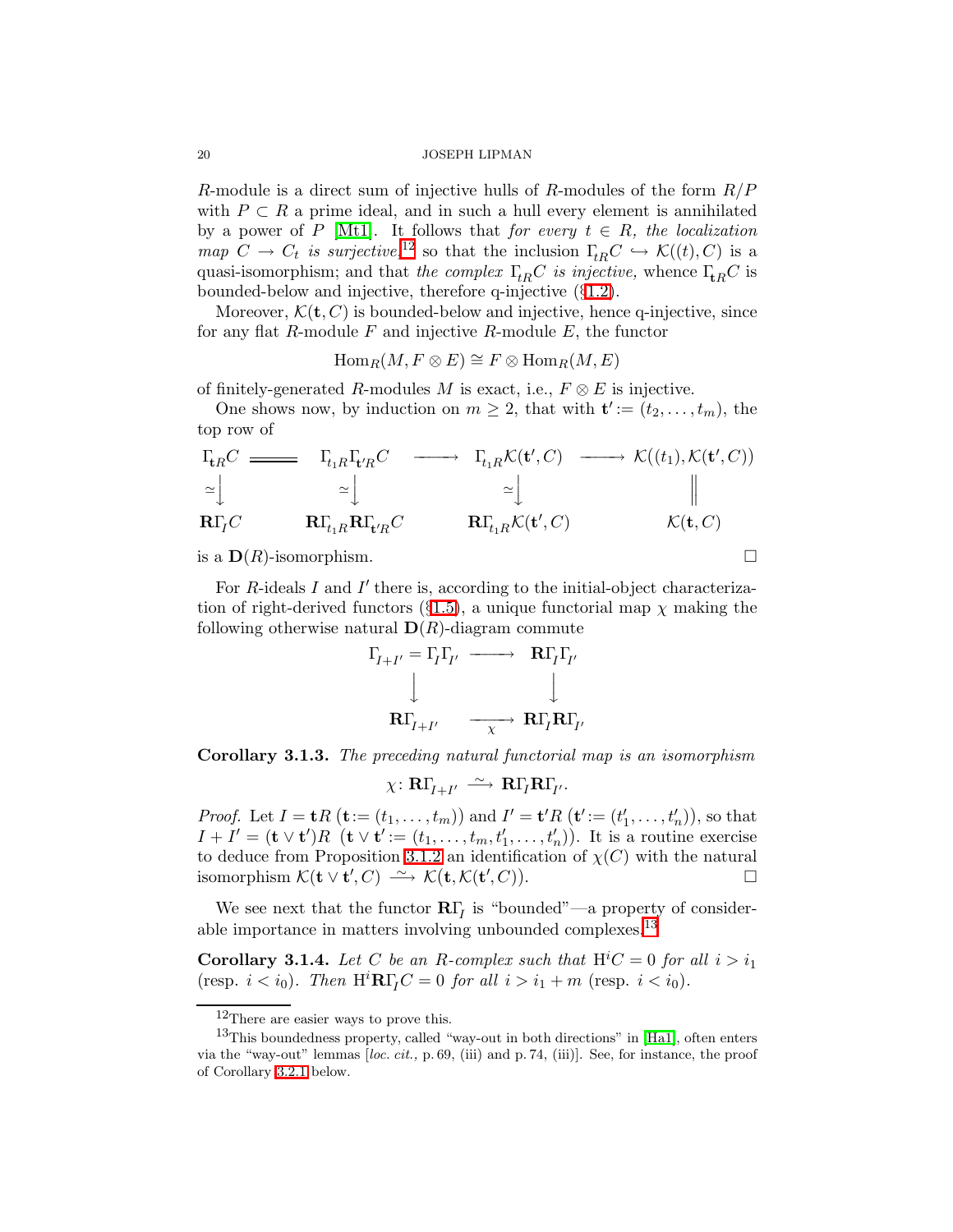$R$-module is a direct sum of injective hulls of $R$-modules of the form $R/P$ with $P \subset R$ a prime ideal, and in such a hull every element is annihilated by a power of $P$ [Mt1]. It follows that *for every $t \in R$, the localization map $C \to C_t$ is surjective*,[12] so that the inclusion $\Gamma_{tR}C \hookrightarrow \mathcal{K}((t), C)$ is a quasi-isomorphism; and that *the complex $\Gamma_{tR}C$ is injective,* whence $\Gamma_{\mathbf{t}R}C$ is bounded-below and injective, therefore q-injective (§1.2).

Moreover, $\mathcal{K}(\mathbf{t}, C)$ is bounded-below and injective, hence q-injective, since for any flat $R$-module $F$ and injective $R$-module $E$, the functor

$$\operatorname{Hom}_R(M, F \otimes E) \cong F \otimes \operatorname{Hom}_R(M, E)$$

of finitely-generated $R$-modules $M$ is exact, i.e., $F \otimes E$ is injective.

One shows now, by induction on $m \geq 2$, that with $\mathbf{t}' := (t_2, \dots, t_m)$, the top row of

$$\begin{array}{ccccccc}
\Gamma_{\mathbf{t}R}C & = & \Gamma_{t_1R}\Gamma_{\mathbf{t}'R}C & \longrightarrow & \Gamma_{t_1R}\mathcal{K}(\mathbf{t}', C) & \longrightarrow & \mathcal{K}((t_1), \mathcal{K}(\mathbf{t}', C)) \\
\simeq\downarrow & & \simeq\downarrow & & \simeq\downarrow & & \parallel \\
\mathbf{R}\Gamma_I C & & \mathbf{R}\Gamma_{t_1R}\mathbf{R}\Gamma_{\mathbf{t}'R}C & & \mathbf{R}\Gamma_{t_1R}\mathcal{K}(\mathbf{t}', C) & & \mathcal{K}(\mathbf{t}, C)
\end{array}$$

is a $\mathbf{D}(R)$-isomorphism. $\square$

For $R$-ideals $I$ and $I'$ there is, according to the initial-object characterization of right-derived functors (§1.5), a unique functorial map $\chi$ making the following otherwise natural $\mathbf{D}(R)$-diagram commute

$$\begin{array}{ccc}
\Gamma_{I+I'} = \Gamma_I\Gamma_{I'} & \longrightarrow & \mathbf{R}\Gamma_I\Gamma_{I'} \\
\downarrow & & \downarrow \\
\mathbf{R}\Gamma_{I+I'} & \xrightarrow[\chi]{} & \mathbf{R}\Gamma_I\mathbf{R}\Gamma_{I'}
\end{array}$$

**Corollary 3.1.3.** *The preceding natural functorial map is an isomorphism*

$$\chi\colon \mathbf{R}\Gamma_{I+I'} \xrightarrow{\sim} \mathbf{R}\Gamma_I\mathbf{R}\Gamma_{I'}.$$

*Proof.* Let $I = \mathbf{t}R$ $(\mathbf{t} := (t_1, \dots, t_m))$ and $I' = \mathbf{t}'R$ $(\mathbf{t}' := (t'_1, \dots, t'_n))$, so that $I + I' = (\mathbf{t} \vee \mathbf{t}')R$ $(\mathbf{t} \vee \mathbf{t}' := (t_1, \dots, t_m, t'_1, \dots, t'_n))$. It is a routine exercise to deduce from Proposition 3.1.2 an identification of $\chi(C)$ with the natural isomorphism $\mathcal{K}(\mathbf{t} \vee \mathbf{t}', C) \xrightarrow{\sim} \mathcal{K}(\mathbf{t}, \mathcal{K}(\mathbf{t}', C))$. $\square$

We see next that the functor $\mathbf{R}\Gamma_I$ is "bounded"—a property of considerable importance in matters involving unbounded complexes.[13]

**Corollary 3.1.4.** *Let $C$ be an $R$-complex such that $\mathrm{H}^iC = 0$ for all $i > i_1$* (resp. $i < i_0$). *Then $\mathrm{H}^i\mathbf{R}\Gamma_I C = 0$ for all $i > i_1 + m$* (resp. $i < i_0$).

---

[12] There are easier ways to prove this.

[13] This boundedness property, called "way-out in both directions" in [Ha1], often enters via the "way-out" lemmas [*loc. cit.*, p. 69, (iii) and p. 74, (iii)]. See, for instance, the proof of Corollary 3.2.1 below.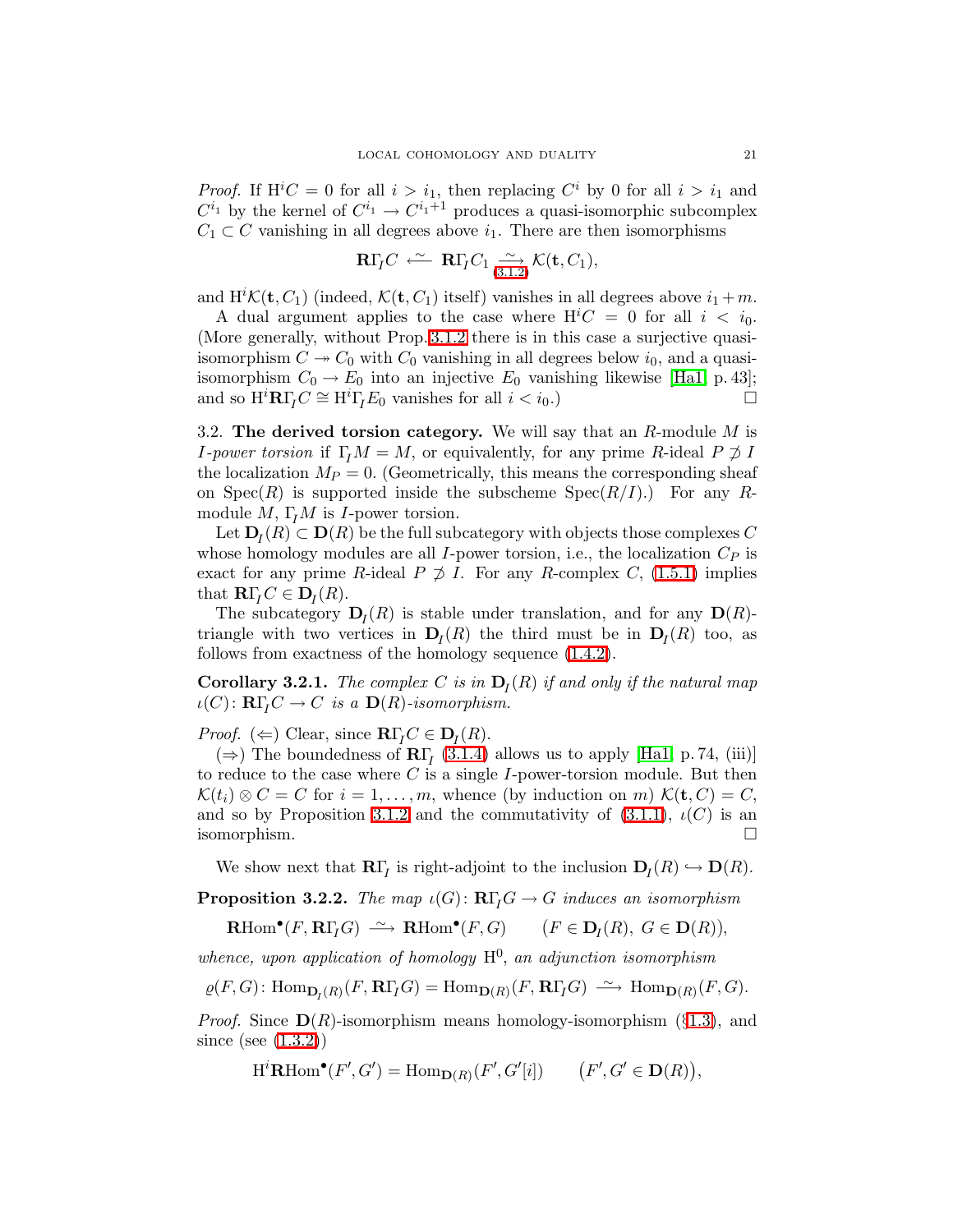*Proof.* If $\mathrm{H}^i C = 0$ for all $i > i_1$, then replacing $C^i$ by 0 for all $i > i_1$ and $C^{i_1}$ by the kernel of $C^{i_1} \to C^{i_1+1}$ produces a quasi-isomorphic subcomplex $C_1 \subset C$ vanishing in all degrees above $i_1$. There are then isomorphisms

$$\mathbf{R}\Gamma_{\!I} C \xleftarrow{\ \sim\ } \mathbf{R}\Gamma_{\!I} C_1 \underset{(3.1.2)}{\xrightarrow{\ \sim\ }} \mathcal{K}(\mathbf{t}, C_1),$$

and $\mathrm{H}^i\mathcal{K}(\mathbf{t}, C_1)$ (indeed, $\mathcal{K}(\mathbf{t}, C_1)$ itself) vanishes in all degrees above $i_1 + m$.

A dual argument applies to the case where $\mathrm{H}^i C = 0$ for all $i < i_0$. (More generally, without Prop. 3.1.2 there is in this case a surjective quasi-isomorphism $C \twoheadrightarrow C_0$ with $C_0$ vanishing in all degrees below $i_0$, and a quasi-isomorphism $C_0 \to E_0$ into an injective $E_0$ vanishing likewise [Ha1, p. 43]; and so $\mathrm{H}^i\mathbf{R}\Gamma_{\!I} C \cong \mathrm{H}^i\Gamma_{\!I} E_0$ vanishes for all $i < i_0$.) $\square$

3.2. **The derived torsion category.** We will say that an $R$-module $M$ is *$I$-power torsion* if $\Gamma_{\!I} M = M$, or equivalently, for any prime $R$-ideal $P \not\supset I$ the localization $M_P = 0$. (Geometrically, this means the corresponding sheaf on $\mathrm{Spec}(R)$ is supported inside the subscheme $\mathrm{Spec}(R/I)$.) For any $R$-module $M$, $\Gamma_{\!I} M$ is $I$-power torsion.

Let $\mathbf{D}_I(R) \subset \mathbf{D}(R)$ be the full subcategory with objects those complexes $C$ whose homology modules are all $I$-power torsion, i.e., the localization $C_P$ is exact for any prime $R$-ideal $P \not\supset I$. For any $R$-complex $C$, (1.5.1) implies that $\mathbf{R}\Gamma_{\!I} C \in \mathbf{D}_I(R)$.

The subcategory $\mathbf{D}_I(R)$ is stable under translation, and for any $\mathbf{D}(R)$-triangle with two vertices in $\mathbf{D}_I(R)$ the third must be in $\mathbf{D}_I(R)$ too, as follows from exactness of the homology sequence (1.4.2).

**Corollary 3.2.1.** *The complex $C$ is in $\mathbf{D}_I(R)$ if and only if the natural map $\iota(C)\colon \mathbf{R}\Gamma_{\!I} C \to C$ is a $\mathbf{D}(R)$-isomorphism.*

*Proof.* ($\Leftarrow$) Clear, since $\mathbf{R}\Gamma_{\!I} C \in \mathbf{D}_I(R)$.

($\Rightarrow$) The boundedness of $\mathbf{R}\Gamma_{\!I}$ (3.1.4) allows us to apply [Ha1, p. 74, (iii)] to reduce to the case where $C$ is a single $I$-power-torsion module. But then $\mathcal{K}(t_i) \otimes C = C$ for $i = 1, \dots, m$, whence (by induction on $m$) $\mathcal{K}(\mathbf{t}, C) = C$, and so by Proposition 3.1.2 and the commutativity of (3.1.1), $\iota(C)$ is an isomorphism. $\square$

We show next that $\mathbf{R}\Gamma_{\!I}$ is right-adjoint to the inclusion $\mathbf{D}_I(R) \hookrightarrow \mathbf{D}(R)$.

**Proposition 3.2.2.** *The map $\iota(G)\colon \mathbf{R}\Gamma_{\!I} G \to G$ induces an isomorphism*

$$\mathbf{R}\mathrm{Hom}^\bullet(F, \mathbf{R}\Gamma_{\!I} G) \xrightarrow{\ \sim\ } \mathbf{R}\mathrm{Hom}^\bullet(F, G) \qquad (F \in \mathbf{D}_I(R),\ G \in \mathbf{D}(R)),$$

*whence, upon application of homology $\mathrm{H}^0$, an adjunction isomorphism*

$$\varrho(F,G)\colon \mathrm{Hom}_{\mathbf{D}_I(R)}(F, \mathbf{R}\Gamma_{\!I} G) = \mathrm{Hom}_{\mathbf{D}(R)}(F, \mathbf{R}\Gamma_{\!I} G) \xrightarrow{\ \sim\ } \mathrm{Hom}_{\mathbf{D}(R)}(F, G).$$

*Proof.* Since $\mathbf{D}(R)$-isomorphism means homology-isomorphism (§1.3), and since (see (1.3.2))

$$\mathrm{H}^i\mathbf{R}\mathrm{Hom}^\bullet(F', G') = \mathrm{Hom}_{\mathbf{D}(R)}(F', G'[i]) \qquad \big(F', G' \in \mathbf{D}(R)\big),$$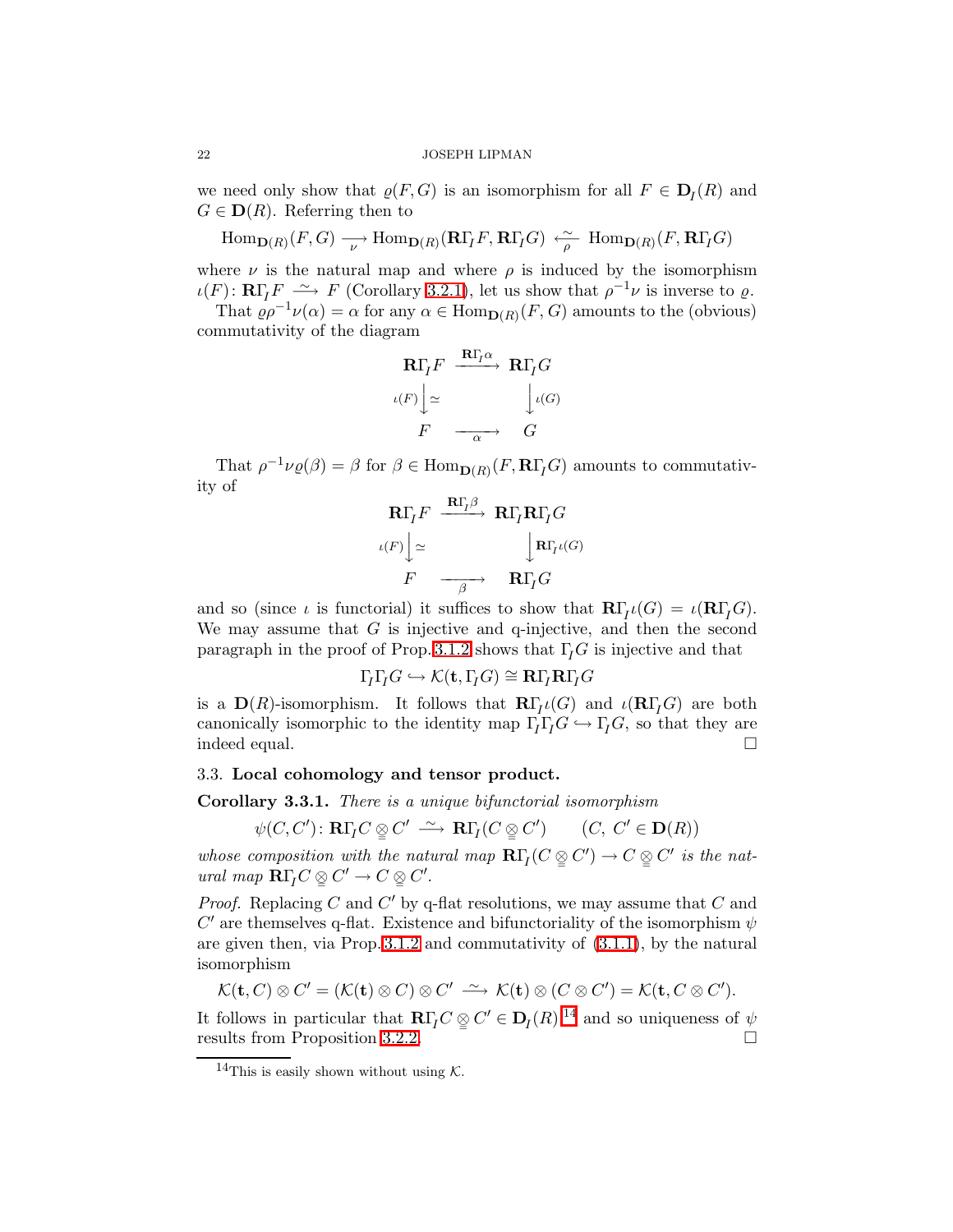we need only show that $\varrho(F,G)$ is an isomorphism for all $F \in \mathbf{D}_I(R)$ and $G \in \mathbf{D}(R)$. Referring then to

$$\mathrm{Hom}_{\mathbf{D}(R)}(F,G) \xrightarrow[\nu]{} \mathrm{Hom}_{\mathbf{D}(R)}(\mathbf{R}\Gamma_I F, \mathbf{R}\Gamma_I G) \xleftarrow[\rho]{\sim} \mathrm{Hom}_{\mathbf{D}(R)}(F, \mathbf{R}\Gamma_I G)$$

where $\nu$ is the natural map and where $\rho$ is induced by the isomorphism $\iota(F)\colon \mathbf{R}\Gamma_I F \xrightarrow{\sim} F$ (Corollary 3.2.1), let us show that $\rho^{-1}\nu$ is inverse to $\varrho$.

That $\varrho\rho^{-1}\nu(\alpha) = \alpha$ for any $\alpha \in \mathrm{Hom}_{\mathbf{D}(R)}(F,G)$ amounts to the (obvious) commutativity of the diagram

$$\begin{array}{ccc}
\mathbf{R}\Gamma_I F & \xrightarrow{\mathbf{R}\Gamma_I \alpha} & \mathbf{R}\Gamma_I G \\
{\scriptstyle \iota(F)}\big\downarrow \simeq & & \big\downarrow {\scriptstyle \iota(G)} \\
F & \xrightarrow[\alpha]{} & G
\end{array}$$

That $\rho^{-1}\nu\varrho(\beta) = \beta$ for $\beta \in \mathrm{Hom}_{\mathbf{D}(R)}(F, \mathbf{R}\Gamma_I G)$ amounts to commutativity of

$$\begin{array}{ccc}
\mathbf{R}\Gamma_I F & \xrightarrow{\mathbf{R}\Gamma_I \beta} & \mathbf{R}\Gamma_I \mathbf{R}\Gamma_I G \\
{\scriptstyle \iota(F)}\big\downarrow \simeq & & \big\downarrow {\scriptstyle \mathbf{R}\Gamma_I \iota(G)} \\
F & \xrightarrow[\beta]{} & \mathbf{R}\Gamma_I G
\end{array}$$

and so (since $\iota$ is functorial) it suffices to show that $\mathbf{R}\Gamma_I \iota(G) = \iota(\mathbf{R}\Gamma_I G)$. We may assume that $G$ is injective and q-injective, and then the second paragraph in the proof of Prop. 3.1.2 shows that $\Gamma_I G$ is injective and that

$$\Gamma_I \Gamma_I G \hookrightarrow \mathcal{K}(\mathbf{t}, \Gamma_I G) \cong \mathbf{R}\Gamma_I \mathbf{R}\Gamma_I G$$

is a $\mathbf{D}(R)$-isomorphism. It follows that $\mathbf{R}\Gamma_I \iota(G)$ and $\iota(\mathbf{R}\Gamma_I G)$ are both canonically isomorphic to the identity map $\Gamma_I \Gamma_I G \hookrightarrow \Gamma_I G$, so that they are indeed equal. $\square$

### 3.3. Local cohomology and tensor product.

**Corollary 3.3.1.** *There is a unique bifunctorial isomorphism*

$$\psi(C, C')\colon \mathbf{R}\Gamma_I C \underset{=}{\otimes} C' \xrightarrow{\sim} \mathbf{R}\Gamma_I (C \underset{=}{\otimes} C') \qquad (C,\ C' \in \mathbf{D}(R))$$

*whose composition with the natural map* $\mathbf{R}\Gamma_I (C \underset{=}{\otimes} C') \to C \underset{=}{\otimes} C'$ *is the natural map* $\mathbf{R}\Gamma_I C \underset{=}{\otimes} C' \to C \underset{=}{\otimes} C'$.

*Proof.* Replacing $C$ and $C'$ by q-flat resolutions, we may assume that $C$ and $C'$ are themselves q-flat. Existence and bifunctoriality of the isomorphism $\psi$ are given then, via Prop. 3.1.2 and commutativity of (3.1.1), by the natural isomorphism

$$\mathcal{K}(\mathbf{t}, C) \otimes C' = (\mathcal{K}(\mathbf{t}) \otimes C) \otimes C' \xrightarrow{\sim} \mathcal{K}(\mathbf{t}) \otimes (C \otimes C') = \mathcal{K}(\mathbf{t}, C \otimes C').$$

It follows in particular that $\mathbf{R}\Gamma_I C \underset{=}{\otimes} C' \in \mathbf{D}_I(R)$,[14] and so uniqueness of $\psi$ results from Proposition 3.2.2. $\square$

[14] This is easily shown without using $\mathcal{K}$.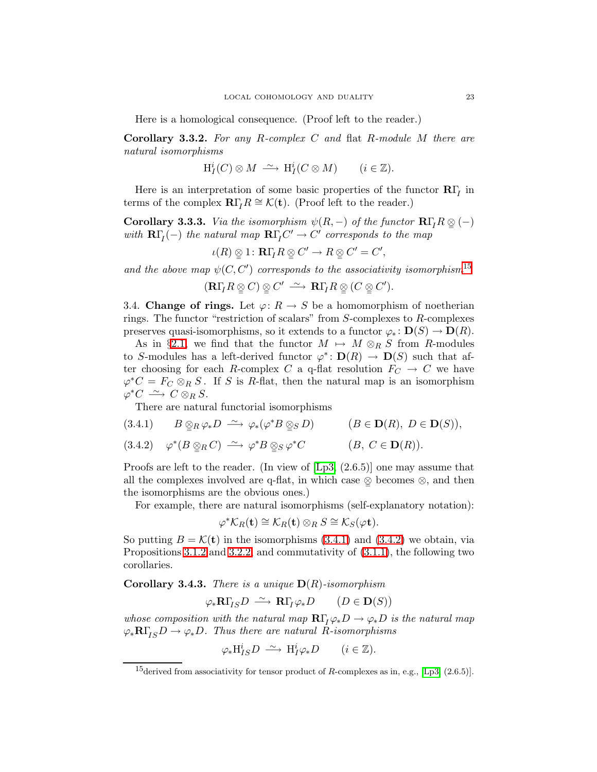Here is a homological consequence. (Proof left to the reader.)

**Corollary 3.3.2.** *For any $R$-complex $C$ and* flat *$R$-module $M$ there are natural isomorphisms*

$$\mathrm{H}^i_I(C)\otimes M \xrightarrow{\ \sim\ } \mathrm{H}^i_I(C\otimes M) \qquad (i\in\mathbb{Z}).$$

Here is an interpretation of some basic properties of the functor $\mathbf{R}\Gamma_I$ in terms of the complex $\mathbf{R}\Gamma_I R\cong\mathcal{K}(\mathbf{t})$. (Proof left to the reader.)

**Corollary 3.3.3.** *Via the isomorphism $\psi(R,-)$ of the functor $\mathbf{R}\Gamma_I R\underline{\otimes}(-)$ with $\mathbf{R}\Gamma_I(-)$ the natural map $\mathbf{R}\Gamma_I C'\to C'$ corresponds to the map*

$$\iota(R)\underline{\otimes}1\colon \mathbf{R}\Gamma_I R\underline{\otimes} C'\to R\underline{\otimes} C' = C',$$

*and the above map $\psi(C,C')$ corresponds to the associativity isomorphism*[15]

$$(\mathbf{R}\Gamma_I R\underline{\otimes} C)\underline{\otimes} C' \xrightarrow{\ \sim\ } \mathbf{R}\Gamma_I R\underline{\otimes}(C\underline{\otimes} C').$$

3.4. **Change of rings.** Let $\varphi\colon R\to S$ be a homomorphism of noetherian rings. The functor "restriction of scalars" from $S$-complexes to $R$-complexes preserves quasi-isomorphisms, so it extends to a functor $\varphi_*\colon \mathbf{D}(S)\to\mathbf{D}(R)$.

As in §2.1, we find that the functor $M\mapsto M\otimes_R S$ from $R$-modules to $S$-modules has a left-derived functor $\varphi^*\colon\mathbf{D}(R)\to\mathbf{D}(S)$ such that after choosing for each $R$-complex $C$ a q-flat resolution $F_C\to C$ we have $\varphi^*C = F_C\otimes_R S$. If $S$ is $R$-flat, then the natural map is an isomorphism $\varphi^*C\xrightarrow{\ \sim\ } C\otimes_R S$.

There are natural functorial isomorphisms

$$B\underline{\otimes}_R\varphi_*D \xrightarrow{\ \sim\ } \varphi_*(\varphi^*B\underline{\otimes}_S D) \qquad (B\in\mathbf{D}(R),\ D\in\mathbf{D}(S)), \tag{3.4.1}$$

$$\varphi^*(B\underline{\otimes}_R C) \xrightarrow{\ \sim\ } \varphi^*B\underline{\otimes}_S\varphi^*C \qquad (B,\ C\in\mathbf{D}(R)). \tag{3.4.2}$$

Proofs are left to the reader. (In view of [Lp3, (2.6.5)] one may assume that all the complexes involved are q-flat, in which case $\underline{\otimes}$ becomes $\otimes$, and then the isomorphisms are the obvious ones.)

For example, there are natural isomorphisms (self-explanatory notation):

$$\varphi^*\mathcal{K}_R(\mathbf{t})\cong\mathcal{K}_R(\mathbf{t})\otimes_R S\cong\mathcal{K}_S(\varphi\mathbf{t}).$$

So putting $B=\mathcal{K}(\mathbf{t})$ in the isomorphisms (3.4.1) and (3.4.2) we obtain, via Propositions 3.1.2 and 3.2.2, and commutativity of (3.1.1), the following two corollaries.

**Corollary 3.4.3.** *There is a unique $\mathbf{D}(R)$-isomorphism*

$$\varphi_*\mathbf{R}\Gamma_{IS}D \xrightarrow{\ \sim\ } \mathbf{R}\Gamma_I\varphi_*D \qquad (D\in\mathbf{D}(S))$$

*whose composition with the natural map $\mathbf{R}\Gamma_I\varphi_*D\to\varphi_*D$ is the natural map $\varphi_*\mathbf{R}\Gamma_{IS}D\to\varphi_*D$. Thus there are natural $R$-isomorphisms*

$$\varphi_*\mathrm{H}^i_{IS}D \xrightarrow{\ \sim\ } \mathrm{H}^i_I\varphi_*D \qquad (i\in\mathbb{Z}).$$

[15] derived from associativity for tensor product of $R$-complexes as in, e.g., [Lp3, (2.6.5)].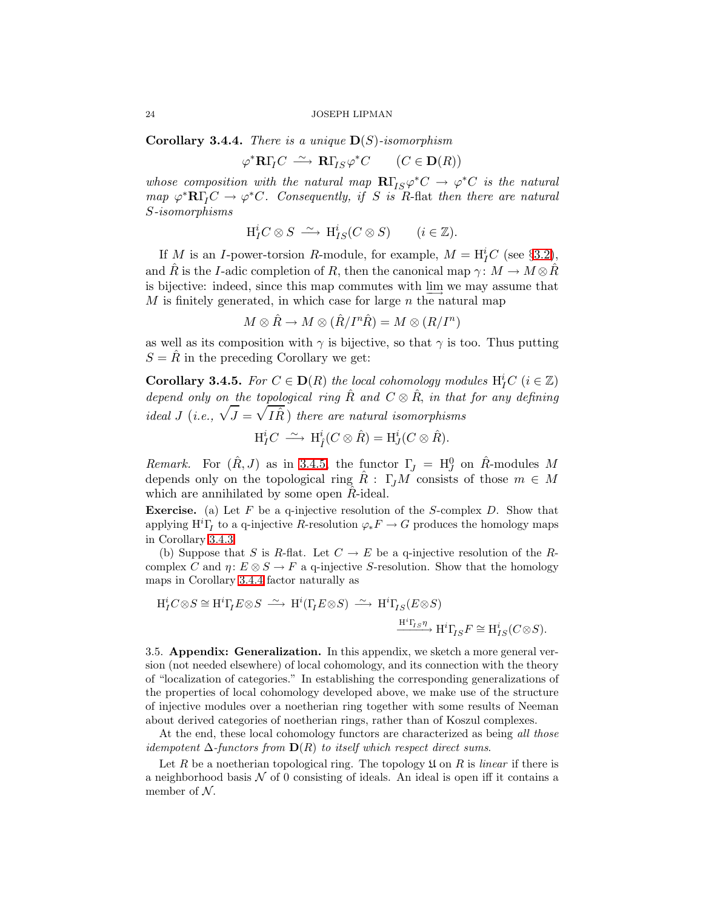**Corollary 3.4.4.** *There is a unique* $\mathbf{D}(S)$*-isomorphism*

$$\varphi^*\mathbf{R}\Gamma_I C \xrightarrow{\sim} \mathbf{R}\Gamma_{IS}\varphi^* C \qquad (C \in \mathbf{D}(R))$$

*whose composition with the natural map* $\mathbf{R}\Gamma_{IS}\varphi^* C \to \varphi^* C$ *is the natural map* $\varphi^*\mathbf{R}\Gamma_I C \to \varphi^* C$*. Consequently, if* $S$ *is* $R$*-flat then there are natural* $S$*-isomorphisms*

$$\mathrm{H}^i_I C \otimes S \xrightarrow{\sim} \mathrm{H}^i_{IS}(C \otimes S) \qquad (i \in \mathbb{Z}).$$

If $M$ is an $I$-power-torsion $R$-module, for example, $M = \mathrm{H}^i_I C$ (see §3.2), and $\hat{R}$ is the $I$-adic completion of $R$, then the canonical map $\gamma\colon M \to M \otimes \hat{R}$ is bijective: indeed, since this map commutes with $\varinjlim$ we may assume that $M$ is finitely generated, in which case for large $n$ the natural map

$$M \otimes \hat{R} \to M \otimes (\hat{R}/I^n\hat{R}) = M \otimes (R/I^n)$$

as well as its composition with $\gamma$ is bijective, so that $\gamma$ is too. Thus putting $S = \hat{R}$ in the preceding Corollary we get:

**Corollary 3.4.5.** *For* $C \in \mathbf{D}(R)$ *the local cohomology modules* $\mathrm{H}^i_I C$ $(i \in \mathbb{Z})$ *depend only on the topological ring* $\hat{R}$ *and* $C \otimes \hat{R}$*, in that for any defining ideal* $J$ *(i.e.,* $\sqrt{J} = \sqrt{I\hat{R}}$*) there are natural isomorphisms*

$$\mathrm{H}^i_I C \xrightarrow{\sim} \mathrm{H}^i_{\hat{I}}(C \otimes \hat{R}) = \mathrm{H}^i_J(C \otimes \hat{R}).$$

*Remark.* For $(\hat{R}, J)$ as in 3.4.5, the functor $\Gamma_J = \mathrm{H}^0_J$ on $\hat{R}$-modules $M$ depends only on the topological ring $\hat{R}$ : $\Gamma_J M$ consists of those $m \in M$ which are annihilated by some open $\hat{R}$-ideal.

**Exercise.** (a) Let $F$ be a q-injective resolution of the $S$-complex $D$. Show that applying $\mathrm{H}^i\Gamma_I$ to a q-injective $R$-resolution $\varphi_* F \to G$ produces the homology maps in Corollary 3.4.3.

(b) Suppose that $S$ is $R$-flat. Let $C \to E$ be a q-injective resolution of the $R$-complex $C$ and $\eta\colon E \otimes S \to F$ a q-injective $S$-resolution. Show that the homology maps in Corollary 3.4.4 factor naturally as

$$\begin{aligned}\mathrm{H}^i_I C \otimes S \cong \mathrm{H}^i\Gamma_I E \otimes S \xrightarrow{\sim} \mathrm{H}^i(\Gamma_I E \otimes S) \xrightarrow{\sim} \mathrm{H}^i\Gamma_{IS}(E \otimes S)&\\ \xrightarrow{\mathrm{H}^i\Gamma_{IS}\eta} \mathrm{H}^i\Gamma_{IS} F \cong \mathrm{H}^i_{IS}(C \otimes S).&\end{aligned}$$

3.5. **Appendix: Generalization.** In this appendix, we sketch a more general version (not needed elsewhere) of local cohomology, and its connection with the theory of "localization of categories." In establishing the corresponding generalizations of the properties of local cohomology developed above, we make use of the structure of injective modules over a noetherian ring together with some results of Neeman about derived categories of noetherian rings, rather than of Koszul complexes.

At the end, these local cohomology functors are characterized as being *all those idempotent* $\Delta$*-functors from* $\mathbf{D}(R)$ *to itself which respect direct sums.*

Let $R$ be a noetherian topological ring. The topology $\mathfrak{U}$ on $R$ is *linear* if there is a neighborhood basis $\mathcal{N}$ of 0 consisting of ideals. An ideal is open iff it contains a member of $\mathcal{N}$.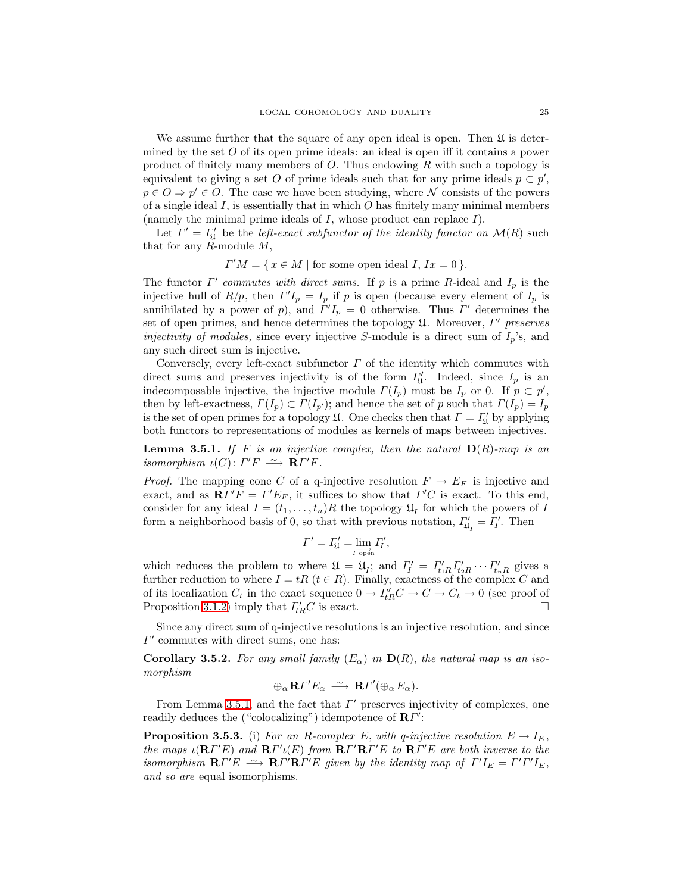We assume further that the square of any open ideal is open. Then $\mathfrak{U}$ is determined by the set $O$ of its open prime ideals: an ideal is open iff it contains a power product of finitely many members of $O$. Thus endowing $R$ with such a topology is equivalent to giving a set $O$ of prime ideals such that for any prime ideals $p \subset p'$, $p \in O \Rightarrow p' \in O$. The case we have been studying, where $\mathcal{N}$ consists of the powers of a single ideal $I$, is essentially that in which $O$ has finitely many minimal members (namely the minimal prime ideals of $I$, whose product can replace $I$).

Let $\varGamma' = \varGamma'_{\mathfrak{U}}$ be the *left-exact subfunctor of the identity functor on* $\mathcal{M}(R)$ such that for any $R$-module $M$,

$$\varGamma' M = \{\, x \in M \mid \text{for some open ideal } I,\ Ix = 0 \,\}.$$

The functor $\varGamma'$ *commutes with direct sums.* If $p$ is a prime $R$-ideal and $I_p$ is the injective hull of $R/p$, then $\varGamma' I_p = I_p$ if $p$ is open (because every element of $I_p$ is annihilated by a power of $p$), and $\varGamma' I_p = 0$ otherwise. Thus $\varGamma'$ determines the set of open primes, and hence determines the topology $\mathfrak{U}$. Moreover, $\varGamma'$ *preserves injectivity of modules,* since every injective $S$-module is a direct sum of $I_p$'s, and any such direct sum is injective.

Conversely, every left-exact subfunctor $\varGamma$ of the identity which commutes with direct sums and preserves injectivity is of the form $\varGamma'_{\mathfrak{U}}$. Indeed, since $I_p$ is an indecomposable injective, the injective module $\varGamma(I_p)$ must be $I_p$ or 0. If $p \subset p'$, then by left-exactness, $\varGamma(I_p) \subset \varGamma(I_{p'})$; and hence the set of $p$ such that $\varGamma(I_p) = I_p$ is the set of open primes for a topology $\mathfrak{U}$. One checks then that $\varGamma = \varGamma'_{\mathfrak{U}}$ by applying both functors to representations of modules as kernels of maps between injectives.

**Lemma 3.5.1.** *If $F$ is an injective complex, then the natural $\mathbf{D}(R)$-map is an isomorphism $\iota(C)\colon \varGamma' F \xrightarrow{\sim} \mathbf{R}\varGamma' F$.*

*Proof.* The mapping cone $C$ of a q-injective resolution $F \to E_F$ is injective and exact, and as $\mathbf{R}\varGamma' F = \varGamma' E_F$, it suffices to show that $\varGamma' C$ is exact. To this end, consider for any ideal $I = (t_1, \dots, t_n)R$ the topology $\mathfrak{U}_I$ for which the powers of $I$ form a neighborhood basis of 0, so that with previous notation, $\varGamma'_{\mathfrak{U}_I} = \varGamma'_I$. Then

$$\varGamma' = \varGamma'_{\mathfrak{U}} = \varinjlim_{I \text{ open}} \varGamma'_I,$$

which reduces the problem to where $\mathfrak{U} = \mathfrak{U}_I$; and $\varGamma'_I = \varGamma'_{t_1R}\varGamma'_{t_2R}\cdots\varGamma'_{t_nR}$ gives a further reduction to where $I = tR$ ($t \in R$). Finally, exactness of the complex $C$ and of its localization $C_t$ in the exact sequence $0 \to \varGamma'_{tR}C \to C \to C_t \to 0$ (see proof of Proposition 3.1.2) imply that $\varGamma'_{tR}C$ is exact. $\square$

Since any direct sum of q-injective resolutions is an injective resolution, and since $\varGamma'$ commutes with direct sums, one has:

**Corollary 3.5.2.** *For any small family $(E_\alpha)$ in $\mathbf{D}(R)$, the natural map is an isomorphism*

$$\oplus_\alpha \mathbf{R}\varGamma' E_\alpha \xrightarrow{\sim} \mathbf{R}\varGamma'(\oplus_\alpha E_\alpha).$$

From Lemma 3.5.1 and the fact that $\varGamma'$ preserves injectivity of complexes, one readily deduces the ("colocalizing") idempotence of $\mathbf{R}\varGamma'$:

**Proposition 3.5.3.** (i) *For an $R$-complex $E$, with q-injective resolution $E \to I_E$, the maps $\iota(\mathbf{R}\varGamma' E)$ and $\mathbf{R}\varGamma'\iota(E)$ from $\mathbf{R}\varGamma'\mathbf{R}\varGamma' E$ to $\mathbf{R}\varGamma' E$ are both inverse to the isomorphism $\mathbf{R}\varGamma' E \xrightarrow{\sim} \mathbf{R}\varGamma'\mathbf{R}\varGamma' E$ given by the identity map of $\varGamma' I_E = \varGamma'\varGamma' I_E$, and so are* equal isomorphisms.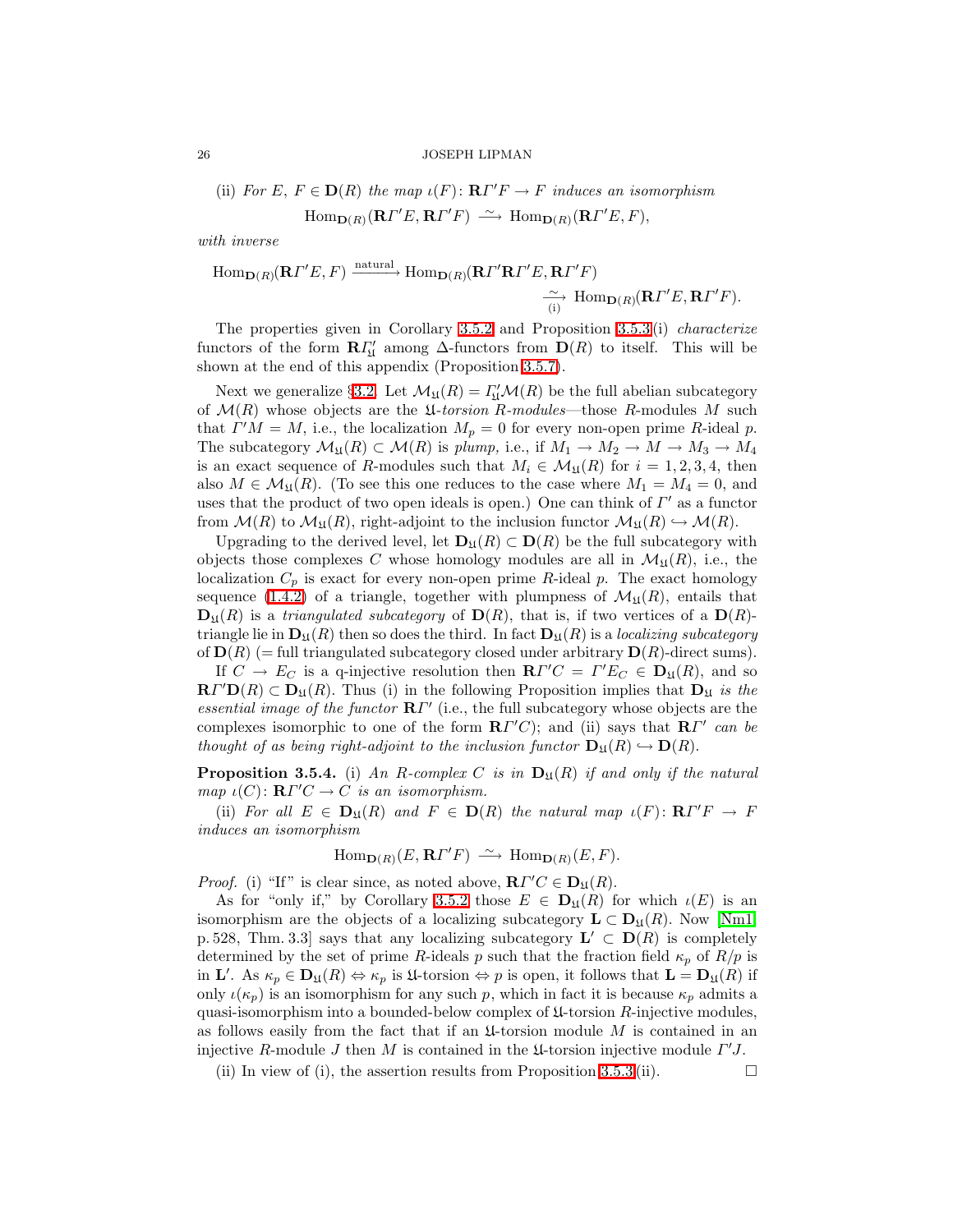(ii) *For $E,\ F \in \mathbf{D}(R)$ the map $\iota(F)\colon \mathbf{R}\varGamma'F \to F$ induces an isomorphism*

$$\operatorname{Hom}_{\mathbf{D}(R)}(\mathbf{R}\varGamma'E, \mathbf{R}\varGamma'F) \xrightarrow{\ \sim\ } \operatorname{Hom}_{\mathbf{D}(R)}(\mathbf{R}\varGamma'E, F),$$

*with inverse*

$$\operatorname{Hom}_{\mathbf{D}(R)}(\mathbf{R}\varGamma'E, F) \xrightarrow{\text{natural}} \operatorname{Hom}_{\mathbf{D}(R)}(\mathbf{R}\varGamma'\mathbf{R}\varGamma'E, \mathbf{R}\varGamma'F) \underset{\text{(i)}}{\xrightarrow{\ \sim\ }} \operatorname{Hom}_{\mathbf{D}(R)}(\mathbf{R}\varGamma'E, \mathbf{R}\varGamma'F).$$

The properties given in Corollary 3.5.2 and Proposition 3.5.3(i) *characterize* functors of the form $\mathbf{R}\varGamma'_{\mathfrak{U}}$ among $\Delta$-functors from $\mathbf{D}(R)$ to itself. This will be shown at the end of this appendix (Proposition 3.5.7).

Next we generalize §3.2. Let $\mathcal{M}_{\mathfrak{U}}(R) = \varGamma'_{\mathfrak{U}}\mathcal{M}(R)$ be the full abelian subcategory of $\mathcal{M}(R)$ whose objects are the $\mathfrak{U}$*-torsion $R$-modules*—those $R$-modules $M$ such that $\varGamma'M = M$, i.e., the localization $M_p = 0$ for every non-open prime $R$-ideal $p$. The subcategory $\mathcal{M}_{\mathfrak{U}}(R) \subset \mathcal{M}(R)$ is *plump,* i.e., if $M_1 \to M_2 \to M \to M_3 \to M_4$ is an exact sequence of $R$-modules such that $M_i \in \mathcal{M}_{\mathfrak{U}}(R)$ for $i = 1, 2, 3, 4$, then also $M \in \mathcal{M}_{\mathfrak{U}}(R)$. (To see this one reduces to the case where $M_1 = M_4 = 0$, and uses that the product of two open ideals is open.) One can think of $\varGamma'$ as a functor from $\mathcal{M}(R)$ to $\mathcal{M}_{\mathfrak{U}}(R)$, right-adjoint to the inclusion functor $\mathcal{M}_{\mathfrak{U}}(R) \hookrightarrow \mathcal{M}(R)$.

Upgrading to the derived level, let $\mathbf{D}_{\mathfrak{U}}(R) \subset \mathbf{D}(R)$ be the full subcategory with objects those complexes $C$ whose homology modules are all in $\mathcal{M}_{\mathfrak{U}}(R)$, i.e., the localization $C_p$ is exact for every non-open prime $R$-ideal $p$. The exact homology sequence (1.4.2) of a triangle, together with plumpness of $\mathcal{M}_{\mathfrak{U}}(R)$, entails that $\mathbf{D}_{\mathfrak{U}}(R)$ is a *triangulated subcategory* of $\mathbf{D}(R)$, that is, if two vertices of a $\mathbf{D}(R)$-triangle lie in $\mathbf{D}_{\mathfrak{U}}(R)$ then so does the third. In fact $\mathbf{D}_{\mathfrak{U}}(R)$ is a *localizing subcategory* of $\mathbf{D}(R)$ (= full triangulated subcategory closed under arbitrary $\mathbf{D}(R)$-direct sums).

If $C \to E_C$ is a q-injective resolution then $\mathbf{R}\varGamma'C = \varGamma'E_C \in \mathbf{D}_{\mathfrak{U}}(R)$, and so $\mathbf{R}\varGamma'\mathbf{D}(R) \subset \mathbf{D}_{\mathfrak{U}}(R)$. Thus (i) in the following Proposition implies that $\mathbf{D}_{\mathfrak{U}}$ *is the essential image of the functor* $\mathbf{R}\varGamma'$ (i.e., the full subcategory whose objects are the complexes isomorphic to one of the form $\mathbf{R}\varGamma'C$); and (ii) says that $\mathbf{R}\varGamma'$ *can be thought of as being right-adjoint to the inclusion functor* $\mathbf{D}_{\mathfrak{U}}(R) \hookrightarrow \mathbf{D}(R)$.

**Proposition 3.5.4.** (i) *An $R$-complex $C$ is in $\mathbf{D}_{\mathfrak{U}}(R)$ if and only if the natural map $\iota(C)\colon \mathbf{R}\varGamma'C \to C$ is an isomorphism.*

(ii) *For all $E \in \mathbf{D}_{\mathfrak{U}}(R)$ and $F \in \mathbf{D}(R)$ the natural map $\iota(F)\colon \mathbf{R}\varGamma'F \to F$ induces an isomorphism*

$$\operatorname{Hom}_{\mathbf{D}(R)}(E, \mathbf{R}\varGamma'F) \xrightarrow{\ \sim\ } \operatorname{Hom}_{\mathbf{D}(R)}(E, F).$$

*Proof.* (i) "If" is clear since, as noted above, $\mathbf{R}\varGamma'C \in \mathbf{D}_{\mathfrak{U}}(R)$.

As for "only if," by Corollary 3.5.2 those $E \in \mathbf{D}_{\mathfrak{U}}(R)$ for which $\iota(E)$ is an isomorphism are the objects of a localizing subcategory $\mathbf{L} \subset \mathbf{D}_{\mathfrak{U}}(R)$. Now [Nm1, p. 528, Thm. 3.3] says that any localizing subcategory $\mathbf{L}' \subset \mathbf{D}(R)$ is completely determined by the set of prime $R$-ideals $p$ such that the fraction field $\kappa_p$ of $R/p$ is in $\mathbf{L}'$. As $\kappa_p \in \mathbf{D}_{\mathfrak{U}}(R) \Leftrightarrow \kappa_p$ is $\mathfrak{U}$-torsion $\Leftrightarrow p$ is open, it follows that $\mathbf{L} = \mathbf{D}_{\mathfrak{U}}(R)$ if only $\iota(\kappa_p)$ is an isomorphism for any such $p$, which in fact it is because $\kappa_p$ admits a quasi-isomorphism into a bounded-below complex of $\mathfrak{U}$-torsion $R$-injective modules, as follows easily from the fact that if an $\mathfrak{U}$-torsion module $M$ is contained in an injective $R$-module $J$ then $M$ is contained in the $\mathfrak{U}$-torsion injective module $\varGamma'J$.

(ii) In view of (i), the assertion results from Proposition 3.5.3(ii). $\square$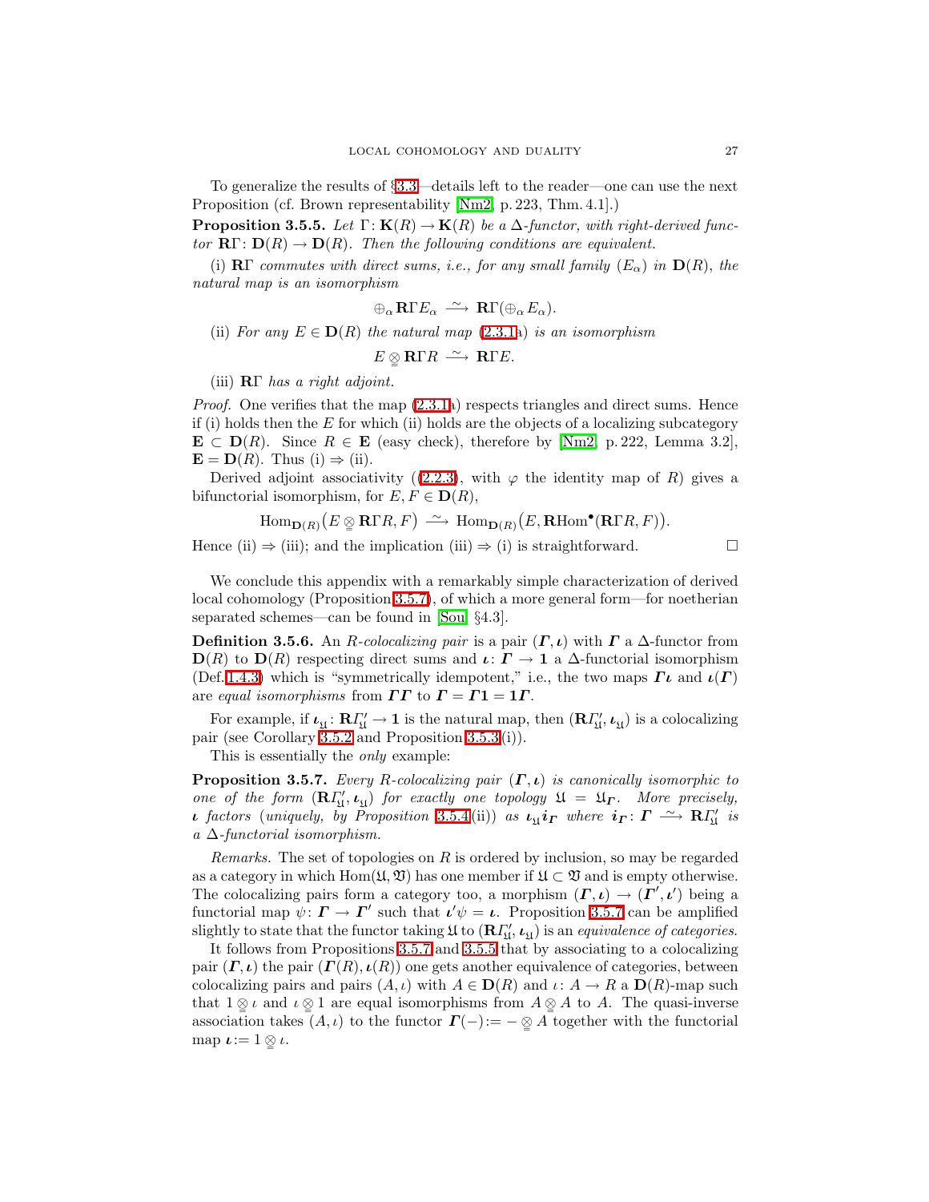To generalize the results of §3.3—details left to the reader—one can use the next Proposition (cf. Brown representability [Nm2, p. 223, Thm. 4.1].)

**Proposition 3.5.5.** *Let $\Gamma\colon \mathbf{K}(R) \to \mathbf{K}(R)$ be a $\Delta$-functor, with right-derived functor $\mathbf{R}\Gamma\colon \mathbf{D}(R) \to \mathbf{D}(R)$. Then the following conditions are equivalent.*

(i) *$\mathbf{R}\Gamma$ commutes with direct sums, i.e., for any small family $(E_\alpha)$ in $\mathbf{D}(R)$, the natural map is an isomorphism*

$$\oplus_\alpha \mathbf{R}\Gamma E_\alpha \xrightarrow{\;\sim\;} \mathbf{R}\Gamma(\oplus_\alpha E_\alpha).$$

(ii) *For any $E \in \mathbf{D}(R)$ the natural map (2.3.1a) is an isomorphism*

$$E \underset{=}{\otimes} \mathbf{R}\Gamma R \xrightarrow{\;\sim\;} \mathbf{R}\Gamma E.$$

(iii) *$\mathbf{R}\Gamma$ has a right adjoint.*

*Proof.* One verifies that the map (2.3.1a) respects triangles and direct sums. Hence if (i) holds then the $E$ for which (ii) holds are the objects of a localizing subcategory $\mathbf{E} \subset \mathbf{D}(R)$. Since $R \in \mathbf{E}$ (easy check), therefore by [Nm2, p. 222, Lemma 3.2], $\mathbf{E} = \mathbf{D}(R)$. Thus (i) $\Rightarrow$ (ii).

Derived adjoint associativity ((2.2.3), with $\varphi$ the identity map of $R$) gives a bifunctorial isomorphism, for $E, F \in \mathbf{D}(R)$,

$$\operatorname{Hom}_{\mathbf{D}(R)}\big(E \underset{=}{\otimes} \mathbf{R}\Gamma R, F\big) \xrightarrow{\;\sim\;} \operatorname{Hom}_{\mathbf{D}(R)}\big(E, \mathbf{R}\mathrm{Hom}^\bullet(\mathbf{R}\Gamma R, F)\big).$$

Hence (ii) $\Rightarrow$ (iii); and the implication (iii) $\Rightarrow$ (i) is straightforward. $\square$

We conclude this appendix with a remarkably simple characterization of derived local cohomology (Proposition 3.5.7), of which a more general form—for noetherian separated schemes—can be found in [Sou, §4.3].

**Definition 3.5.6.** An *$R$-colocalizing pair* is a pair $(\boldsymbol{\Gamma}, \boldsymbol{\iota})$ with $\boldsymbol{\Gamma}$ a $\Delta$-functor from $\mathbf{D}(R)$ to $\mathbf{D}(R)$ respecting direct sums and $\boldsymbol{\iota}\colon \boldsymbol{\Gamma} \to \mathbf{1}$ a $\Delta$-functorial isomorphism (Def. 1.4.3) which is "symmetrically idempotent," i.e., the two maps $\boldsymbol{\Gamma\iota}$ and $\boldsymbol{\iota}(\boldsymbol{\Gamma})$ are *equal isomorphisms* from $\boldsymbol{\Gamma\Gamma}$ to $\boldsymbol{\Gamma} = \boldsymbol{\Gamma}\mathbf{1} = \mathbf{1}\boldsymbol{\Gamma}$.

For example, if $\boldsymbol{\iota}_{\mathfrak{U}}\colon \mathbf{R}\varGamma'_{\mathfrak{U}} \to \mathbf{1}$ is the natural map, then $(\mathbf{R}\varGamma'_{\mathfrak{U}}, \boldsymbol{\iota}_{\mathfrak{U}})$ is a colocalizing pair (see Corollary 3.5.2 and Proposition 3.5.3(i)).

This is essentially the *only* example:

**Proposition 3.5.7.** *Every $R$-colocalizing pair $(\boldsymbol{\Gamma}, \boldsymbol{\iota})$ is canonically isomorphic to one of the form $(\mathbf{R}\varGamma'_{\mathfrak{U}}, \boldsymbol{\iota}_{\mathfrak{U}})$ for exactly one topology $\mathfrak{U} = \mathfrak{U}_{\boldsymbol{\Gamma}}$. More precisely, $\boldsymbol{\iota}$ factors (uniquely, by Proposition 3.5.4(ii)) as $\boldsymbol{\iota}_{\mathfrak{U}}\boldsymbol{i}_{\boldsymbol{\Gamma}}$ where $\boldsymbol{i}_{\boldsymbol{\Gamma}}\colon \boldsymbol{\Gamma} \xrightarrow{\;\sim\;} \mathbf{R}\varGamma'_{\mathfrak{U}}$ is a $\Delta$-functorial isomorphism.*

*Remarks.* The set of topologies on $R$ is ordered by inclusion, so may be regarded as a category in which $\operatorname{Hom}(\mathfrak{U}, \mathfrak{V})$ has one member if $\mathfrak{U} \subset \mathfrak{V}$ and is empty otherwise. The colocalizing pairs form a category too, a morphism $(\boldsymbol{\Gamma}, \boldsymbol{\iota}) \to (\boldsymbol{\Gamma}', \boldsymbol{\iota}')$ being a functorial map $\psi\colon \boldsymbol{\Gamma} \to \boldsymbol{\Gamma}'$ such that $\boldsymbol{\iota}'\psi = \boldsymbol{\iota}$. Proposition 3.5.7 can be amplified slightly to state that the functor taking $\mathfrak{U}$ to $(\mathbf{R}\varGamma'_{\mathfrak{U}}, \boldsymbol{\iota}_{\mathfrak{U}})$ is an *equivalence of categories*.

It follows from Propositions 3.5.7 and 3.5.5 that by associating to a colocalizing pair $(\boldsymbol{\Gamma}, \boldsymbol{\iota})$ the pair $(\boldsymbol{\Gamma}(R), \boldsymbol{\iota}(R))$ one gets another equivalence of categories, between colocalizing pairs and pairs $(A, \iota)$ with $A \in \mathbf{D}(R)$ and $\iota\colon A \to R$ a $\mathbf{D}(R)$-map such that $1 \underset{=}{\otimes} \iota$ and $\iota \underset{=}{\otimes} 1$ are equal isomorphisms from $A \underset{=}{\otimes} A$ to $A$. The quasi-inverse association takes $(A, \iota)$ to the functor $\boldsymbol{\Gamma}(-) := - \underset{=}{\otimes} A$ together with the functorial map $\boldsymbol{\iota} := 1 \underset{=}{\otimes} \iota$.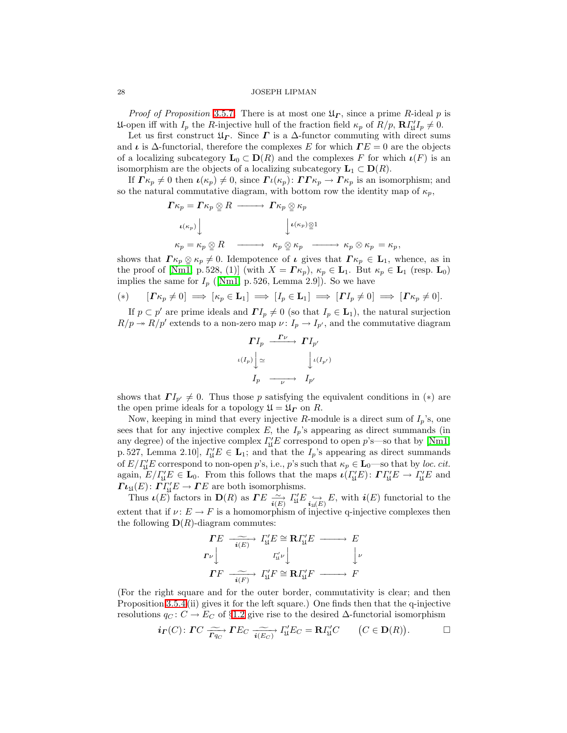*Proof of Proposition* 3.5.7. There is at most one $\mathfrak{U}_{\boldsymbol{\varGamma}}$, since a prime $R$-ideal $p$ is $\mathfrak{U}$-open iff with $I_p$ the $R$-injective hull of the fraction field $\kappa_p$ of $R/p$, $\mathbf{R}\varGamma'_{\mathfrak{U}} I_p \neq 0$.

Let us first construct $\mathfrak{U}_{\boldsymbol{\varGamma}}$. Since $\boldsymbol{\varGamma}$ is a $\Delta$-functor commuting with direct sums and $\boldsymbol{\iota}$ is $\Delta$-functorial, therefore the complexes $E$ for which $\boldsymbol{\varGamma} E = 0$ are the objects of a localizing subcategory $\mathbf{L}_0 \subset \mathbf{D}(R)$ and the complexes $F$ for which $\boldsymbol{\iota}(F)$ is an isomorphism are the objects of a localizing subcategory $\mathbf{L}_1 \subset \mathbf{D}(R)$.

If $\boldsymbol{\varGamma}\kappa_p \neq 0$ then $\boldsymbol{\iota}(\kappa_p) \neq 0$, since $\boldsymbol{\varGamma}\iota(\kappa_p)\colon \boldsymbol{\varGamma}\boldsymbol{\varGamma}\kappa_p \to \boldsymbol{\varGamma}\kappa_p$ is an isomorphism; and so the natural commutative diagram, with bottom row the identity map of $\kappa_p$,

$$
\begin{array}{ccccc}
\boldsymbol{\varGamma}\kappa_p = \boldsymbol{\varGamma}\kappa_p \underset{=}{\otimes} R & \longrightarrow & \boldsymbol{\varGamma}\kappa_p \underset{=}{\otimes} \kappa_p & & \\
{\scriptstyle \boldsymbol{\iota}(\kappa_p)}\big\downarrow & & \big\downarrow{\scriptstyle \boldsymbol{\iota}(\kappa_p)\underset{=}{\otimes} 1} & & \\
\kappa_p = \kappa_p \underset{=}{\otimes} R & \longrightarrow & \kappa_p \underset{=}{\otimes} \kappa_p & \longrightarrow & \kappa_p \otimes \kappa_p = \kappa_p,
\end{array}
$$

shows that $\boldsymbol{\varGamma}\kappa_p \underset{=}{\otimes} \kappa_p \neq 0$. Idempotence of $\boldsymbol{\iota}$ gives that $\boldsymbol{\varGamma}\kappa_p \in \mathbf{L}_1$, whence, as in the proof of [Nm1, p. 528, (1)] (with $X = \boldsymbol{\varGamma}\kappa_p$), $\kappa_p \in \mathbf{L}_1$. But $\kappa_p \in \mathbf{L}_1$ (resp. $\mathbf{L}_0$) implies the same for $I_p$ ([Nm1, p. 526, Lemma 2.9]). So we have

$$
(*) \qquad [\boldsymbol{\varGamma}\kappa_p \neq 0] \implies [\kappa_p \in \mathbf{L}_1] \implies [I_p \in \mathbf{L}_1] \implies [\boldsymbol{\varGamma} I_p \neq 0] \implies [\boldsymbol{\varGamma}\kappa_p \neq 0].
$$

If $p \subset p'$ are prime ideals and $\boldsymbol{\varGamma} I_p \neq 0$ (so that $I_p \in \mathbf{L}_1$), the natural surjection $R/p \twoheadrightarrow R/p'$ extends to a non-zero map $\nu\colon I_p \to I_{p'}$, and the commutative diagram

$$
\begin{array}{ccc}
\boldsymbol{\varGamma} I_p & \xrightarrow{\ \boldsymbol{\varGamma}\nu\ } & \boldsymbol{\varGamma} I_{p'} \\
{\scriptstyle \iota(I_p)}\big\downarrow{\scriptstyle \simeq} & & \big\downarrow{\scriptstyle \iota(I_{p'})} \\
I_p & \xrightarrow[\ \nu\ ]{} & I_{p'}
\end{array}
$$

shows that $\boldsymbol{\varGamma} I_{p'} \neq 0$. Thus those $p$ satisfying the equivalent conditions in $(*)$ are the open prime ideals for a topology $\mathfrak{U} = \mathfrak{U}_{\boldsymbol{\varGamma}}$ on $R$.

Now, keeping in mind that every injective $R$-module is a direct sum of $I_p$'s, one sees that for any injective complex $E$, the $I_p$'s appearing as direct summands (in any degree) of the injective complex $\varGamma'_{\mathfrak{U}} E$ correspond to open $p$'s—so that by [Nm1, p. 527, Lemma 2.10], $\varGamma'_{\mathfrak{U}} E \in \mathbf{L}_1$; and that the $I_p$'s appearing as direct summands of $E/\varGamma'_{\mathfrak{U}} E$ correspond to non-open $p$'s, i.e., $p$'s such that $\kappa_p \in \mathbf{L}_0$—so that by *loc. cit.* again, $E/\varGamma'_{\mathfrak{U}} E \in \mathbf{L}_0$. From this follows that the maps $\boldsymbol{\iota}(\varGamma'_{\mathfrak{U}} E)\colon \boldsymbol{\varGamma}\varGamma'_{\mathfrak{U}} E \to \varGamma'_{\mathfrak{U}} E$ and $\boldsymbol{\varGamma}\boldsymbol{\iota}_{\mathfrak{U}}(E)\colon \boldsymbol{\varGamma}\varGamma'_{\mathfrak{U}} E \to \boldsymbol{\varGamma} E$ are both isomorphisms.

Thus $\boldsymbol{\iota}(E)$ factors in $\mathbf{D}(R)$ as $\boldsymbol{\varGamma} E \xrightarrow[\boldsymbol{i}(E)]{\sim} \varGamma'_{\mathfrak{U}} E \underset{\boldsymbol{i}_{\mathfrak{U}}(E)}{\hookrightarrow} E$, with $\boldsymbol{i}(E)$ functorial to the extent that if $\nu\colon E \to F$ is a homomorphism of injective q-injective complexes then the following $\mathbf{D}(R)$-diagram commutes:

$$
\begin{array}{ccccc}
\boldsymbol{\varGamma} E & \xrightarrow[\boldsymbol{i}(E)]{\sim} & \varGamma'_{\mathfrak{U}} E \cong \mathbf{R}\varGamma'_{\mathfrak{U}} E & \longrightarrow & E \\
{\scriptstyle \boldsymbol{\varGamma}\nu}\big\downarrow & & {\scriptstyle \varGamma'_{\mathfrak{U}}\nu}\big\downarrow & & \big\downarrow{\scriptstyle \nu} \\
\boldsymbol{\varGamma} F & \xrightarrow[\boldsymbol{i}(F)]{\sim} & \varGamma'_{\mathfrak{U}} F \cong \mathbf{R}\varGamma'_{\mathfrak{U}} F & \longrightarrow & F
\end{array}
$$

(For the right square and for the outer border, commutativity is clear; and then Proposition 3.5.4(ii) gives it for the left square.) One finds then that the q-injective resolutions $q_C\colon C \to E_C$ of §1.2 give rise to the desired $\Delta$-functorial isomorphism

$$
\boldsymbol{i}_{\boldsymbol{\varGamma}}(C)\colon \boldsymbol{\varGamma} C \xrightarrow[\boldsymbol{\varGamma} q_C]{\sim} \boldsymbol{\varGamma} E_C \xrightarrow[\boldsymbol{i}(E_C)]{\sim} \varGamma'_{\mathfrak{U}} E_C = \mathbf{R}\varGamma'_{\mathfrak{U}} C \qquad \big(C \in \mathbf{D}(R)\big). \qquad \square
$$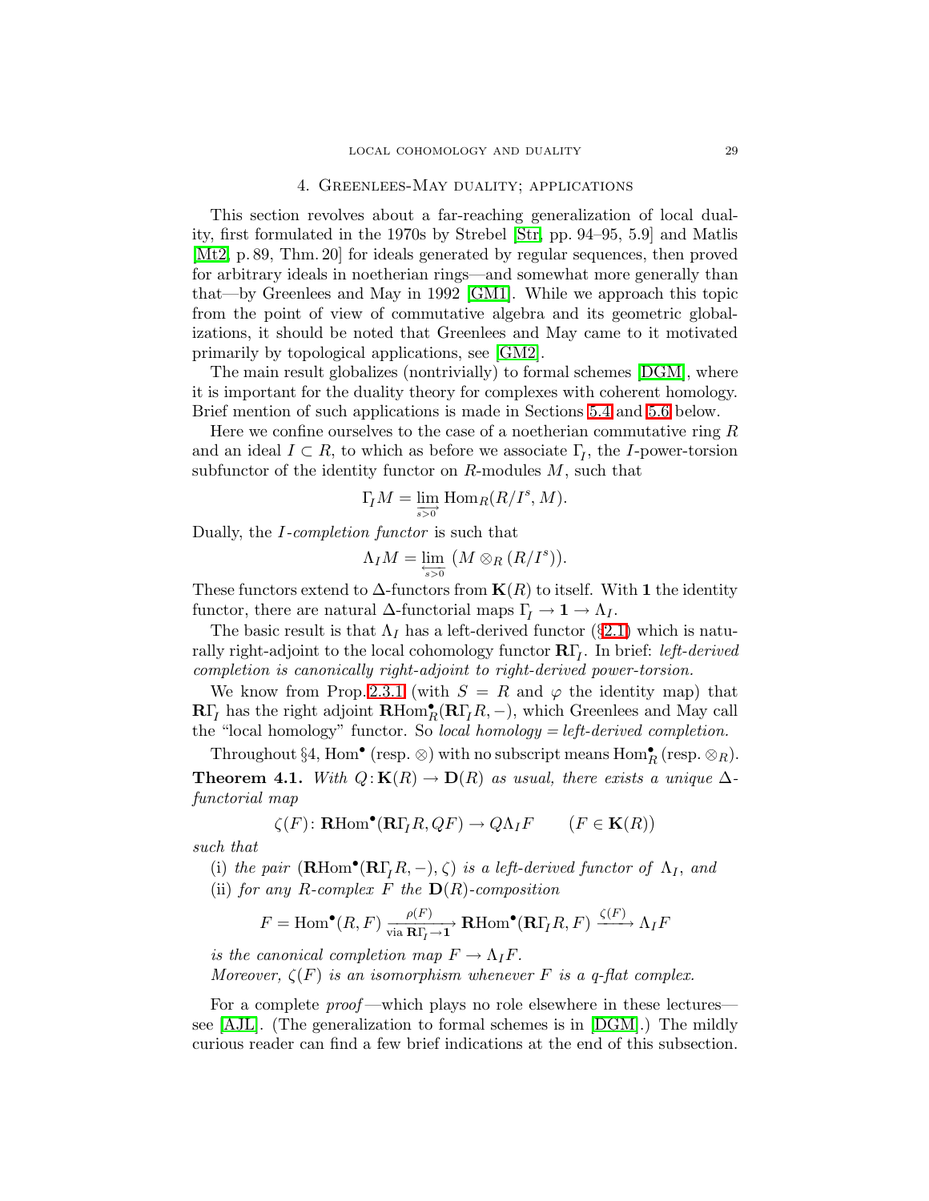## 4. Greenlees-May duality; applications

This section revolves about a far-reaching generalization of local duality, first formulated in the 1970s by Strebel [Str, pp. 94–95, 5.9] and Matlis [Mt2, p. 89, Thm. 20] for ideals generated by regular sequences, then proved for arbitrary ideals in noetherian rings—and somewhat more generally than that—by Greenlees and May in 1992 [GM1]. While we approach this topic from the point of view of commutative algebra and its geometric globalizations, it should be noted that Greenlees and May came to it motivated primarily by topological applications, see [GM2].

The main result globalizes (nontrivially) to formal schemes [DGM], where it is important for the duality theory for complexes with coherent homology. Brief mention of such applications is made in Sections 5.4 and 5.6 below.

Here we confine ourselves to the case of a noetherian commutative ring $R$ and an ideal $I \subset R$, to which as before we associate $\Gamma_I$, the $I$-power-torsion subfunctor of the identity functor on $R$-modules $M$, such that

$$\Gamma_I M = \varinjlim_{s>0} \operatorname{Hom}_R(R/I^s, M).$$

Dually, the *$I$-completion functor* is such that

$$\Lambda_I M = \varprojlim_{s>0} \big(M \otimes_R (R/I^s)\big).$$

These functors extend to $\Delta$-functors from $\mathbf{K}(R)$ to itself. With $\mathbf{1}$ the identity functor, there are natural $\Delta$-functorial maps $\Gamma_I \to \mathbf{1} \to \Lambda_I$.

The basic result is that $\Lambda_I$ has a left-derived functor (§2.1) which is naturally right-adjoint to the local cohomology functor $\mathbf{R}\Gamma_I$. In brief: *left-derived completion is canonically right-adjoint to right-derived power-torsion.*

We know from Prop. 2.3.1 (with $S = R$ and $\varphi$ the identity map) that $\mathbf{R}\Gamma_I$ has the right adjoint $\mathbf{R}\mathrm{Hom}^\bullet_R(\mathbf{R}\Gamma_I R, -)$, which Greenlees and May call the "local homology" functor. So *local homology = left-derived completion.*

Throughout §4, $\mathrm{Hom}^\bullet$ (resp. $\otimes$) with no subscript means $\mathrm{Hom}^\bullet_R$ (resp. $\otimes_R$).

**Theorem 4.1.** *With $Q\colon \mathbf{K}(R) \to \mathbf{D}(R)$ as usual, there exists a unique $\Delta$-functorial map*

$$\zeta(F)\colon \mathbf{R}\mathrm{Hom}^\bullet(\mathbf{R}\Gamma_I R, QF) \to Q\Lambda_I F \qquad (F \in \mathbf{K}(R))$$

*such that*

(i) *the pair $(\mathbf{R}\mathrm{Hom}^\bullet(\mathbf{R}\Gamma_I R, -), \zeta)$ is a left-derived functor of $\Lambda_I$, and*

(ii) *for any $R$-complex $F$ the $\mathbf{D}(R)$-composition*

$$F = \mathrm{Hom}^\bullet(R, F) \xrightarrow[\text{via } \mathbf{R}\Gamma_I \to \mathbf{1}]{\rho(F)} \mathbf{R}\mathrm{Hom}^\bullet(\mathbf{R}\Gamma_I R, F) \xrightarrow{\zeta(F)} \Lambda_I F$$

*is the canonical completion map $F \to \Lambda_I F$.*

*Moreover, $\zeta(F)$ is an isomorphism whenever $F$ is a q-flat complex.*

For a complete *proof*—which plays no role elsewhere in these lectures—see [AJL]. (The generalization to formal schemes is in [DGM].) The mildly curious reader can find a few brief indications at the end of this subsection.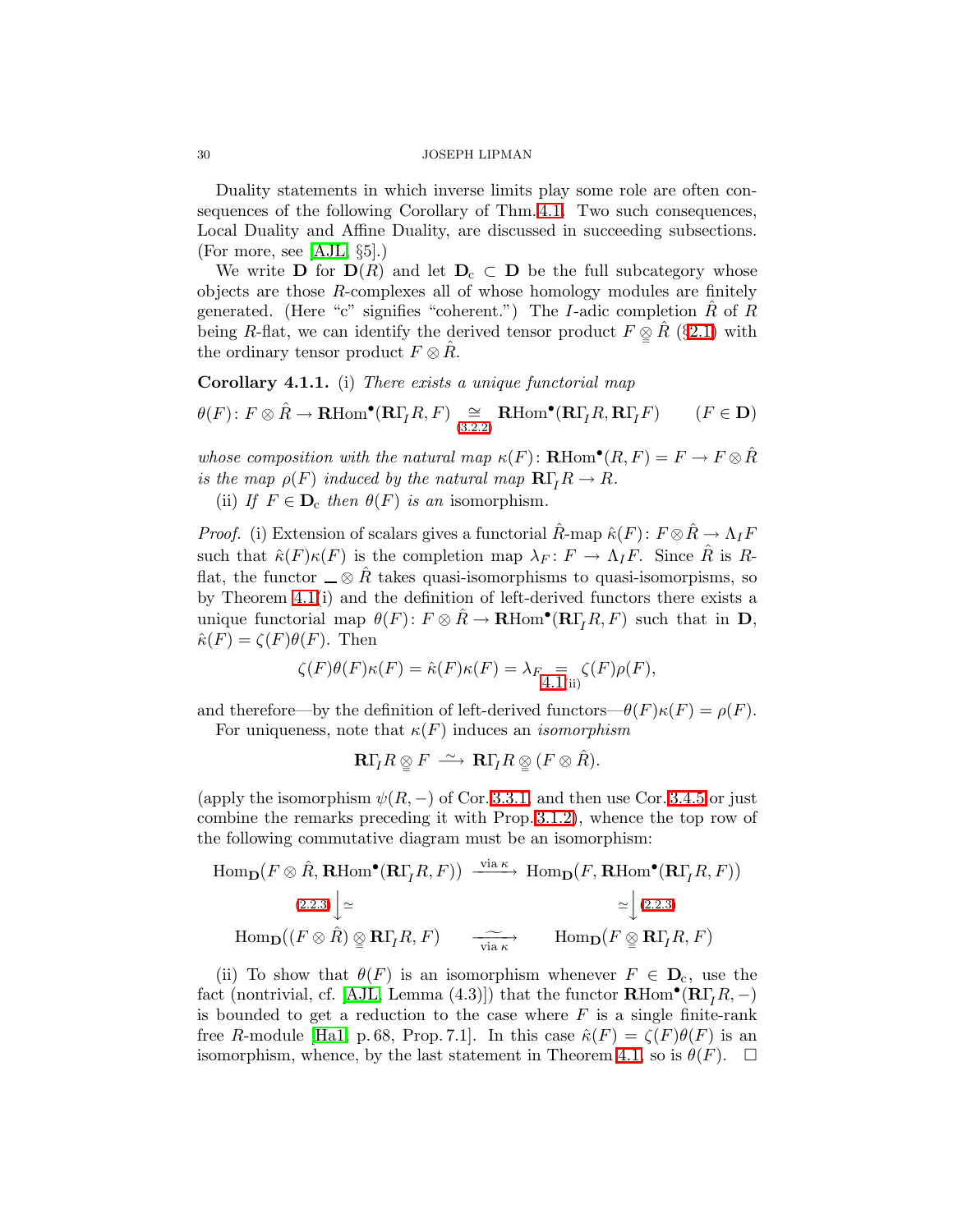Duality statements in which inverse limits play some role are often consequences of the following Corollary of Thm. 4.1. Two such consequences, Local Duality and Affine Duality, are discussed in succeeding subsections. (For more, see [AJL, §5].)

We write $\mathbf{D}$ for $\mathbf{D}(R)$ and let $\mathbf{D}_{\mathrm{c}} \subset \mathbf{D}$ be the full subcategory whose objects are those $R$-complexes all of whose homology modules are finitely generated. (Here "c" signifies "coherent.") The $I$-adic completion $\hat{R}$ of $R$ being $R$-flat, we can identify the derived tensor product $F \underset{=}{\otimes} \hat{R}$ (§2.1) with the ordinary tensor product $F \otimes \hat{R}$.

**Corollary 4.1.1.** (i) *There exists a unique functorial map*

$$\theta(F)\colon F \otimes \hat{R} \to \mathbf{R}\mathrm{Hom}^{\bullet}(\mathbf{R}\Gamma_{I} R, F) \underset{(3.2.2)}{\cong} \mathbf{R}\mathrm{Hom}^{\bullet}(\mathbf{R}\Gamma_{I} R, \mathbf{R}\Gamma_{I} F) \qquad (F \in \mathbf{D})$$

*whose composition with the natural map* $\kappa(F)\colon \mathbf{R}\mathrm{Hom}^{\bullet}(R, F) = F \to F \otimes \hat{R}$ *is the map* $\rho(F)$ *induced by the natural map* $\mathbf{R}\Gamma_{I} R \to R$.

(ii) *If* $F \in \mathbf{D}_{\mathrm{c}}$ *then* $\theta(F)$ *is an* isomorphism.

*Proof.* (i) Extension of scalars gives a functorial $\hat{R}$-map $\hat{\kappa}(F)\colon F \otimes \hat{R} \to \Lambda_I F$ such that $\hat{\kappa}(F)\kappa(F)$ is the completion map $\lambda_F\colon F \to \Lambda_I F$. Since $\hat{R}$ is $R$-flat, the functor $\_ \otimes \hat{R}$ takes quasi-isomorphisms to quasi-isomorpisms, so by Theorem 4.1(i) and the definition of left-derived functors there exists a unique functorial map $\theta(F)\colon F \otimes \hat{R} \to \mathbf{R}\mathrm{Hom}^{\bullet}(\mathbf{R}\Gamma_{I} R, F)$ such that in $\mathbf{D}$, $\hat{\kappa}(F) = \zeta(F)\theta(F)$. Then

$$\zeta(F)\theta(F)\kappa(F) = \hat{\kappa}(F)\kappa(F) = \lambda_F \underset{4.1(\mathrm{ii})}{=} \zeta(F)\rho(F),$$

and therefore—by the definition of left-derived functors—$\theta(F)\kappa(F) = \rho(F)$.

For uniqueness, note that $\kappa(F)$ induces an *isomorphism*

$$\mathbf{R}\Gamma_{I} R \underset{=}{\otimes} F \xrightarrow{\ \sim\ } \mathbf{R}\Gamma_{I} R \underset{=}{\otimes} (F \otimes \hat{R}).$$

(apply the isomorphism $\psi(R, -)$ of Cor. 3.3.1, and then use Cor. 3.4.5 or just combine the remarks preceding it with Prop. 3.1.2), whence the top row of the following commutative diagram must be an isomorphism:

$$\begin{array}{ccc}
\mathrm{Hom}_{\mathbf{D}}(F \otimes \hat{R}, \mathbf{R}\mathrm{Hom}^{\bullet}(\mathbf{R}\Gamma_{I} R, F)) & \xrightarrow{\text{via } \kappa} & \mathrm{Hom}_{\mathbf{D}}(F, \mathbf{R}\mathrm{Hom}^{\bullet}(\mathbf{R}\Gamma_{I} R, F)) \\
{\scriptstyle (2.2.3)}\big\downarrow \simeq & & \simeq \big\downarrow {\scriptstyle (2.2.3)} \\
\mathrm{Hom}_{\mathbf{D}}((F \otimes \hat{R}) \underset{=}{\otimes} \mathbf{R}\Gamma_{I} R, F) & \underset{\text{via } \kappa}{\xrightarrow{\ \sim\ }} & \mathrm{Hom}_{\mathbf{D}}(F \underset{=}{\otimes} \mathbf{R}\Gamma_{I} R, F)
\end{array}$$

(ii) To show that $\theta(F)$ is an isomorphism whenever $F \in \mathbf{D}_{\mathrm{c}}$, use the fact (nontrivial, cf. [AJL, Lemma (4.3)]) that the functor $\mathbf{R}\mathrm{Hom}^{\bullet}(\mathbf{R}\Gamma_{I} R, -)$ is bounded to get a reduction to the case where $F$ is a single finite-rank free $R$-module [Ha1, p. 68, Prop. 7.1]. In this case $\hat{\kappa}(F) = \zeta(F)\theta(F)$ is an isomorphism, whence, by the last statement in Theorem 4.1, so is $\theta(F)$. $\square$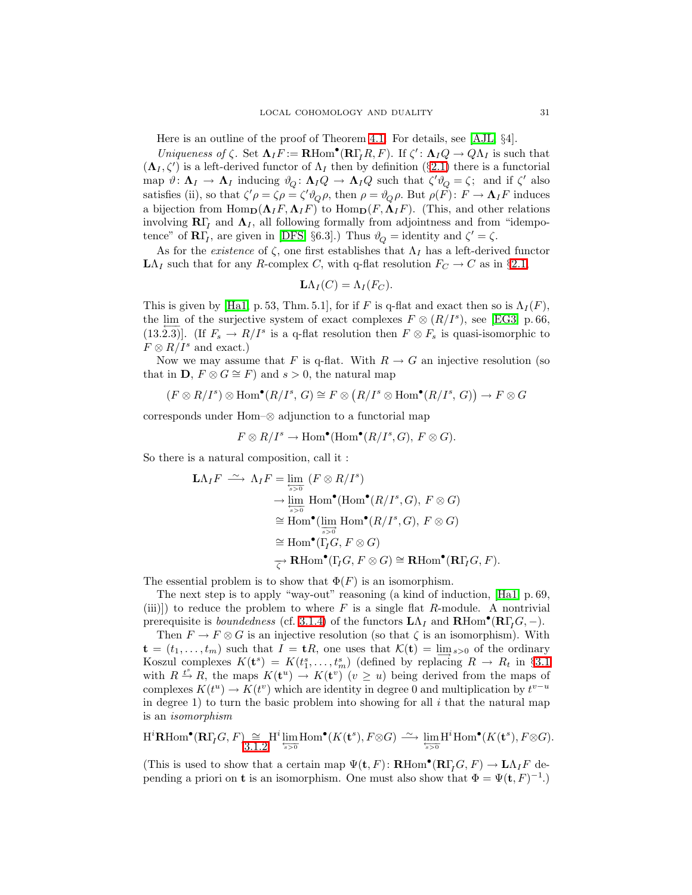Here is an outline of the proof of Theorem 4.1. For details, see [AJL, §4].

*Uniqueness of* $\zeta$. Set $\mathbf{\Lambda}_I F := \mathbf{R}\mathrm{Hom}^\bullet(\mathbf{R}\Gamma_I R, F)$. If $\zeta' \colon \mathbf{\Lambda}_I Q \to Q\Lambda_I$ is such that $(\mathbf{\Lambda}_I, \zeta')$ is a left-derived functor of $\Lambda_I$ then by definition (§2.1) there is a functorial map $\vartheta \colon \mathbf{\Lambda}_I \to \mathbf{\Lambda}_I$ inducing $\vartheta_Q \colon \mathbf{\Lambda}_I Q \to \mathbf{\Lambda}_I Q$ such that $\zeta'\vartheta_Q = \zeta$; and if $\zeta'$ also satisfies (ii), so that $\zeta'\rho = \zeta\rho = \zeta'\vartheta_Q\rho$, then $\rho = \vartheta_Q\rho$. But $\rho(F) \colon F \to \mathbf{\Lambda}_I F$ induces a bijection from $\mathrm{Hom}_{\mathbf{D}}(\mathbf{\Lambda}_I F, \mathbf{\Lambda}_I F)$ to $\mathrm{Hom}_{\mathbf{D}}(F, \mathbf{\Lambda}_I F)$. (This, and other relations involving $\mathbf{R}\Gamma_I$ and $\mathbf{\Lambda}_I$, all following formally from adjointness and from "idempotence" of $\mathbf{R}\Gamma_I$, are given in [DFS, §6.3].) Thus $\vartheta_Q =$ identity and $\zeta' = \zeta$.

As for the *existence* of $\zeta$, one first establishes that $\Lambda_I$ has a left-derived functor $\mathbf{L}\Lambda_I$ such that for any $R$-complex $C$, with q-flat resolution $F_C \to C$ as in §2.1,

$$\mathbf{L}\Lambda_I(C) = \Lambda_I(F_C).$$

This is given by [Ha1, p. 53, Thm. 5.1], for if $F$ is q-flat and exact then so is $\Lambda_I(F)$, the $\varprojlim$ of the surjective system of exact complexes $F \otimes (R/I^s)$, see [EG3, p. 66, (13.2.3)]. (If $F_s \to R/I^s$ is a q-flat resolution then $F \otimes F_s$ is quasi-isomorphic to $F \otimes R/I^s$ and exact.)

Now we may assume that $F$ is q-flat. With $R \to G$ an injective resolution (so that in $\mathbf{D}$, $F \otimes G \cong F$) and $s > 0$, the natural map

$$(F \otimes R/I^s) \otimes \mathrm{Hom}^\bullet(R/I^s,\, G) \cong F \otimes \big(R/I^s \otimes \mathrm{Hom}^\bullet(R/I^s,\, G)\big) \to F \otimes G$$

corresponds under Hom–$\otimes$ adjunction to a functorial map

$$F \otimes R/I^s \to \mathrm{Hom}^\bullet(\mathrm{Hom}^\bullet(R/I^s, G),\ F \otimes G).$$

So there is a natural composition, call it :

$$\begin{aligned}
\mathbf{L}\Lambda_I F \xrightarrow{\ \sim\ } \Lambda_I F &= \varprojlim_{s>0}\ (F \otimes R/I^s) \\
&\to \varprojlim_{s>0}\ \mathrm{Hom}^\bullet(\mathrm{Hom}^\bullet(R/I^s, G),\ F \otimes G) \\
&\cong \mathrm{Hom}^\bullet(\varinjlim_{s>0} \mathrm{Hom}^\bullet(R/I^s, G),\ F \otimes G) \\
&\cong \mathrm{Hom}^\bullet(\Gamma_I G,\ F \otimes G) \\
&\xrightarrow[\zeta]{} \mathbf{R}\mathrm{Hom}^\bullet(\Gamma_I G,\ F \otimes G) \cong \mathbf{R}\mathrm{Hom}^\bullet(\mathbf{R}\Gamma_I G,\ F).
\end{aligned}$$

The essential problem is to show that $\Phi(F)$ is an isomorphism.

The next step is to apply "way-out" reasoning (a kind of induction, [Ha1, p. 69, (iii)]) to reduce the problem to where $F$ is a single flat $R$-module. A nontrivial prerequisite is *boundedness* (cf. 3.1.4) of the functors $\mathbf{L}\Lambda_I$ and $\mathbf{R}\mathrm{Hom}^\bullet(\mathbf{R}\Gamma_I G, -)$.

Then $F \to F \otimes G$ is an injective resolution (so that $\zeta$ is an isomorphism). With $\mathbf{t} = (t_1, \dots, t_m)$ such that $I = \mathbf{t}R$, one uses that $\mathcal{K}(\mathbf{t}) = \varinjlim_{s>0}$ of the ordinary Koszul complexes $K(\mathbf{t}^s) = K(t_1^s, \dots, t_m^s)$ (defined by replacing $R \to R_t$ in §3.1 with $R \xrightarrow{t^s} R$, the maps $K(\mathbf{t}^u) \to K(\mathbf{t}^v)$ $(v \geq u)$ being derived from the maps of complexes $K(t^u) \to K(t^v)$ which are identity in degree 0 and multiplication by $t^{v-u}$ in degree 1) to turn the basic problem into showing for all $i$ that the natural map is an *isomorphism*

$$\mathrm{H}^i\mathbf{R}\mathrm{Hom}^\bullet(\mathbf{R}\Gamma_I G, F) \underset{3.1.2}{\cong} \mathrm{H}^i \varprojlim_{s>0} \mathrm{Hom}^\bullet(K(\mathbf{t}^s), F \otimes G) \xrightarrow{\ \sim\ } \varprojlim_{s>0} \mathrm{H}^i\,\mathrm{Hom}^\bullet(K(\mathbf{t}^s), F \otimes G).$$

(This is used to show that a certain map $\Psi(\mathbf{t}, F) \colon \mathbf{R}\mathrm{Hom}^\bullet(\mathbf{R}\Gamma_I G, F) \to \mathbf{L}\Lambda_I F$ depending a priori on $\mathbf{t}$ is an isomorphism. One must also show that $\Phi = \Psi(\mathbf{t}, F)^{-1}$.)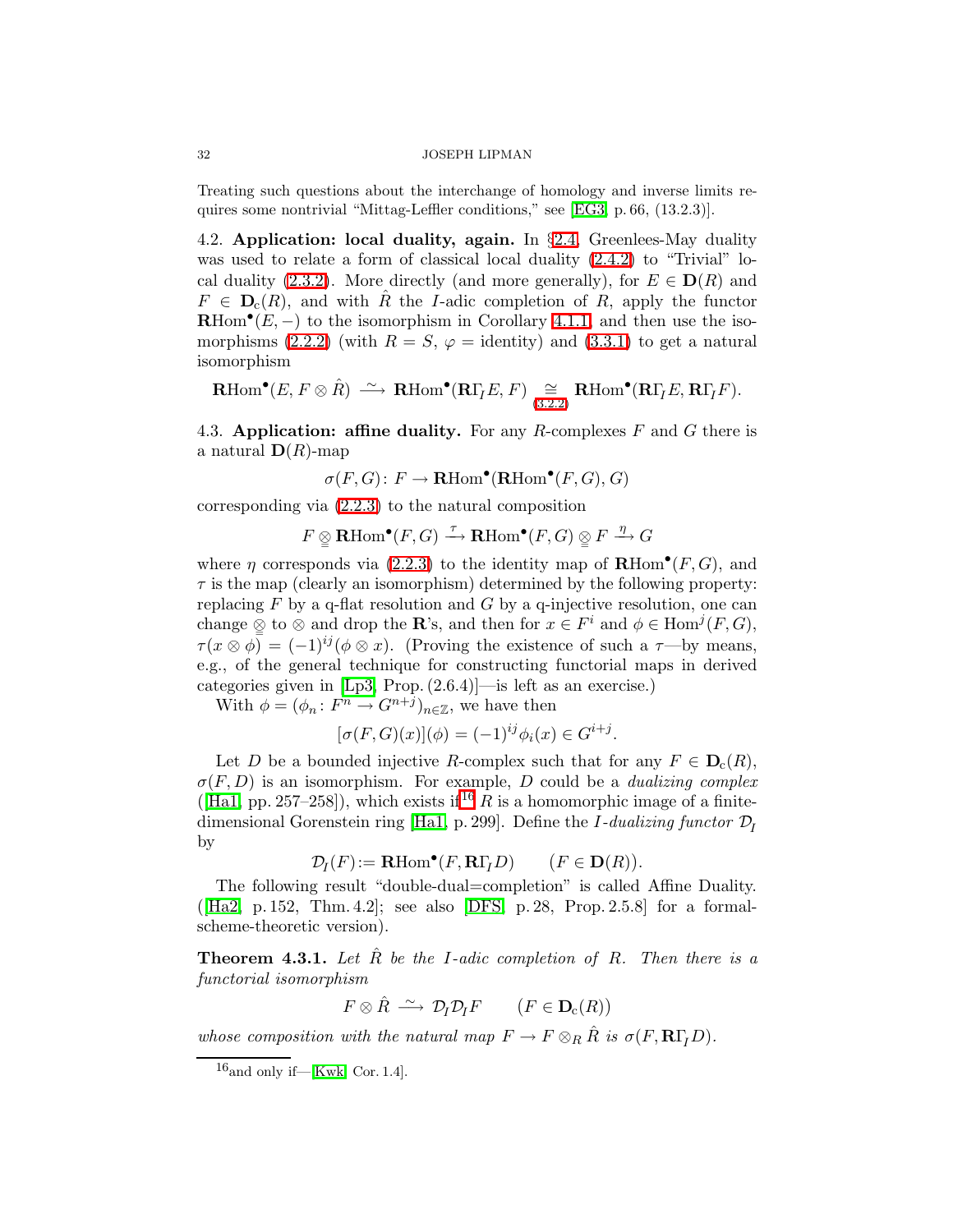Treating such questions about the interchange of homology and inverse limits requires some nontrivial "Mittag-Leffler conditions," see [EG3, p. 66, (13.2.3)].

4.2. **Application: local duality, again.** In §2.4, Greenlees-May duality was used to relate a form of classical local duality (2.4.2) to "Trivial" local duality (2.3.2). More directly (and more generally), for $E \in \mathbf{D}(R)$ and $F \in \mathbf{D}_{\mathrm{c}}(R)$, and with $\hat{R}$ the $I$-adic completion of $R$, apply the functor $\mathbf{R}\mathrm{Hom}^\bullet(E, -)$ to the isomorphism in Corollary 4.1.1, and then use the isomorphisms (2.2.2) (with $R = S$, $\varphi =$ identity) and (3.3.1) to get a natural isomorphism

$$\mathbf{R}\mathrm{Hom}^\bullet(E, F \otimes \hat{R}) \xrightarrow{\ \sim\ } \mathbf{R}\mathrm{Hom}^\bullet(\mathbf{R}\Gamma_{\!I} E, F) \underset{(3.2.2)}{\cong} \mathbf{R}\mathrm{Hom}^\bullet(\mathbf{R}\Gamma_{\!I} E, \mathbf{R}\Gamma_{\!I} F).$$

4.3. **Application: affine duality.** For any $R$-complexes $F$ and $G$ there is a natural $\mathbf{D}(R)$-map

$$\sigma(F,G)\colon F \to \mathbf{R}\mathrm{Hom}^\bullet(\mathbf{R}\mathrm{Hom}^\bullet(F,G), G)$$

corresponding via (2.2.3) to the natural composition

$$F \underset{=}{\otimes} \mathbf{R}\mathrm{Hom}^\bullet(F,G) \xrightarrow{\ \tau\ } \mathbf{R}\mathrm{Hom}^\bullet(F,G) \underset{=}{\otimes} F \xrightarrow{\ \eta\ } G$$

where $\eta$ corresponds via (2.2.3) to the identity map of $\mathbf{R}\mathrm{Hom}^\bullet(F,G)$, and $\tau$ is the map (clearly an isomorphism) determined by the following property: replacing $F$ by a q-flat resolution and $G$ by a q-injective resolution, one can change $\underset{=}{\otimes}$ to $\otimes$ and drop the $\mathbf{R}$'s, and then for $x \in F^i$ and $\phi \in \mathrm{Hom}^j(F,G)$, $\tau(x \otimes \phi) = (-1)^{ij}(\phi \otimes x)$. (Proving the existence of such a $\tau$—by means, e.g., of the general technique for constructing functorial maps in derived categories given in [Lp3, Prop. (2.6.4)]—is left as an exercise.)

With $\phi = (\phi_n\colon F^n \to G^{n+j})_{n\in\mathbb{Z}}$, we have then

$$[\sigma(F,G)(x)](\phi) = (-1)^{ij}\phi_i(x) \in G^{i+j}.$$

Let $D$ be a bounded injective $R$-complex such that for any $F \in \mathbf{D}_{\mathrm{c}}(R)$, $\sigma(F,D)$ is an isomorphism. For example, $D$ could be a *dualizing complex* ([Ha1, pp. 257–258]), which exists if[16] $R$ is a homomorphic image of a finite-dimensional Gorenstein ring [Ha1, p. 299]. Define the *$I$-dualizing functor* $\mathcal{D}_I$ by

$$\mathcal{D}_I(F) := \mathbf{R}\mathrm{Hom}^\bullet(F, \mathbf{R}\Gamma_{\!I} D) \qquad (F \in \mathbf{D}(R)).$$

The following result "double-dual=completion" is called Affine Duality. ([Ha2, p. 152, Thm. 4.2]; see also [DFS, p. 28, Prop. 2.5.8] for a formal-scheme-theoretic version).

**Theorem 4.3.1.** *Let $\hat{R}$ be the $I$-adic completion of $R$. Then there is a functorial isomorphism*

$$F \otimes \hat{R} \xrightarrow{\ \sim\ } \mathcal{D}_I\mathcal{D}_I F \qquad (F \in \mathbf{D}_{\mathrm{c}}(R))$$

*whose composition with the natural map $F \to F \otimes_R \hat{R}$ is $\sigma(F, \mathbf{R}\Gamma_{\!I} D)$.*

---

[16] and only if—[Kwk, Cor. 1.4].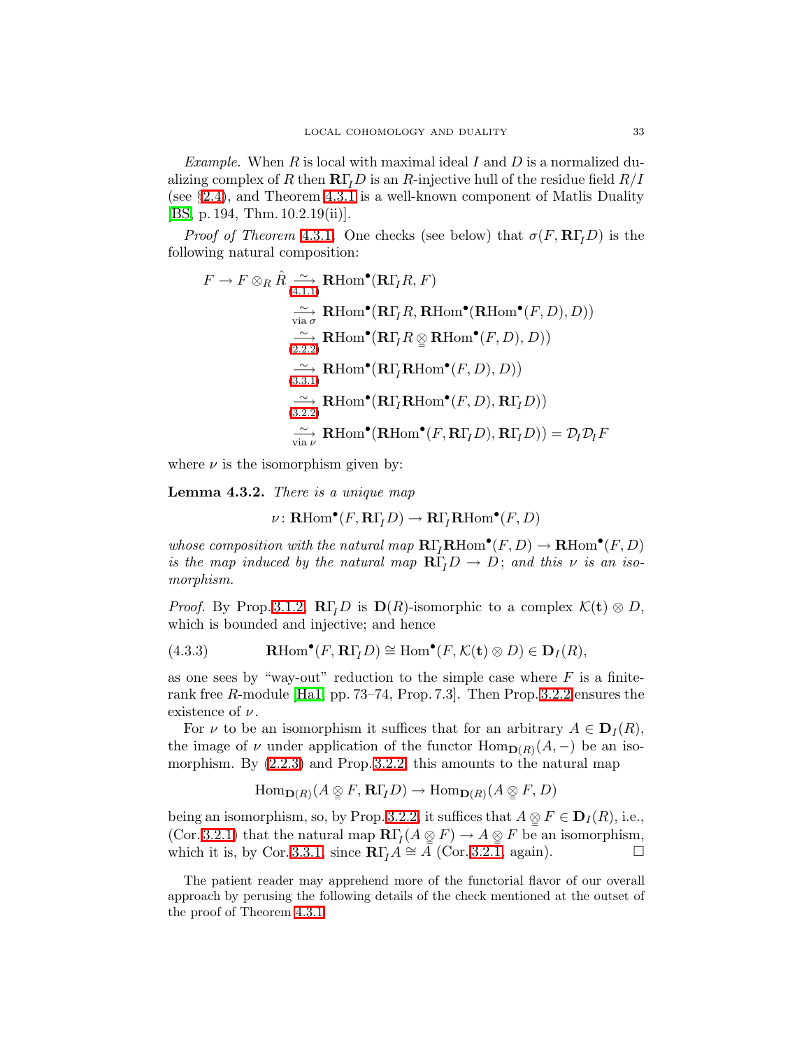*Example.* When $R$ is local with maximal ideal $I$ and $D$ is a normalized dualizing complex of $R$ then $\mathbf{R}\Gamma_I D$ is an $R$-injective hull of the residue field $R/I$ (see §2.4), and Theorem 4.3.1 is a well-known component of Matlis Duality [BS, p. 194, Thm. 10.2.19(ii)].

*Proof of Theorem* 4.3.1. One checks (see below) that $\sigma(F, \mathbf{R}\Gamma_I D)$ is the following natural composition:

$$
\begin{aligned}
F \to F \otimes_R \hat{R} &\xrightarrow[\text{(4.1.1)}]{\sim} \mathbf{R}\mathrm{Hom}^\bullet(\mathbf{R}\Gamma_I R, F) \\
&\xrightarrow[\text{via } \sigma]{\sim} \mathbf{R}\mathrm{Hom}^\bullet(\mathbf{R}\Gamma_I R, \mathbf{R}\mathrm{Hom}^\bullet(\mathbf{R}\mathrm{Hom}^\bullet(F, D), D)) \\
&\xrightarrow[\text{(2.2.2)}]{\sim} \mathbf{R}\mathrm{Hom}^\bullet(\mathbf{R}\Gamma_I R \underset{=}{\otimes} \mathbf{R}\mathrm{Hom}^\bullet(F, D), D)) \\
&\xrightarrow[\text{(3.3.1)}]{\sim} \mathbf{R}\mathrm{Hom}^\bullet(\mathbf{R}\Gamma_I \mathbf{R}\mathrm{Hom}^\bullet(F, D), D)) \\
&\xrightarrow[\text{(3.2.2)}]{\sim} \mathbf{R}\mathrm{Hom}^\bullet(\mathbf{R}\Gamma_I \mathbf{R}\mathrm{Hom}^\bullet(F, D), \mathbf{R}\Gamma_I D)) \\
&\xrightarrow[\text{via } \nu]{\sim} \mathbf{R}\mathrm{Hom}^\bullet(\mathbf{R}\mathrm{Hom}^\bullet(F, \mathbf{R}\Gamma_I D), \mathbf{R}\Gamma_I D)) = \mathcal{D}_I \mathcal{D}_I F
\end{aligned}
$$

where $\nu$ is the isomorphism given by:

**Lemma 4.3.2.** *There is a unique map*

$$\nu\colon \mathbf{R}\mathrm{Hom}^\bullet(F, \mathbf{R}\Gamma_I D) \to \mathbf{R}\Gamma_I \mathbf{R}\mathrm{Hom}^\bullet(F, D)$$

*whose composition with the natural map* $\mathbf{R}\Gamma_I \mathbf{R}\mathrm{Hom}^\bullet(F, D) \to \mathbf{R}\mathrm{Hom}^\bullet(F, D)$ *is the map induced by the natural map* $\mathbf{R}\Gamma_I D \to D$*; and this* $\nu$ *is an isomorphism.*

*Proof.* By Prop. 3.1.2, $\mathbf{R}\Gamma_I D$ is $\mathbf{D}(R)$-isomorphic to a complex $\mathcal{K}(\mathbf{t}) \otimes D$, which is bounded and injective; and hence

$$\mathbf{R}\mathrm{Hom}^\bullet(F, \mathbf{R}\Gamma_I D) \cong \mathrm{Hom}^\bullet(F, \mathcal{K}(\mathbf{t}) \otimes D) \in \mathbf{D}_I(R), \tag{4.3.3}$$

as one sees by "way-out" reduction to the simple case where $F$ is a finite-rank free $R$-module [Ha1, pp. 73–74, Prop. 7.3]. Then Prop. 3.2.2 ensures the existence of $\nu$.

For $\nu$ to be an isomorphism it suffices that for an arbitrary $A \in \mathbf{D}_I(R)$, the image of $\nu$ under application of the functor $\mathrm{Hom}_{\mathbf{D}(R)}(A, -)$ be an isomorphism. By (2.2.3) and Prop. 3.2.2, this amounts to the natural map

$$\mathrm{Hom}_{\mathbf{D}(R)}(A \underset{=}{\otimes} F, \mathbf{R}\Gamma_I D) \to \mathrm{Hom}_{\mathbf{D}(R)}(A \underset{=}{\otimes} F, D)$$

being an isomorphism, so, by Prop. 3.2.2, it suffices that $A \underset{=}{\otimes} F \in \mathbf{D}_I(R)$, i.e., (Cor. 3.2.1) that the natural map $\mathbf{R}\Gamma_I(A \underset{=}{\otimes} F) \to A \underset{=}{\otimes} F$ be an isomorphism, which it is, by Cor. 3.3.1, since $\mathbf{R}\Gamma_I A \cong A$ (Cor. 3.2.1, again). $\square$

The patient reader may apprehend more of the functorial flavor of our overall approach by perusing the following details of the check mentioned at the outset of the proof of Theorem 4.3.1.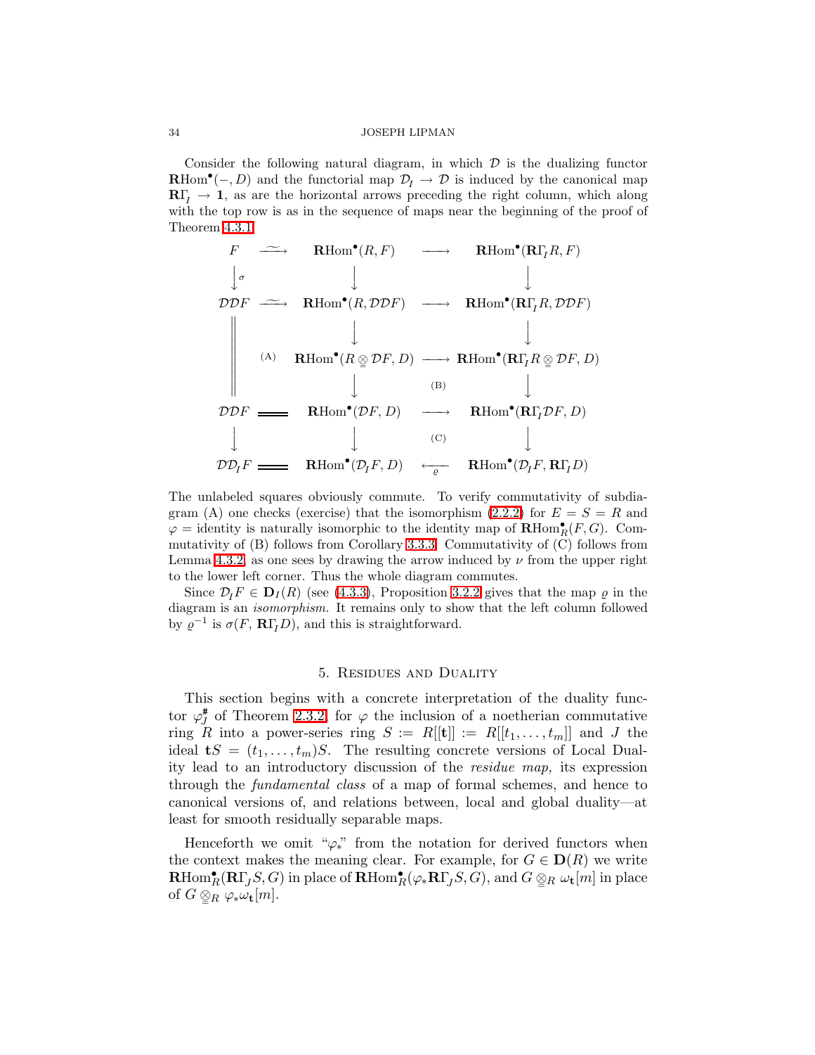Consider the following natural diagram, in which $\mathcal{D}$ is the dualizing functor $\mathbf{R}\mathrm{Hom}^\bullet(-, D)$ and the functorial map $\mathcal{D}_I \to \mathcal{D}$ is induced by the canonical map $\mathbf{R}\Gamma_I \to \mathbf{1}$, as are the horizontal arrows preceding the right column, which along with the top row is as in the sequence of maps near the beginning of the proof of Theorem 4.3.1.

$$
\begin{array}{ccccc}
F & \xrightarrow{\ \sim\ } & \mathbf{R}\mathrm{Hom}^\bullet(R, F) & \longrightarrow & \mathbf{R}\mathrm{Hom}^\bullet(\mathbf{R}\Gamma_I R, F) \\
\big\downarrow{\scriptstyle\sigma} & & \big\downarrow & & \big\downarrow \\
\mathcal{D}\mathcal{D}F & \xrightarrow{\ \sim\ } & \mathbf{R}\mathrm{Hom}^\bullet(R, \mathcal{D}\mathcal{D}F) & \longrightarrow & \mathbf{R}\mathrm{Hom}^\bullet(\mathbf{R}\Gamma_I R, \mathcal{D}\mathcal{D}F) \\
\Big\| & & \big\downarrow & & \big\downarrow \\
\Big\| & \text{(A)} & \mathbf{R}\mathrm{Hom}^\bullet(R \otimes \mathcal{D}F, D) & \longrightarrow & \mathbf{R}\mathrm{Hom}^\bullet(\mathbf{R}\Gamma_I R \otimes \mathcal{D}F, D) \\
\Big\| & & \big\downarrow & \text{(B)} & \big\downarrow \\
\mathcal{D}\mathcal{D}F & =\!= & \mathbf{R}\mathrm{Hom}^\bullet(\mathcal{D}F, D) & \longrightarrow & \mathbf{R}\mathrm{Hom}^\bullet(\mathbf{R}\Gamma_I \mathcal{D}F, D) \\
\big\downarrow & & \big\downarrow & \text{(C)} & \big\downarrow \\
\mathcal{D}\mathcal{D}_I F & =\!= & \mathbf{R}\mathrm{Hom}^\bullet(\mathcal{D}_I F, D) & \xleftarrow[\varrho]{} & \mathbf{R}\mathrm{Hom}^\bullet(\mathcal{D}_I F, \mathbf{R}\Gamma_I D)
\end{array}
$$

The unlabeled squares obviously commute. To verify commutativity of subdiagram (A) one checks (exercise) that the isomorphism (2.2.2) for $E = S = R$ and $\varphi =$ identity is naturally isomorphic to the identity map of $\mathbf{R}\mathrm{Hom}^\bullet_R(F, G)$. Commutativity of (B) follows from Corollary 3.3.3. Commutativity of (C) follows from Lemma 4.3.2, as one sees by drawing the arrow induced by $\nu$ from the upper right to the lower left corner. Thus the whole diagram commutes.

Since $\mathcal{D}_I F \in \mathbf{D}_I(R)$ (see (4.3.3)), Proposition 3.2.2 gives that the map $\varrho$ in the diagram is an *isomorphism*. It remains only to show that the left column followed by $\varrho^{-1}$ is $\sigma(F, \mathbf{R}\Gamma_I D)$, and this is straightforward.

## 5. Residues and Duality

This section begins with a concrete interpretation of the duality functor $\varphi_J^\#$ of Theorem 2.3.2, for $\varphi$ the inclusion of a noetherian commutative ring $R$ into a power-series ring $S := R[[\mathbf{t}]] := R[[t_1, \dots, t_m]]$ and $J$ the ideal $\mathbf{t}S = (t_1, \dots, t_m)S$. The resulting concrete versions of Local Duality lead to an introductory discussion of the *residue map,* its expression through the *fundamental class* of a map of formal schemes, and hence to canonical versions of, and relations between, local and global duality—at least for smooth residually separable maps.

Henceforth we omit "$\varphi_*$" from the notation for derived functors when the context makes the meaning clear. For example, for $G \in \mathbf{D}(R)$ we write $\mathbf{R}\mathrm{Hom}^\bullet_R(\mathbf{R}\Gamma_J S, G)$ in place of $\mathbf{R}\mathrm{Hom}^\bullet_R(\varphi_*\mathbf{R}\Gamma_J S, G)$, and $G \otimes_R \omega_{\mathbf{t}}[m]$ in place of $G \otimes_R \varphi_*\omega_{\mathbf{t}}[m]$.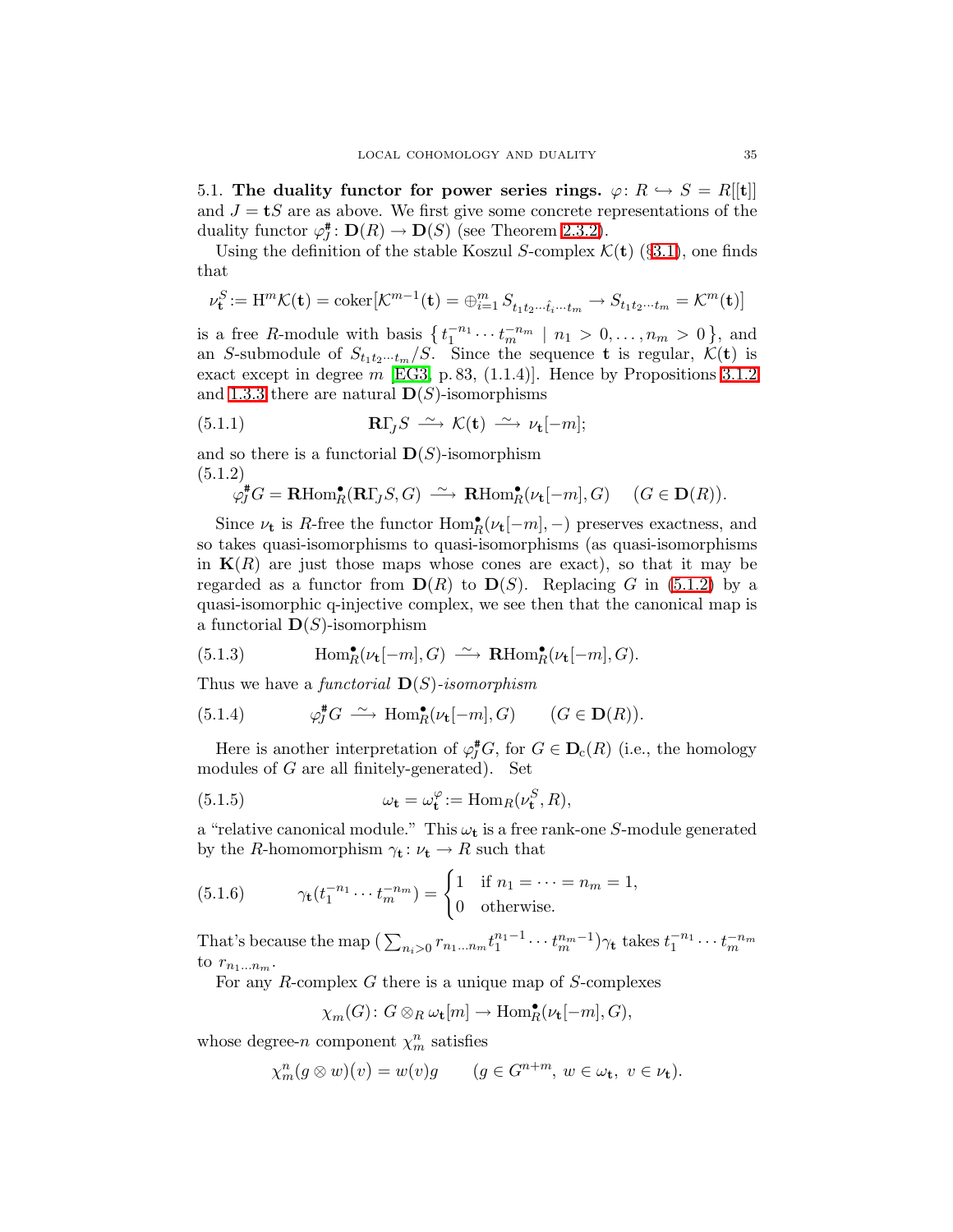**5.1. The duality functor for power series rings.** $\varphi\colon R \hookrightarrow S = R[[\mathbf{t}]]$ and $J = \mathbf{t}S$ are as above. We first give some concrete representations of the duality functor $\varphi_J^{\#}\colon \mathbf{D}(R) \to \mathbf{D}(S)$ (see Theorem 2.3.2).

Using the definition of the stable Koszul $S$-complex $\mathcal{K}(\mathbf{t})$ (§3.1), one finds that

$$\nu_{\mathbf{t}}^S := \mathrm{H}^m\mathcal{K}(\mathbf{t}) = \operatorname{coker}[\mathcal{K}^{m-1}(\mathbf{t}) = \oplus_{i=1}^m S_{t_1t_2\cdots\hat{t}_i\cdots t_m} \to S_{t_1t_2\cdots t_m} = \mathcal{K}^m(\mathbf{t})]$$

is a free $R$-module with basis $\{\, t_1^{-n_1}\cdots t_m^{-n_m} \mid n_1 > 0, \dots, n_m > 0\,\}$, and an $S$-submodule of $S_{t_1t_2\cdots t_m}/S$. Since the sequence $\mathbf{t}$ is regular, $\mathcal{K}(\mathbf{t})$ is exact except in degree $m$ [EG3, p. 83, (1.1.4)]. Hence by Propositions 3.1.2 and 1.3.3 there are natural $\mathbf{D}(S)$-isomorphisms

$$\mathbf{R}\Gamma_J S \xrightarrow{\ \sim\ } \mathcal{K}(\mathbf{t}) \xrightarrow{\ \sim\ } \nu_{\mathbf{t}}[-m]; \tag{5.1.1}$$

and so there is a functorial $\mathbf{D}(S)$-isomorphism

$$\varphi_J^{\#}G = \mathbf{R}\mathrm{Hom}_R^{\bullet}(\mathbf{R}\Gamma_J S, G) \xrightarrow{\ \sim\ } \mathbf{R}\mathrm{Hom}_R^{\bullet}(\nu_{\mathbf{t}}[-m], G) \quad (G \in \mathbf{D}(R)). \tag{5.1.2}$$

Since $\nu_{\mathbf{t}}$ is $R$-free the functor $\mathrm{Hom}_R^{\bullet}(\nu_{\mathbf{t}}[-m], -)$ preserves exactness, and so takes quasi-isomorphisms to quasi-isomorphisms (as quasi-isomorphisms in $\mathbf{K}(R)$ are just those maps whose cones are exact), so that it may be regarded as a functor from $\mathbf{D}(R)$ to $\mathbf{D}(S)$. Replacing $G$ in (5.1.2) by a quasi-isomorphic q-injective complex, we see then that the canonical map is a functorial $\mathbf{D}(S)$-isomorphism

$$\mathrm{Hom}_R^{\bullet}(\nu_{\mathbf{t}}[-m], G) \xrightarrow{\ \sim\ } \mathbf{R}\mathrm{Hom}_R^{\bullet}(\nu_{\mathbf{t}}[-m], G). \tag{5.1.3}$$

Thus we have a *functorial* $\mathbf{D}(S)$*-isomorphism*

$$\varphi_J^{\#}G \xrightarrow{\ \sim\ } \mathrm{Hom}_R^{\bullet}(\nu_{\mathbf{t}}[-m], G) \qquad (G \in \mathbf{D}(R)). \tag{5.1.4}$$

Here is another interpretation of $\varphi_J^{\#}G$, for $G \in \mathbf{D}_{\mathrm{c}}(R)$ (i.e., the homology modules of $G$ are all finitely-generated). Set

$$\omega_{\mathbf{t}} = \omega_{\mathbf{t}}^{\varphi} := \mathrm{Hom}_R(\nu_{\mathbf{t}}^S, R), \tag{5.1.5}$$

a "relative canonical module." This $\omega_{\mathbf{t}}$ is a free rank-one $S$-module generated by the $R$-homomorphism $\gamma_{\mathbf{t}}\colon \nu_{\mathbf{t}} \to R$ such that

$$\gamma_{\mathbf{t}}(t_1^{-n_1}\cdots t_m^{-n_m}) = \begin{cases} 1 & \text{if } n_1 = \cdots = n_m = 1,\\ 0 & \text{otherwise.}\end{cases} \tag{5.1.6}$$

That's because the map $\big(\sum_{n_i>0} r_{n_1\dots n_m} t_1^{n_1-1}\cdots t_m^{n_m-1}\big)\gamma_{\mathbf{t}}$ takes $t_1^{-n_1}\cdots t_m^{-n_m}$ to $r_{n_1\dots n_m}$.

For any $R$-complex $G$ there is a unique map of $S$-complexes

$$\chi_m(G)\colon G \otimes_R \omega_{\mathbf{t}}[m] \to \mathrm{Hom}_R^{\bullet}(\nu_{\mathbf{t}}[-m], G),$$

whose degree-$n$ component $\chi_m^n$ satisfies

$$\chi_m^n(g \otimes w)(v) = w(v)g \qquad (g \in G^{n+m},\ w \in \omega_{\mathbf{t}},\ v \in \nu_{\mathbf{t}}).$$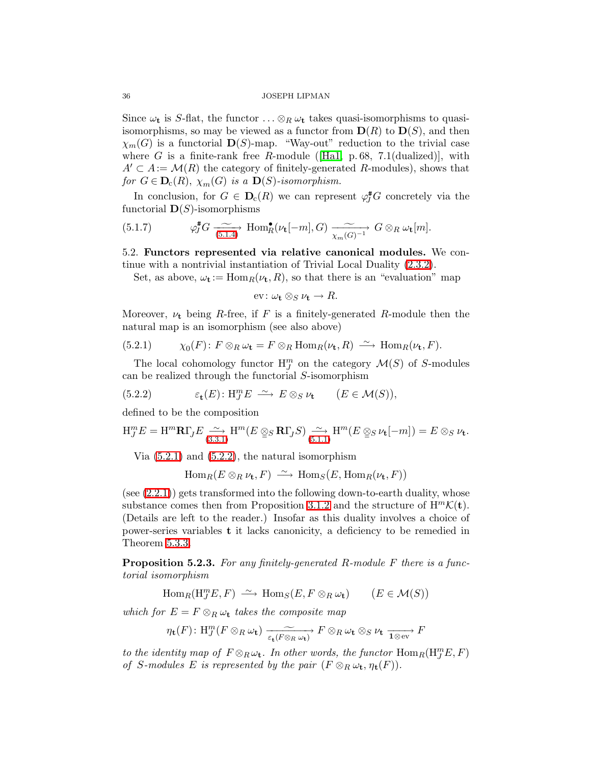Since $\omega_{\mathbf{t}}$ is $S$-flat, the functor $\dots \otimes_R \omega_{\mathbf{t}}$ takes quasi-isomorphisms to quasi-isomorphisms, so may be viewed as a functor from $\mathbf{D}(R)$ to $\mathbf{D}(S)$, and then $\chi_m(G)$ is a functorial $\mathbf{D}(S)$-map. "Way-out" reduction to the trivial case where $G$ is a finite-rank free $R$-module ([Ha1, p. 68, 7.1(dualized)], with $A' \subset A := \mathcal{M}(R)$ the category of finitely-generated $R$-modules), shows that *for* $G \in \mathbf{D}_{\mathrm{c}}(R)$, $\chi_m(G)$ *is a* $\mathbf{D}(S)$*-isomorphism.*

In conclusion, for $G \in \mathbf{D}_{\mathrm{c}}(R)$ we can represent $\varphi_J^{\#}G$ concretely via the functorial $\mathbf{D}(S)$-isomorphisms

$$
\varphi_J^{\#}G \xrightarrow[\text{(5.1.4)}]{\sim} \mathrm{Hom}_R^{\bullet}(\nu_{\mathbf{t}}[-m], G) \xrightarrow[\chi_m(G)^{-1}]{\sim} G \otimes_R \omega_{\mathbf{t}}[m]. \tag{5.1.7}
$$

5.2. **Functors represented via relative canonical modules.** We continue with a nontrivial instantiation of Trivial Local Duality (2.3.2).

Set, as above, $\omega_{\mathbf{t}} := \mathrm{Hom}_R(\nu_{\mathbf{t}}, R)$, so that there is an "evaluation" map

$$
\mathrm{ev}\colon \omega_{\mathbf{t}} \otimes_S \nu_{\mathbf{t}} \to R.
$$

Moreover, $\nu_{\mathbf{t}}$ being $R$-free, if $F$ is a finitely-generated $R$-module then the natural map is an isomorphism (see also above)

$$
\chi_0(F)\colon F \otimes_R \omega_{\mathbf{t}} = F \otimes_R \mathrm{Hom}_R(\nu_{\mathbf{t}}, R) \xrightarrow{\ \sim\ } \mathrm{Hom}_R(\nu_{\mathbf{t}}, F). \tag{5.2.1}
$$

The local cohomology functor $\mathrm{H}^m_J$ on the category $\mathcal{M}(S)$ of $S$-modules can be realized through the functorial $S$-isomorphism

$$
\varepsilon_{\mathbf{t}}(E)\colon \mathrm{H}^m_J E \xrightarrow{\ \sim\ } E \otimes_S \nu_{\mathbf{t}} \qquad (E \in \mathcal{M}(S)), \tag{5.2.2}
$$

defined to be the composition

$$
\mathrm{H}^m_J E = \mathrm{H}^m\mathbf{R}\Gamma_{\!J}E \xrightarrow[\text{(3.3.1)}]{\sim} \mathrm{H}^m(E \overset{=}{\otimes}_S \mathbf{R}\Gamma_{\!J}S) \xrightarrow[\text{(5.1.1)}]{\sim} \mathrm{H}^m(E \overset{=}{\otimes}_S \nu_{\mathbf{t}}[-m]) = E \otimes_S \nu_{\mathbf{t}}.
$$

Via (5.2.1) and (5.2.2), the natural isomorphism

$$
\mathrm{Hom}_R(E \otimes_R \nu_{\mathbf{t}}, F) \xrightarrow{\ \sim\ } \mathrm{Hom}_S(E, \mathrm{Hom}_R(\nu_{\mathbf{t}}, F))
$$

(see (2.2.1)) gets transformed into the following down-to-earth duality, whose substance comes then from Proposition 3.1.2 and the structure of $\mathrm{H}^m\mathcal{K}(\mathbf{t})$. (Details are left to the reader.) Insofar as this duality involves a choice of power-series variables $\mathbf{t}$ it lacks canonicity, a deficiency to be remedied in Theorem 5.3.3.

**Proposition 5.2.3.** *For any finitely-generated $R$-module $F$ there is a functorial isomorphism*

$$
\mathrm{Hom}_R(\mathrm{H}^m_J E, F) \xrightarrow{\ \sim\ } \mathrm{Hom}_S(E, F \otimes_R \omega_{\mathbf{t}}) \qquad (E \in \mathcal{M}(S))
$$

*which for $E = F \otimes_R \omega_{\mathbf{t}}$ takes the composite map*

$$
\eta_{\mathbf{t}}(F)\colon \mathrm{H}^m_J(F \otimes_R \omega_{\mathbf{t}}) \xrightarrow[\varepsilon_{\mathbf{t}}(F \otimes_R \omega_{\mathbf{t}})]{\sim} F \otimes_R \omega_{\mathbf{t}} \otimes_S \nu_{\mathbf{t}} \xrightarrow[\mathbf{1} \otimes \mathrm{ev}]{} F
$$

*to the identity map of $F \otimes_R \omega_{\mathbf{t}}$. In other words, the functor $\mathrm{Hom}_R(\mathrm{H}^m_J E, F)$ of $S$-modules $E$ is represented by the pair $(F \otimes_R \omega_{\mathbf{t}}, \eta_{\mathbf{t}}(F))$.*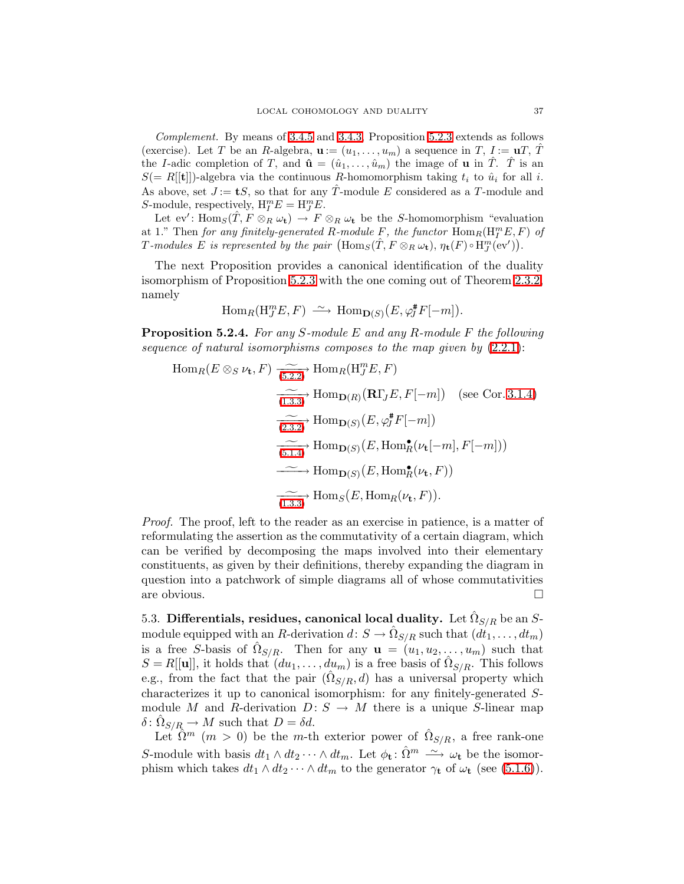*Complement.* By means of 3.4.5 and 3.4.3, Proposition 5.2.3 extends as follows (exercise). Let $T$ be an $R$-algebra, $\mathbf{u} := (u_1, \dots, u_m)$ a sequence in $T$, $I := \mathbf{u}T$, $\hat{T}$ the $I$-adic completion of $T$, and $\hat{\mathbf{u}} = (\hat{u}_1, \dots, \hat{u}_m)$ the image of $\mathbf{u}$ in $\hat{T}$. $\hat{T}$ is an $S(= R[[\mathbf{t}]])$-algebra via the continuous $R$-homomorphism taking $t_i$ to $\hat{u}_i$ for all $i$. As above, set $J := \mathbf{t}S$, so that for any $\hat{T}$-module $E$ considered as a $T$-module and $S$-module, respectively, $\mathrm{H}^m_I E = \mathrm{H}^m_J E$.

Let $\mathrm{ev}'\colon \mathrm{Hom}_S(\hat{T}, F \otimes_R \omega_{\mathbf{t}}) \to F \otimes_R \omega_{\mathbf{t}}$ be the $S$-homomorphism "evaluation at 1." Then *for any finitely-generated $R$-module $F$, the functor $\mathrm{Hom}_R(\mathrm{H}^m_I E, F)$ of $T$-modules $E$ is represented by the pair $\big(\mathrm{Hom}_S(\hat{T}, F \otimes_R \omega_{\mathbf{t}}),\, \eta_{\mathbf{t}}(F) \circ \mathrm{H}^m_J(\mathrm{ev}')\big)$.*

The next Proposition provides a canonical identification of the duality isomorphism of Proposition 5.2.3 with the one coming out of Theorem 2.3.2, namely

$$\mathrm{Hom}_R(\mathrm{H}^m_J E, F) \xrightarrow{\ \sim\ } \mathrm{Hom}_{\mathbf{D}(S)}\big(E, \varphi_J^{\#} F[-m]\big).$$

**Proposition 5.2.4.** *For any $S$-module $E$ and any $R$-module $F$ the following sequence of natural isomorphisms composes to the map given by (2.2.1):*

$$
\begin{aligned}
\mathrm{Hom}_R(E \otimes_S \nu_{\mathbf{t}}, F) &\xrightarrow[\text{(5.2.2)}]{\ \sim\ } \mathrm{Hom}_R(\mathrm{H}^m_J E, F)\\
&\xrightarrow[\text{(1.3.3)}]{\ \sim\ } \mathrm{Hom}_{\mathbf{D}(R)}(\mathbf{R}\Gamma_J E, F[-m]) \quad (\text{see Cor. } 3.1.4)\\
&\xrightarrow[\text{(2.3.2)}]{\ \sim\ } \mathrm{Hom}_{\mathbf{D}(S)}(E, \varphi_J^{\#} F[-m])\\
&\xrightarrow[\text{(5.1.4)}]{\ \sim\ } \mathrm{Hom}_{\mathbf{D}(S)}\big(E, \mathrm{Hom}^{\bullet}_R(\nu_{\mathbf{t}}[-m], F[-m])\big)\\
&\xrightarrow{\ \sim\ } \mathrm{Hom}_{\mathbf{D}(S)}\big(E, \mathrm{Hom}^{\bullet}_R(\nu_{\mathbf{t}}, F)\big)\\
&\xrightarrow[\text{(1.3.3)}]{\ \sim\ } \mathrm{Hom}_S\big(E, \mathrm{Hom}_R(\nu_{\mathbf{t}}, F)\big).
\end{aligned}
$$

*Proof.* The proof, left to the reader as an exercise in patience, is a matter of reformulating the assertion as the commutativity of a certain diagram, which can be verified by decomposing the maps involved into their elementary constituents, as given by their definitions, thereby expanding the diagram in question into a patchwork of simple diagrams all of whose commutativities are obvious. $\square$

5.3. **Differentials, residues, canonical local duality.** Let $\hat{\Omega}_{S/R}$ be an $S$-module equipped with an $R$-derivation $d\colon S \to \hat{\Omega}_{S/R}$ such that $(dt_1, \dots, dt_m)$ is a free $S$-basis of $\hat{\Omega}_{S/R}$. Then for any $\mathbf{u} = (u_1, u_2, \dots, u_m)$ such that $S = R[[\mathbf{u}]]$, it holds that $(du_1, \dots, du_m)$ is a free basis of $\hat{\Omega}_{S/R}$. This follows e.g., from the fact that the pair $(\hat{\Omega}_{S/R}, d)$ has a universal property which characterizes it up to canonical isomorphism: for any finitely-generated $S$-module $M$ and $R$-derivation $D\colon S \to M$ there is a unique $S$-linear map $\delta\colon \hat{\Omega}_{S/R} \to M$ such that $D = \delta d$.

Let $\hat{\Omega}^m$ $(m > 0)$ be the $m$-th exterior power of $\hat{\Omega}_{S/R}$, a free rank-one $S$-module with basis $dt_1 \wedge dt_2 \cdots \wedge dt_m$. Let $\phi_{\mathbf{t}}\colon \hat{\Omega}^m \xrightarrow{\ \sim\ } \omega_{\mathbf{t}}$ be the isomorphism which takes $dt_1 \wedge dt_2 \cdots \wedge dt_m$ to the generator $\gamma_{\mathbf{t}}$ of $\omega_{\mathbf{t}}$ (see (5.1.6)).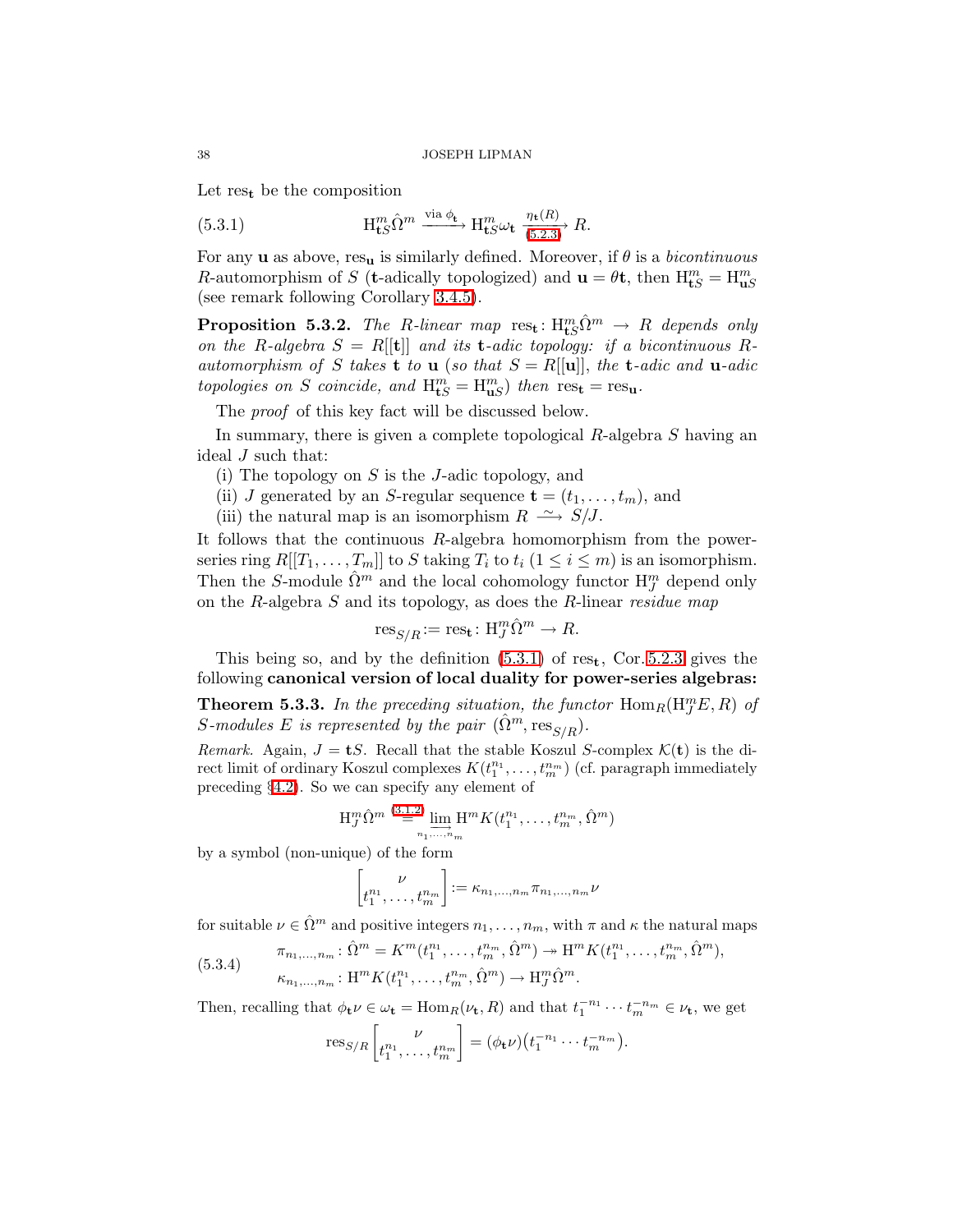Let $\operatorname{res}_{\mathbf{t}}$ be the composition

$$\mathrm{H}^m_{\mathbf{t}S}\hat\Omega^m \xrightarrow{\text{via } \phi_{\mathbf{t}}} \mathrm{H}^m_{\mathbf{t}S}\omega_{\mathbf{t}} \xrightarrow[(5.2.3)]{\eta_{\mathbf{t}}(R)} R. \tag{5.3.1}$$

For any $\mathbf{u}$ as above, $\operatorname{res}_{\mathbf{u}}$ is similarly defined. Moreover, if $\theta$ is a *bicontinuous* $R$-automorphism of $S$ ($\mathbf{t}$-adically topologized) and $\mathbf{u} = \theta\mathbf{t}$, then $\mathrm{H}^m_{\mathbf{t}S} = \mathrm{H}^m_{\mathbf{u}S}$ (see remark following Corollary 3.4.5).

**Proposition 5.3.2.** *The $R$-linear map $\operatorname{res}_{\mathbf{t}}\colon \mathrm{H}^m_{\mathbf{t}S}\hat\Omega^m \to R$ depends only on the $R$-algebra $S = R[[\mathbf{t}]]$ and its $\mathbf{t}$-adic topology: if a bicontinuous $R$-automorphism of $S$ takes $\mathbf{t}$ to $\mathbf{u}$ (so that $S = R[[\mathbf{u}]]$, the $\mathbf{t}$-adic and $\mathbf{u}$-adic topologies on $S$ coincide, and $\mathrm{H}^m_{\mathbf{t}S} = \mathrm{H}^m_{\mathbf{u}S}$) then $\operatorname{res}_{\mathbf{t}} = \operatorname{res}_{\mathbf{u}}$.*

The *proof* of this key fact will be discussed below.

In summary, there is given a complete topological $R$-algebra $S$ having an ideal $J$ such that:

(i) The topology on $S$ is the $J$-adic topology, and
(ii) $J$ generated by an $S$-regular sequence $\mathbf{t} = (t_1, \dots, t_m)$, and
(iii) the natural map is an isomorphism $R \xrightarrow{\ \sim\ } S/J$.

It follows that the continuous $R$-algebra homomorphism from the power-series ring $R[[T_1, \dots, T_m]]$ to $S$ taking $T_i$ to $t_i$ $(1 \le i \le m)$ is an isomorphism. Then the $S$-module $\hat\Omega^m$ and the local cohomology functor $\mathrm{H}^m_J$ depend only on the $R$-algebra $S$ and its topology, as does the $R$-linear *residue map*

$$\operatorname{res}_{S/R} := \operatorname{res}_{\mathbf{t}}\colon \mathrm{H}^m_J\hat\Omega^m \to R.$$

This being so, and by the definition (5.3.1) of $\operatorname{res}_{\mathbf{t}}$, Cor. 5.2.3 gives the following **canonical version of local duality for power-series algebras:**

**Theorem 5.3.3.** *In the preceding situation, the functor $\operatorname{Hom}_R(\mathrm{H}^m_J E, R)$ of $S$-modules $E$ is represented by the pair $(\hat\Omega^m, \operatorname{res}_{S/R})$.*

*Remark.* Again, $J = \mathbf{t}S$. Recall that the stable Koszul $S$-complex $\mathcal{K}(\mathbf{t})$ is the direct limit of ordinary Koszul complexes $K(t_1^{n_1}, \dots, t_m^{n_m})$ (cf. paragraph immediately preceding §4.2). So we can specify any element of

$$\mathrm{H}^m_J\hat\Omega^m \overset{(3.1.2)}{=} \varinjlim_{n_1,\dots,n_m} \mathrm{H}^m K(t_1^{n_1}, \dots, t_m^{n_m}, \hat\Omega^m)$$

by a symbol (non-unique) of the form

$$\begin{bmatrix} \nu \\ t_1^{n_1}, \dots, t_m^{n_m} \end{bmatrix} := \kappa_{n_1,\dots,n_m}\pi_{n_1,\dots,n_m}\nu$$

for suitable $\nu \in \hat\Omega^m$ and positive integers $n_1, \dots, n_m$, with $\pi$ and $\kappa$ the natural maps

$$\begin{aligned} &\pi_{n_1,\dots,n_m}\colon \hat\Omega^m = K^m(t_1^{n_1}, \dots, t_m^{n_m}, \hat\Omega^m) \twoheadrightarrow \mathrm{H}^m K(t_1^{n_1}, \dots, t_m^{n_m}, \hat\Omega^m), \\ &\kappa_{n_1,\dots,n_m}\colon \mathrm{H}^m K(t_1^{n_1}, \dots, t_m^{n_m}, \hat\Omega^m) \to \mathrm{H}^m_J\hat\Omega^m. \end{aligned} \tag{5.3.4}$$

Then, recalling that $\phi_{\mathbf{t}}\nu \in \omega_{\mathbf{t}} = \operatorname{Hom}_R(\nu_{\mathbf{t}}, R)$ and that $t_1^{-n_1}\cdots t_m^{-n_m} \in \nu_{\mathbf{t}}$, we get

$$\operatorname{res}_{S/R}\begin{bmatrix} \nu \\ t_1^{n_1}, \dots, t_m^{n_m} \end{bmatrix} = (\phi_{\mathbf{t}}\nu)\big(t_1^{-n_1}\cdots t_m^{-n_m}\big).$$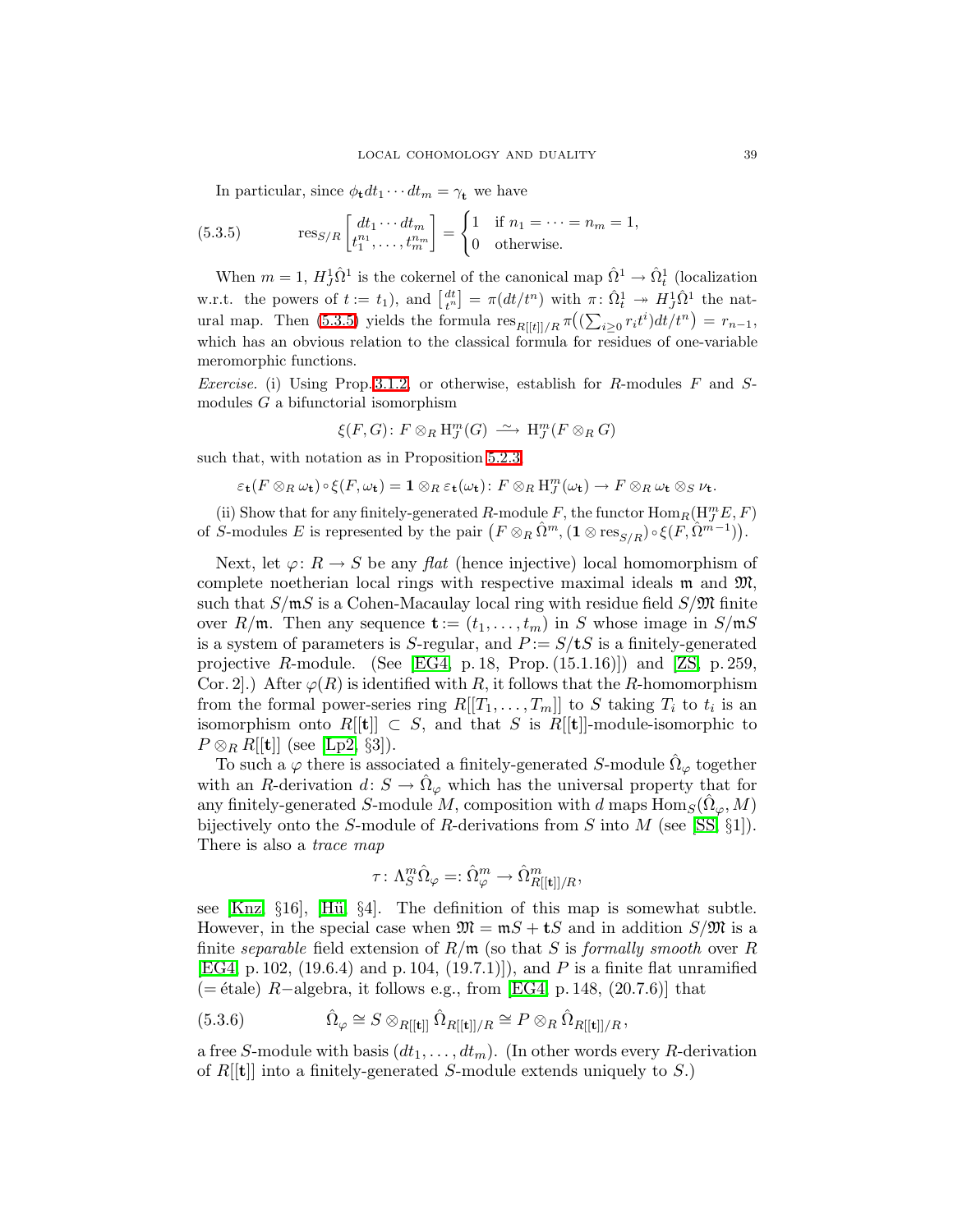In particular, since $\phi_{\mathbf{t}} dt_1 \cdots dt_m = \gamma_{\mathbf{t}}$ we have

$$\operatorname{res}_{S/R}\begin{bmatrix} dt_1 \cdots dt_m \\ t_1^{n_1}, \dots, t_m^{n_m} \end{bmatrix} = \begin{cases} 1 & \text{if } n_1 = \cdots = n_m = 1, \\ 0 & \text{otherwise.} \end{cases} \tag{5.3.5}$$

When $m = 1$, $H^1_J\hat{\Omega}^1$ is the cokernel of the canonical map $\hat{\Omega}^1 \to \hat{\Omega}^1_t$ (localization w.r.t. the powers of $t := t_1$), and $\left[\frac{dt}{t^n}\right] = \pi(dt/t^n)$ with $\pi\colon \hat{\Omega}^1_t \twoheadrightarrow H^1_J\hat{\Omega}^1$ the natural map. Then (5.3.5) yields the formula $\operatorname{res}_{R[[t]]/R}\, \pi\big((\sum_{i\ge 0} r_i t^i) dt/t^n\big) = r_{n-1}$, which has an obvious relation to the classical formula for residues of one-variable meromorphic functions.

*Exercise.* (i) Using Prop. 3.1.2, or otherwise, establish for $R$-modules $F$ and $S$-modules $G$ a bifunctorial isomorphism

$$\xi(F,G)\colon F \otimes_R \mathrm{H}^m_J(G) \xrightarrow{\ \sim\ } \mathrm{H}^m_J(F \otimes_R G)$$

such that, with notation as in Proposition 5.2.3,

$$\varepsilon_{\mathbf{t}}(F \otimes_R \omega_{\mathbf{t}}) \circ \xi(F, \omega_{\mathbf{t}}) = \mathbf{1} \otimes_R \varepsilon_{\mathbf{t}}(\omega_{\mathbf{t}})\colon F \otimes_R \mathrm{H}^m_J(\omega_{\mathbf{t}}) \to F \otimes_R \omega_{\mathbf{t}} \otimes_S \nu_{\mathbf{t}}.$$

(ii) Show that for any finitely-generated $R$-module $F$, the functor $\operatorname{Hom}_R(\mathrm{H}^m_J E, F)$ of $S$-modules $E$ is represented by the pair $\big(F \otimes_R \hat{\Omega}^m, (\mathbf{1} \otimes \operatorname{res}_{S/R}) \circ \xi(F, \hat{\Omega}^{m-1})\big)$.

Next, let $\varphi\colon R \to S$ be any *flat* (hence injective) local homomorphism of complete noetherian local rings with respective maximal ideals $\mathfrak{m}$ and $\mathfrak{M}$, such that $S/\mathfrak{m}S$ is a Cohen-Macaulay local ring with residue field $S/\mathfrak{M}$ finite over $R/\mathfrak{m}$. Then any sequence $\mathbf{t} := (t_1, \dots, t_m)$ in $S$ whose image in $S/\mathfrak{m}S$ is a system of parameters is $S$-regular, and $P := S/\mathbf{t}S$ is a finitely-generated projective $R$-module. (See [EG4, p. 18, Prop. (15.1.16)]) and [ZS, p. 259, Cor. 2].) After $\varphi(R)$ is identified with $R$, it follows that the $R$-homomorphism from the formal power-series ring $R[[T_1, \dots, T_m]]$ to $S$ taking $T_i$ to $t_i$ is an isomorphism onto $R[[\mathbf{t}]] \subset S$, and that $S$ is $R[[\mathbf{t}]]$-module-isomorphic to $P \otimes_R R[[\mathbf{t}]]$ (see [Lp2, §3]).

To such a $\varphi$ there is associated a finitely-generated $S$-module $\hat{\Omega}_\varphi$ together with an $R$-derivation $d\colon S \to \hat{\Omega}_\varphi$ which has the universal property that for any finitely-generated $S$-module $M$, composition with $d$ maps $\operatorname{Hom}_S(\hat{\Omega}_\varphi, M)$ bijectively onto the $S$-module of $R$-derivations from $S$ into $M$ (see [SS, §1]). There is also a *trace map*

$$\tau\colon \Lambda^m_S \hat{\Omega}_\varphi =: \hat{\Omega}^m_\varphi \to \hat{\Omega}^m_{R[[\mathbf{t}]]/R},$$

see [Knz, §16], [Hü, §4]. The definition of this map is somewhat subtle. However, in the special case when $\mathfrak{M} = \mathfrak{m}S + \mathbf{t}S$ and in addition $S/\mathfrak{M}$ is a finite *separable* field extension of $R/\mathfrak{m}$ (so that $S$ is *formally smooth* over $R$ [EG4, p. 102, (19.6.4) and p. 104, (19.7.1)]), and $P$ is a finite flat unramified (= étale) $R$−algebra, it follows e.g., from [EG4, p. 148, (20.7.6)] that

$$\hat{\Omega}_\varphi \cong S \otimes_{R[[\mathbf{t}]]} \hat{\Omega}_{R[[\mathbf{t}]]/R} \cong P \otimes_R \hat{\Omega}_{R[[\mathbf{t}]]/R}, \tag{5.3.6}$$

a free $S$-module with basis $(dt_1, \dots, dt_m)$. (In other words every $R$-derivation of $R[[\mathbf{t}]]$ into a finitely-generated $S$-module extends uniquely to $S$.)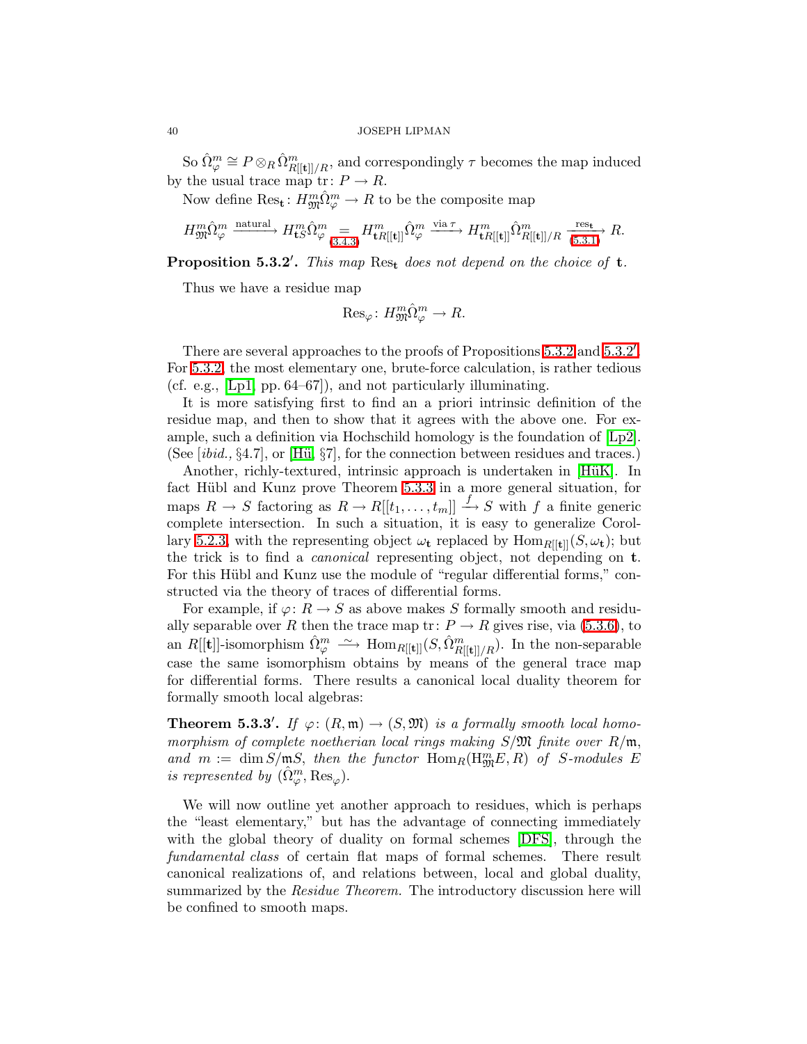So $\hat{\Omega}^m_\varphi \cong P \otimes_R \hat{\Omega}^m_{R[[\mathbf{t}]]/R}$, and correspondingly $\tau$ becomes the map induced by the usual trace map $\mathrm{tr}\colon P \to R$.

Now define $\mathrm{Res}_\mathbf{t}\colon H^m_{\mathfrak{M}}\hat{\Omega}^m_\varphi \to R$ to be the composite map

$$H^m_{\mathfrak{M}}\hat{\Omega}^m_\varphi \xrightarrow{\text{natural}} H^m_{\mathbf{t}S}\hat{\Omega}^m_\varphi \underset{(3.4.3)}{=} H^m_{\mathbf{t}R[[\mathbf{t}]]}\hat{\Omega}^m_\varphi \xrightarrow{\text{via }\tau} H^m_{\mathbf{t}R[[\mathbf{t}]]}\hat{\Omega}^m_{R[[\mathbf{t}]]/R} \xrightarrow[(5.3.1)]{\mathrm{res}_\mathbf{t}} R.$$

**Proposition 5.3.2′.** *This map* $\mathrm{Res}_\mathbf{t}$ *does not depend on the choice of* $\mathbf{t}$.

Thus we have a residue map

$$\mathrm{Res}_\varphi\colon H^m_{\mathfrak{M}}\hat{\Omega}^m_\varphi \to R.$$

There are several approaches to the proofs of Propositions 5.3.2 and 5.3.2′. For 5.3.2, the most elementary one, brute-force calculation, is rather tedious (cf. e.g., [Lp1, pp. 64–67]), and not particularly illuminating.

It is more satisfying first to find an a priori intrinsic definition of the residue map, and then to show that it agrees with the above one. For example, such a definition via Hochschild homology is the foundation of [Lp2]. (See [*ibid.,* §4.7], or [Hü, §7], for the connection between residues and traces.)

Another, richly-textured, intrinsic approach is undertaken in [HüK]. In fact Hübl and Kunz prove Theorem 5.3.3 in a more general situation, for maps $R \to S$ factoring as $R \to R[[t_1, \dots, t_m]] \xrightarrow{f} S$ with $f$ a finite generic complete intersection. In such a situation, it is easy to generalize Corollary 5.2.3, with the representing object $\omega_\mathbf{t}$ replaced by $\mathrm{Hom}_{R[[\mathbf{t}]]}(S, \omega_\mathbf{t})$; but the trick is to find a *canonical* representing object, not depending on $\mathbf{t}$. For this Hübl and Kunz use the module of "regular differential forms," constructed via the theory of traces of differential forms.

For example, if $\varphi\colon R \to S$ as above makes $S$ formally smooth and residually separable over $R$ then the trace map $\mathrm{tr}\colon P \to R$ gives rise, via (5.3.6), to an $R[[\mathbf{t}]]$-isomorphism $\hat{\Omega}^m_\varphi \xrightarrow{\ \sim\ } \mathrm{Hom}_{R[[\mathbf{t}]]}(S, \hat{\Omega}^m_{R[[\mathbf{t}]]/R})$. In the non-separable case the same isomorphism obtains by means of the general trace map for differential forms. There results a canonical local duality theorem for formally smooth local algebras:

**Theorem 5.3.3′.** *If* $\varphi\colon (R, \mathfrak{m}) \to (S, \mathfrak{M})$ *is a formally smooth local homomorphism of complete noetherian local rings making* $S/\mathfrak{M}$ *finite over* $R/\mathfrak{m}$, *and* $m := \dim S/\mathfrak{m}S$, *then the functor* $\mathrm{Hom}_R(\mathrm{H}^m_{\mathfrak{M}}E, R)$ *of* $S$*-modules* $E$ *is represented by* $(\hat{\Omega}^m_\varphi, \mathrm{Res}_\varphi)$.

We will now outline yet another approach to residues, which is perhaps the "least elementary," but has the advantage of connecting immediately with the global theory of duality on formal schemes [DFS], through the *fundamental class* of certain flat maps of formal schemes. There result canonical realizations of, and relations between, local and global duality, summarized by the *Residue Theorem.* The introductory discussion here will be confined to smooth maps.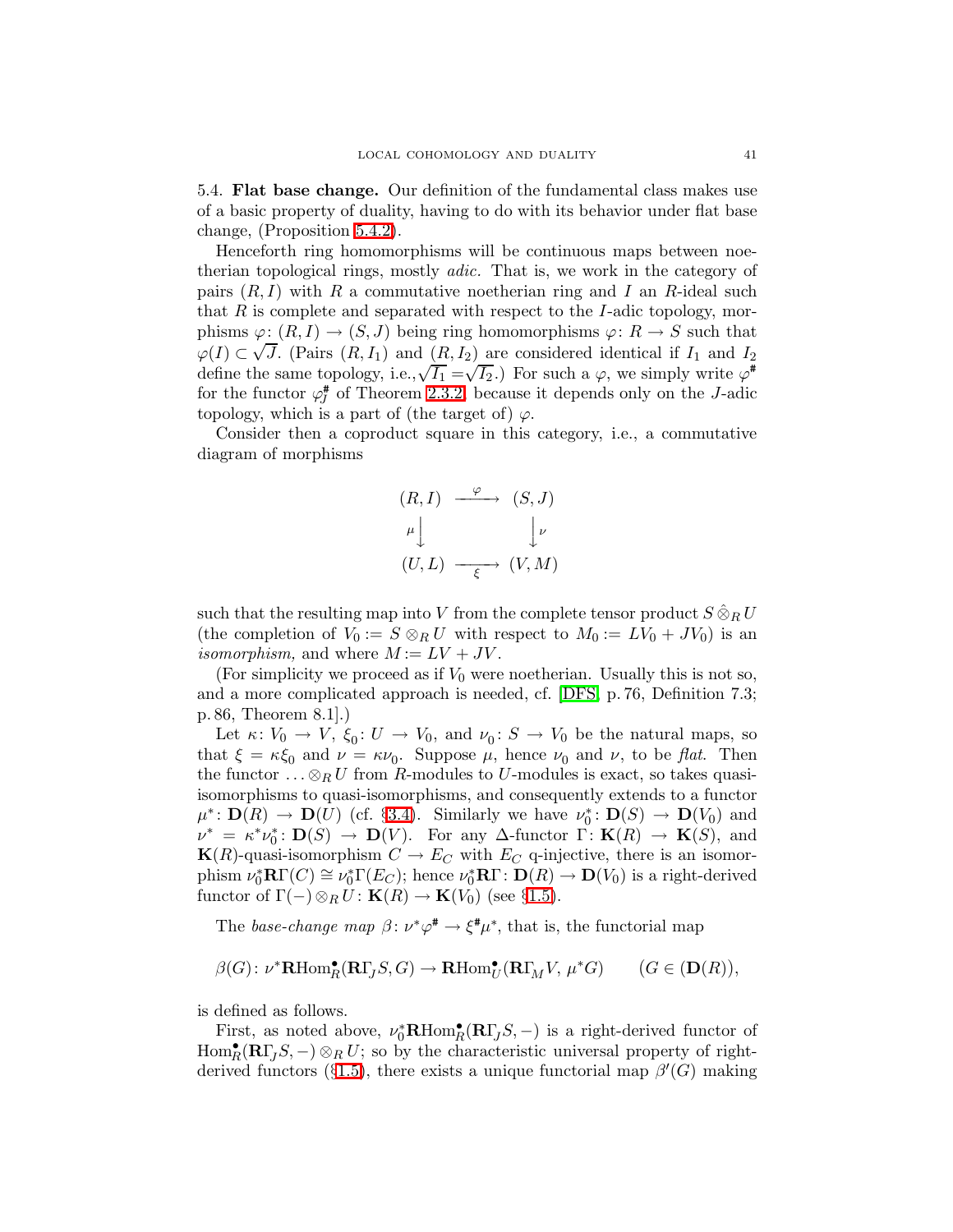5.4. **Flat base change.** Our definition of the fundamental class makes use of a basic property of duality, having to do with its behavior under flat base change, (Proposition 5.4.2).

Henceforth ring homomorphisms will be continuous maps between noetherian topological rings, mostly *adic.* That is, we work in the category of pairs $(R, I)$ with $R$ a commutative noetherian ring and $I$ an $R$-ideal such that $R$ is complete and separated with respect to the $I$-adic topology, morphisms $\varphi\colon (R, I) \to (S, J)$ being ring homomorphisms $\varphi\colon R \to S$ such that $\varphi(I) \subset \sqrt{J}$. (Pairs $(R, I_1)$ and $(R, I_2)$ are considered identical if $I_1$ and $I_2$ define the same topology, i.e., $\sqrt{I_1} = \sqrt{I_2}$.) For such a $\varphi$, we simply write $\varphi^{\#}$ for the functor $\varphi^{\#}_J$ of Theorem 2.3.2, because it depends only on the $J$-adic topology, which is a part of (the target of) $\varphi$.

Consider then a coproduct square in this category, i.e., a commutative diagram of morphisms

$$
\begin{array}{ccc}
(R, I) & \xrightarrow{\ \varphi\ } & (S, J) \\
{\scriptstyle\mu}\big\downarrow & & \big\downarrow{\scriptstyle\nu} \\
(U, L) & \xrightarrow[\ \xi\ ]{} & (V, M)
\end{array}
$$

such that the resulting map into $V$ from the complete tensor product $S \mathbin{\hat\otimes}_R U$ (the completion of $V_0 := S \otimes_R U$ with respect to $M_0 := LV_0 + JV_0$) is an *isomorphism,* and where $M := LV + JV$.

(For simplicity we proceed as if $V_0$ were noetherian. Usually this is not so, and a more complicated approach is needed, cf. [DFS, p. 76, Definition 7.3; p. 86, Theorem 8.1].)

Let $\kappa\colon V_0 \to V$, $\xi_0\colon U \to V_0$, and $\nu_0\colon S \to V_0$ be the natural maps, so that $\xi = \kappa\xi_0$ and $\nu = \kappa\nu_0$. Suppose $\mu$, hence $\nu_0$ and $\nu$, to be *flat.* Then the functor $\ldots \otimes_R U$ from $R$-modules to $U$-modules is exact, so takes quasi-isomorphisms to quasi-isomorphisms, and consequently extends to a functor $\mu^*\colon \mathbf{D}(R) \to \mathbf{D}(U)$ (cf. §3.4). Similarly we have $\nu_0^*\colon \mathbf{D}(S) \to \mathbf{D}(V_0)$ and $\nu^* = \kappa^*\nu_0^*\colon \mathbf{D}(S) \to \mathbf{D}(V)$. For any $\Delta$-functor $\Gamma\colon \mathbf{K}(R) \to \mathbf{K}(S)$, and $\mathbf{K}(R)$-quasi-isomorphism $C \to E_C$ with $E_C$ q-injective, there is an isomorphism $\nu_0^*\mathbf{R}\Gamma(C) \cong \nu_0^*\Gamma(E_C)$; hence $\nu_0^*\mathbf{R}\Gamma\colon \mathbf{D}(R) \to \mathbf{D}(V_0)$ is a right-derived functor of $\Gamma(-) \otimes_R U\colon \mathbf{K}(R) \to \mathbf{K}(V_0)$ (see §1.5).

The *base-change map* $\beta\colon \nu^*\varphi^{\#} \to \xi^{\#}\mu^*$, that is, the functorial map

$$
\beta(G)\colon \nu^*\mathbf{R}\mathrm{Hom}^\bullet_R(\mathbf{R}\Gamma_J S, G) \to \mathbf{R}\mathrm{Hom}^\bullet_U(\mathbf{R}\Gamma_M V,\ \mu^*G) \qquad (G \in (\mathbf{D}(R)),
$$

is defined as follows.

First, as noted above, $\nu_0^*\mathbf{R}\mathrm{Hom}^\bullet_R(\mathbf{R}\Gamma_J S, -)$ is a right-derived functor of $\mathrm{Hom}^\bullet_R(\mathbf{R}\Gamma_J S, -) \otimes_R U$; so by the characteristic universal property of right-derived functors (§1.5), there exists a unique functorial map $\beta'(G)$ making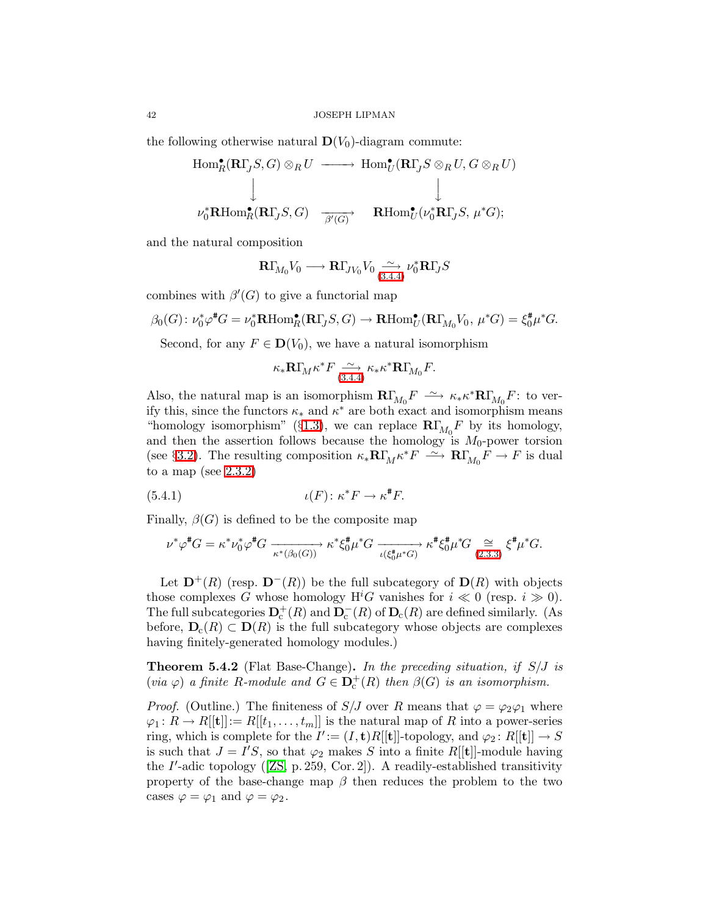the following otherwise natural $\mathbf{D}(V_0)$-diagram commute:

$$
\begin{array}{ccc}
\operatorname{Hom}^\bullet_R(\mathbf{R}\Gamma_J S, G)\otimes_R U & \longrightarrow & \operatorname{Hom}^\bullet_U(\mathbf{R}\Gamma_J S\otimes_R U, G\otimes_R U)\\
\big\downarrow & & \big\downarrow\\
\nu_0^*\mathbf{R}\operatorname{Hom}^\bullet_R(\mathbf{R}\Gamma_J S, G) & \underset{\beta'(G)}{\longrightarrow} & \mathbf{R}\operatorname{Hom}^\bullet_U(\nu_0^*\mathbf{R}\Gamma_J S,\ \mu^*G);
\end{array}
$$

and the natural composition

$$\mathbf{R}\Gamma_{M_0}V_0 \longrightarrow \mathbf{R}\Gamma_{JV_0}V_0 \underset{(3.4.4)}{\xrightarrow{\ \sim\ }} \nu_0^*\mathbf{R}\Gamma_J S$$

combines with $\beta'(G)$ to give a functorial map

$$\beta_0(G)\colon \nu_0^*\varphi^\#G = \nu_0^*\mathbf{R}\operatorname{Hom}^\bullet_R(\mathbf{R}\Gamma_J S, G) \to \mathbf{R}\operatorname{Hom}^\bullet_U(\mathbf{R}\Gamma_{M_0}V_0,\ \mu^*G) = \xi_0^\#\mu^*G.$$

Second, for any $F\in\mathbf{D}(V_0)$, we have a natural isomorphism

$$\kappa_*\mathbf{R}\Gamma_M\kappa^*F \underset{(3.4.4)}{\xrightarrow{\ \sim\ }} \kappa_*\kappa^*\mathbf{R}\Gamma_{M_0}F.$$

Also, the natural map is an isomorphism $\mathbf{R}\Gamma_{M_0}F \xrightarrow{\ \sim\ } \kappa_*\kappa^*\mathbf{R}\Gamma_{M_0}F$: to verify this, since the functors $\kappa_*$ and $\kappa^*$ are both exact and isomorphism means "homology isomorphism" (§1.3), we can replace $\mathbf{R}\Gamma_{M_0}F$ by its homology, and then the assertion follows because the homology is $M_0$-power torsion (see §3.2). The resulting composition $\kappa_*\mathbf{R}\Gamma_M\kappa^*F \xrightarrow{\ \sim\ } \mathbf{R}\Gamma_{M_0}F \to F$ is dual to a map (see 2.3.2)

$$\iota(F)\colon \kappa^*F \to \kappa^\#F. \tag{5.4.1}$$

Finally, $\beta(G)$ is defined to be the composite map

$$\nu^*\varphi^\#G = \kappa^*\nu_0^*\varphi^\#G \xrightarrow[\kappa^*(\beta_0(G))]{} \kappa^*\xi_0^\#\mu^*G \xrightarrow[\iota(\xi_0^\#\mu^*G)]{} \kappa^\#\xi_0^\#\mu^*G \underset{(2.3.3)}{\cong} \xi^\#\mu^*G.$$

Let $\mathbf{D}^+(R)$ (resp. $\mathbf{D}^-(R)$) be the full subcategory of $\mathbf{D}(R)$ with objects those complexes $G$ whose homology $\mathrm{H}^iG$ vanishes for $i\ll 0$ (resp. $i\gg 0$). The full subcategories $\mathbf{D}_\mathrm{c}^+(R)$ and $\mathbf{D}_\mathrm{c}^-(R)$ of $\mathbf{D}_\mathrm{c}(R)$ are defined similarly. (As before, $\mathbf{D}_\mathrm{c}(R)\subset\mathbf{D}(R)$ is the full subcategory whose objects are complexes having finitely-generated homology modules.)

**Theorem 5.4.2** (Flat Base-Change)**.** *In the preceding situation, if $S/J$ is (via $\varphi$) a finite $R$-module and $G\in\mathbf{D}_\mathrm{c}^+(R)$ then $\beta(G)$ is an isomorphism.*

*Proof.* (Outline.) The finiteness of $S/J$ over $R$ means that $\varphi=\varphi_2\varphi_1$ where $\varphi_1\colon R\to R[[\mathbf{t}]] := R[[t_1,\dots,t_m]]$ is the natural map of $R$ into a power-series ring, which is complete for the $I' := (I,\mathbf{t})R[[\mathbf{t}]]$-topology, and $\varphi_2\colon R[[\mathbf{t}]]\to S$ is such that $J = I'S$, so that $\varphi_2$ makes $S$ into a finite $R[[\mathbf{t}]]$-module having the $I'$-adic topology ([ZS, p. 259, Cor. 2]). A readily-established transitivity property of the base-change map $\beta$ then reduces the problem to the two cases $\varphi=\varphi_1$ and $\varphi=\varphi_2$.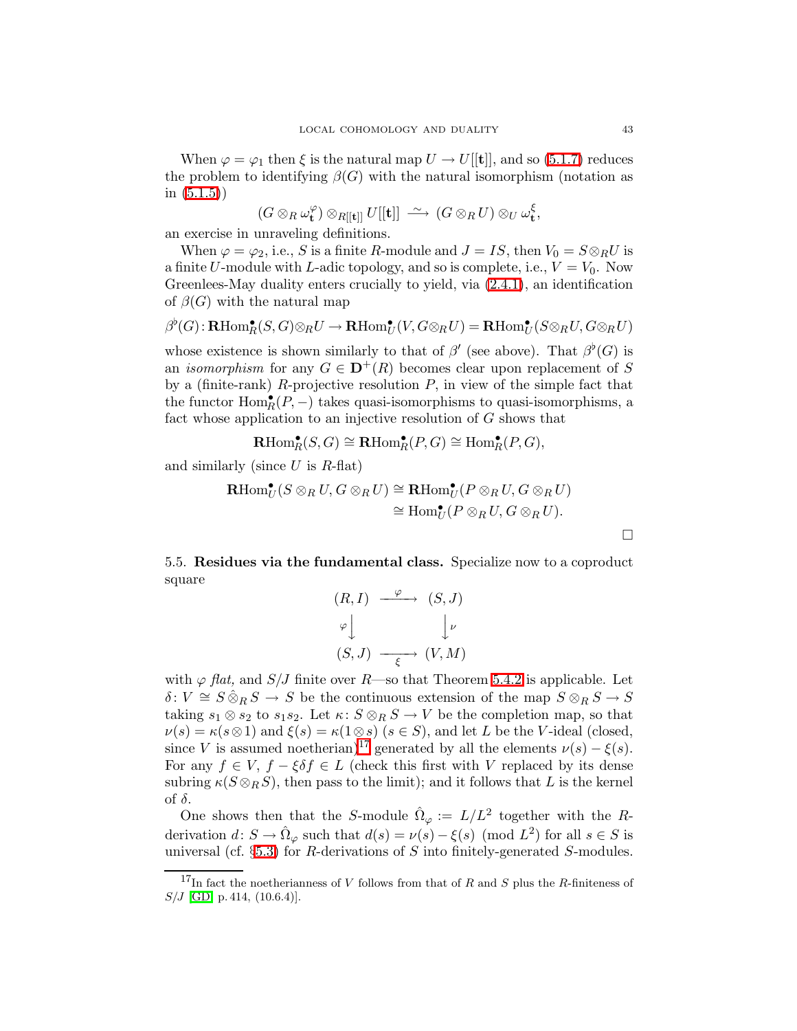When $\varphi = \varphi_1$ then $\xi$ is the natural map $U \to U[[\mathbf{t}]]$, and so (5.1.7) reduces the problem to identifying $\beta(G)$ with the natural isomorphism (notation as in (5.1.5))

$$(G \otimes_R \omega_{\mathbf{t}}^{\varphi}) \otimes_{R[[\mathbf{t}]]} U[[\mathbf{t}]] \xrightarrow{\sim} (G \otimes_R U) \otimes_U \omega_{\mathbf{t}}^{\xi},$$

an exercise in unraveling definitions.

When $\varphi = \varphi_2$, i.e., $S$ is a finite $R$-module and $J = IS$, then $V_0 = S \otimes_R U$ is a finite $U$-module with $L$-adic topology, and so is complete, i.e., $V = V_0$. Now Greenlees-May duality enters crucially to yield, via (2.4.1), an identification of $\beta(G)$ with the natural map

$$\beta^\flat(G) \colon \mathbf{R}\mathrm{Hom}^\bullet_R(S, G) \otimes_R U \to \mathbf{R}\mathrm{Hom}^\bullet_U(V, G \otimes_R U) = \mathbf{R}\mathrm{Hom}^\bullet_U(S \otimes_R U, G \otimes_R U)$$

whose existence is shown similarly to that of $\beta'$ (see above). That $\beta^\flat(G)$ is an *isomorphism* for any $G \in \mathbf{D}^+(R)$ becomes clear upon replacement of $S$ by a (finite-rank) $R$-projective resolution $P$, in view of the simple fact that the functor $\mathrm{Hom}^\bullet_R(P, -)$ takes quasi-isomorphisms to quasi-isomorphisms, a fact whose application to an injective resolution of $G$ shows that

$$\mathbf{R}\mathrm{Hom}^\bullet_R(S, G) \cong \mathbf{R}\mathrm{Hom}^\bullet_R(P, G) \cong \mathrm{Hom}^\bullet_R(P, G),$$

and similarly (since $U$ is $R$-flat)

$$\begin{aligned}\mathbf{R}\mathrm{Hom}^\bullet_U(S \otimes_R U, G \otimes_R U) &\cong \mathbf{R}\mathrm{Hom}^\bullet_U(P \otimes_R U, G \otimes_R U)\\ &\cong \mathrm{Hom}^\bullet_U(P \otimes_R U, G \otimes_R U).\end{aligned}$$

□

**5.5. Residues via the fundamental class.** Specialize now to a coproduct square

$$\begin{array}{ccc} (R, I) & \xrightarrow{\ \varphi\ } & (S, J) \\ {\scriptstyle\varphi}\big\downarrow & & \big\downarrow{\scriptstyle\nu} \\ (S, J) & \xrightarrow[\ \xi\ ]{} & (V, M) \end{array}$$

with $\varphi$ *flat,* and $S/J$ finite over $R$—so that Theorem 5.4.2 is applicable. Let $\delta \colon V \cong S \hat{\otimes}_R S \to S$ be the continuous extension of the map $S \otimes_R S \to S$ taking $s_1 \otimes s_2$ to $s_1 s_2$. Let $\kappa \colon S \otimes_R S \to V$ be the completion map, so that $\nu(s) = \kappa(s \otimes 1)$ and $\xi(s) = \kappa(1 \otimes s)$ $(s \in S)$, and let $L$ be the $V$-ideal (closed, since $V$ is assumed noetherian)[17] generated by all the elements $\nu(s) - \xi(s)$. For any $f \in V$, $f - \xi\delta f \in L$ (check this first with $V$ replaced by its dense subring $\kappa(S \otimes_R S)$, then pass to the limit); and it follows that $L$ is the kernel of $\delta$.

One shows then that the $S$-module $\hat{\Omega}_\varphi := L/L^2$ together with the $R$-derivation $d \colon S \to \hat{\Omega}_\varphi$ such that $d(s) = \nu(s) - \xi(s) \pmod{L^2}$ for all $s \in S$ is universal (cf. §5.3) for $R$-derivations of $S$ into finitely-generated $S$-modules.

[17] In fact the noetherianness of $V$ follows from that of $R$ and $S$ plus the $R$-finiteness of $S/J$ [GD, p. 414, (10.6.4)].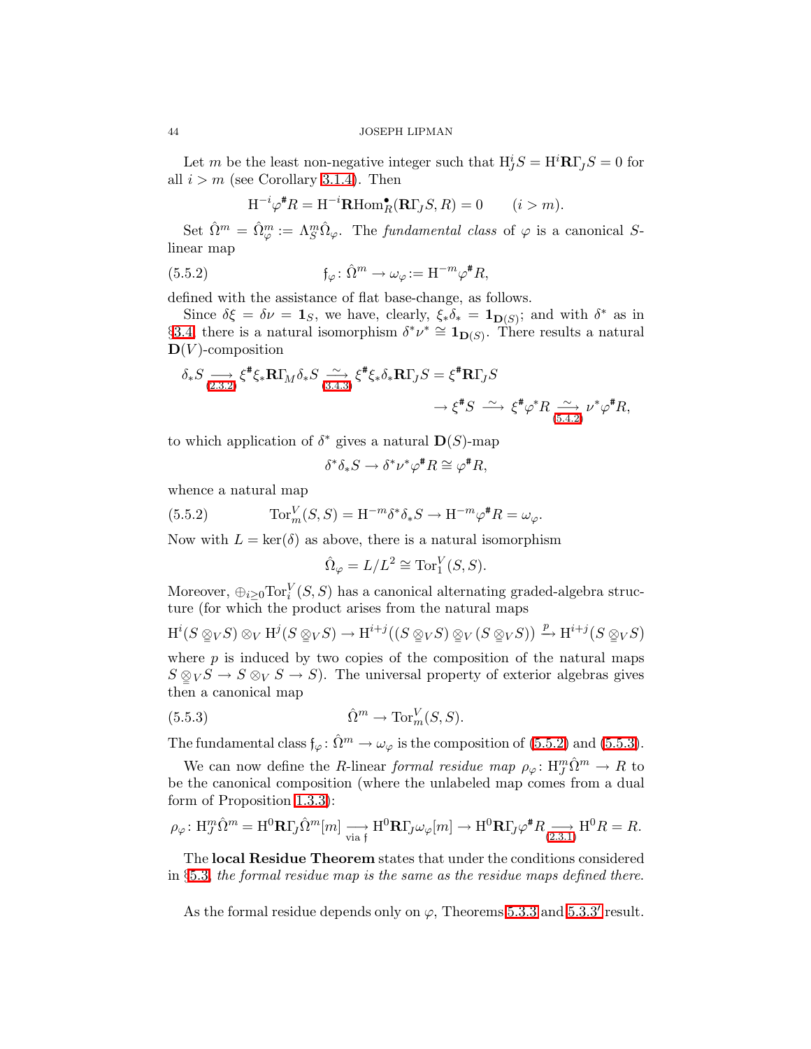Let $m$ be the least non-negative integer such that $\mathrm{H}^i_J S = \mathrm{H}^i\mathbf{R}\Gamma_J S = 0$ for all $i > m$ (see Corollary 3.1.4). Then

$$\mathrm{H}^{-i}\varphi^{\#}R = \mathrm{H}^{-i}\mathbf{R}\mathrm{Hom}^{\bullet}_R(\mathbf{R}\Gamma_J S, R) = 0 \qquad (i > m).$$

Set $\hat{\Omega}^m = \hat{\Omega}^m_\varphi := \Lambda^m_S \hat{\Omega}_\varphi$. The *fundamental class* of $\varphi$ is a canonical $S$-linear map

$$\mathfrak{f}_\varphi \colon \hat{\Omega}^m \to \omega_\varphi := \mathrm{H}^{-m}\varphi^{\#}R, \tag{5.5.2}$$

defined with the assistance of flat base-change, as follows.

Since $\delta\xi = \delta\nu = \mathbf{1}_S$, we have, clearly, $\xi_*\delta_* = \mathbf{1}_{\mathbf{D}(S)}$; and with $\delta^*$ as in §3.4, there is a natural isomorphism $\delta^*\nu^* \cong \mathbf{1}_{\mathbf{D}(S)}$. There results a natural $\mathbf{D}(V)$-composition

$$\delta_* S \underset{(2.3.2)}{\longrightarrow} \xi^{\#}\xi_*\mathbf{R}\Gamma_M\delta_* S \underset{(3.4.3)}{\xrightarrow{\ \sim\ }} \xi^{\#}\xi_*\delta_*\mathbf{R}\Gamma_J S = \xi^{\#}\mathbf{R}\Gamma_J S$$
$$\to \xi^{\#} S \xrightarrow{\ \sim\ } \xi^{\#}\varphi^* R \underset{(5.4.2)}{\xrightarrow{\ \sim\ }} \nu^*\varphi^{\#}R,$$

to which application of $\delta^*$ gives a natural $\mathbf{D}(S)$-map

$$\delta^*\delta_* S \to \delta^*\nu^*\varphi^{\#}R \cong \varphi^{\#}R,$$

whence a natural map

$$\mathrm{Tor}^V_m(S,S) = \mathrm{H}^{-m}\delta^*\delta_* S \to \mathrm{H}^{-m}\varphi^{\#}R = \omega_\varphi. \tag{5.5.2}$$

Now with $L = \ker(\delta)$ as above, there is a natural isomorphism

$$\hat{\Omega}_\varphi = L/L^2 \cong \mathrm{Tor}^V_1(S,S).$$

Moreover, $\oplus_{i\ge 0}\mathrm{Tor}^V_i(S,S)$ has a canonical alternating graded-algebra structure (for which the product arises from the natural maps

$$\mathrm{H}^i(S \underline{\underline{\otimes}}_V S) \otimes_V \mathrm{H}^j(S \underline{\underline{\otimes}}_V S) \to \mathrm{H}^{i+j}\big((S \underline{\underline{\otimes}}_V S) \underline{\underline{\otimes}}_V (S \underline{\underline{\otimes}}_V S)\big) \xrightarrow{\ p\ } \mathrm{H}^{i+j}(S \underline{\underline{\otimes}}_V S)$$

where $p$ is induced by two copies of the composition of the natural maps $S \underline{\underline{\otimes}}_V S \to S \otimes_V S \to S$). The universal property of exterior algebras gives then a canonical map

$$\hat{\Omega}^m \to \mathrm{Tor}^V_m(S,S). \tag{5.5.3}$$

The fundamental class $\mathfrak{f}_\varphi \colon \hat{\Omega}^m \to \omega_\varphi$ is the composition of (5.5.2) and (5.5.3).

We can now define the $R$-linear *formal residue map* $\rho_\varphi \colon \mathrm{H}^m_J\hat{\Omega}^m \to R$ to be the canonical composition (where the unlabeled map comes from a dual form of Proposition 1.3.3):

$$\rho_\varphi \colon \mathrm{H}^m_J\hat{\Omega}^m = \mathrm{H}^0\mathbf{R}\Gamma_J\hat{\Omega}^m[m] \underset{\text{via } \mathfrak{f}}{\longrightarrow} \mathrm{H}^0\mathbf{R}\Gamma_J\omega_\varphi[m] \to \mathrm{H}^0\mathbf{R}\Gamma_J\varphi^{\#}R \underset{(2.3.1)}{\longrightarrow} \mathrm{H}^0 R = R.$$

The **local Residue Theorem** states that under the conditions considered in §5.3, *the formal residue map is the same as the residue maps defined there.*

As the formal residue depends only on $\varphi$, Theorems 5.3.3 and 5.3.3′ result.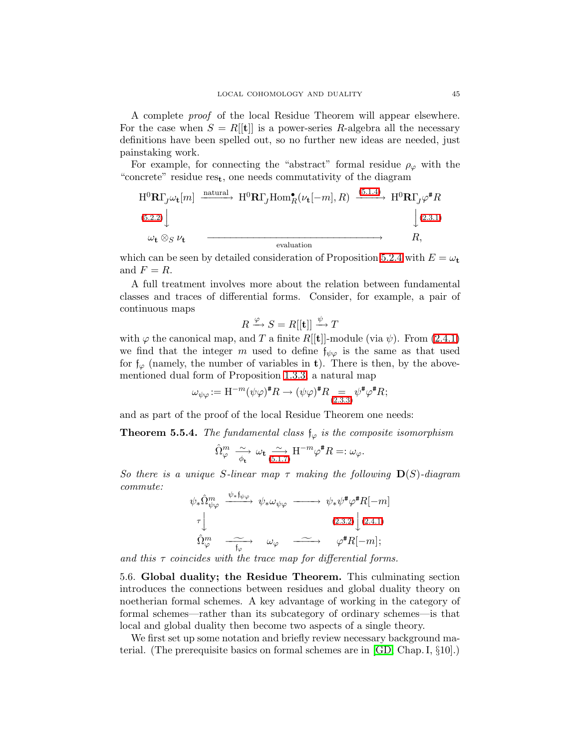A complete *proof* of the local Residue Theorem will appear elsewhere. For the case when $S = R[[\mathbf{t}]]$ is a power-series $R$-algebra all the necessary definitions have been spelled out, so no further new ideas are needed, just painstaking work.

For example, for connecting the "abstract" formal residue $\rho_\varphi$ with the "concrete" residue $\mathrm{res}_{\mathbf{t}}$, one needs commutativity of the diagram

$$\begin{array}{ccccc}
\mathrm{H}^0\mathbf{R}\Gamma_{\!J}\omega_{\mathbf{t}}[m] & \xrightarrow{\text{natural}} & \mathrm{H}^0\mathbf{R}\Gamma_{\!J}\mathrm{Hom}^\bullet_R(\nu_{\mathbf{t}}[-m], R) & \xrightarrow{(5.1.4)} & \mathrm{H}^0\mathbf{R}\Gamma_{\!J}\varphi^\#R \\
{\scriptstyle (5.2.2)}\big\downarrow & & & & \big\downarrow{\scriptstyle (2.3.1)} \\
\omega_{\mathbf{t}}\otimes_S\nu_{\mathbf{t}} & & \xrightarrow[\text{evaluation}]{\qquad\qquad\qquad} & & R,
\end{array}$$

which can be seen by detailed consideration of Proposition 5.2.4 with $E = \omega_{\mathbf{t}}$ and $F = R$.

A full treatment involves more about the relation between fundamental classes and traces of differential forms. Consider, for example, a pair of continuous maps

$$R \xrightarrow{\varphi} S = R[[\mathbf{t}]] \xrightarrow{\psi} T$$

with $\varphi$ the canonical map, and $T$ a finite $R[[\mathbf{t}]]$-module (via $\psi$). From (2.4.1) we find that the integer $m$ used to define $\mathfrak{f}_{\psi\varphi}$ is the same as that used for $\mathfrak{f}_\varphi$ (namely, the number of variables in $\mathbf{t}$). There is then, by the above-mentioned dual form of Proposition 1.3.3, a natural map

$$\omega_{\psi\varphi} := \mathrm{H}^{-m}(\psi\varphi)^\#R \to (\psi\varphi)^\#R \underset{(2.3.3)}{=} \psi^\#\varphi^\#R;$$

and as part of the proof of the local Residue Theorem one needs:

**Theorem 5.5.4.** *The fundamental class $\mathfrak{f}_\varphi$ is the composite isomorphism*

$$\hat\Omega^m_\varphi \underset{\phi_{\mathbf{t}}}{\xrightarrow{\ \sim\ }} \omega_{\mathbf{t}} \underset{(5.1.7)}{\xrightarrow{\ \sim\ }} \mathrm{H}^{-m}\varphi^\#R =: \omega_\varphi.$$

*So there is a unique $S$-linear map $\tau$ making the following $\mathbf{D}(S)$-diagram commute:*

$$\begin{array}{ccccc}
\psi_*\hat\Omega^m_{\psi\varphi} & \xrightarrow{\psi_*\mathfrak{f}_{\psi\varphi}} & \psi_*\omega_{\psi\varphi} & \longrightarrow & \psi_*\psi^\#\varphi^\#R[-m] \\
{\scriptstyle\tau}\big\downarrow & & & & \big\downarrow{\scriptstyle (2.3.2)\,(2.4.1)} \\
\hat\Omega^m_\varphi & \underset{\mathfrak{f}_\varphi}{\xrightarrow{\ \sim\ }} & \omega_\varphi & \xrightarrow{\ \sim\ } & \varphi^\#R[-m];
\end{array}$$

*and this $\tau$ coincides with the trace map for differential forms.*

5.6. **Global duality; the Residue Theorem.** This culminating section introduces the connections between residues and global duality theory on noetherian formal schemes. A key advantage of working in the category of formal schemes—rather than its subcategory of ordinary schemes—is that local and global duality then become two aspects of a single theory.

We first set up some notation and briefly review necessary background material. (The prerequisite basics on formal schemes are in [GD, Chap. I, §10].)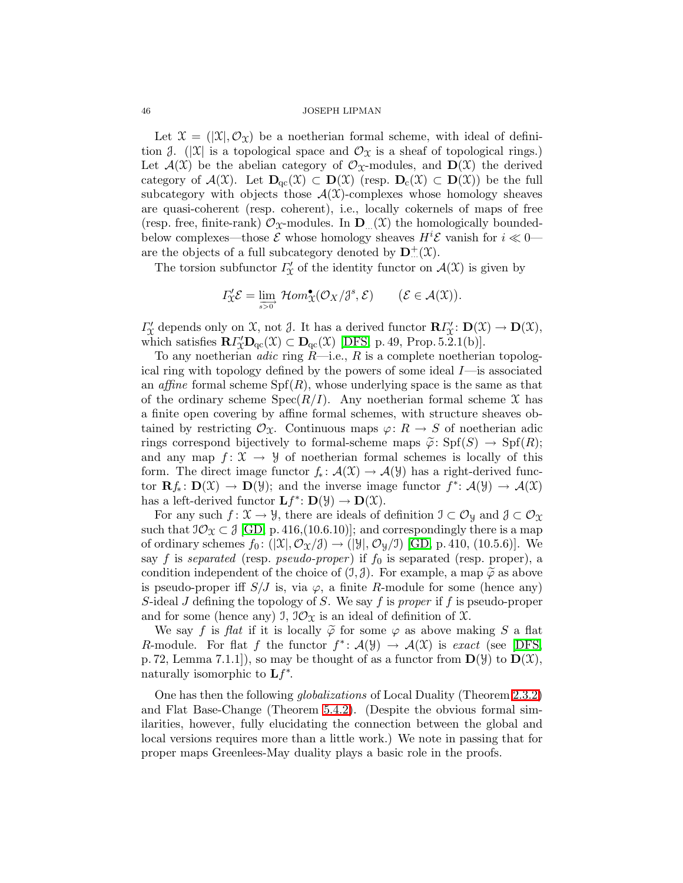Let $\mathcal{X} = (|\mathcal{X}|, \mathcal{O}_\mathcal{X})$ be a noetherian formal scheme, with ideal of definition $\mathcal{J}$. ($|\mathcal{X}|$ is a topological space and $\mathcal{O}_\mathcal{X}$ is a sheaf of topological rings.) Let $\mathcal{A}(\mathcal{X})$ be the abelian category of $\mathcal{O}_\mathcal{X}$-modules, and $\mathbf{D}(\mathcal{X})$ the derived category of $\mathcal{A}(\mathcal{X})$. Let $\mathbf{D}_{\mathrm{qc}}(\mathcal{X}) \subset \mathbf{D}(\mathcal{X})$ (resp. $\mathbf{D}_{\mathrm{c}}(\mathcal{X}) \subset \mathbf{D}(\mathcal{X})$) be the full subcategory with objects those $\mathcal{A}(\mathcal{X})$-complexes whose homology sheaves are quasi-coherent (resp. coherent), i.e., locally cokernels of maps of free (resp. free, finite-rank) $\mathcal{O}_\mathcal{X}$-modules. In $\mathbf{D}_{...}(\mathcal{X})$ the homologically bounded-below complexes—those $\mathcal{E}$ whose homology sheaves $H^i\mathcal{E}$ vanish for $i \ll 0$—are the objects of a full subcategory denoted by $\mathbf{D}^+_{...}(\mathcal{X})$.

The torsion subfunctor $\varGamma'_\mathcal{X}$ of the identity functor on $\mathcal{A}(\mathcal{X})$ is given by

$$\varGamma'_\mathcal{X}\mathcal{E} = \varinjlim_{s>0} \mathcal{H}om^\bullet_\mathcal{X}(\mathcal{O}_X/\mathcal{J}^s, \mathcal{E}) \qquad (\mathcal{E} \in \mathcal{A}(\mathcal{X})).$$

$\varGamma'_\mathcal{X}$ depends only on $\mathcal{X}$, not $\mathcal{J}$. It has a derived functor $\mathbf{R}\varGamma'_\mathcal{X}\colon \mathbf{D}(\mathcal{X}) \to \mathbf{D}(\mathcal{X})$, which satisfies $\mathbf{R}\varGamma'_\mathcal{X}\mathbf{D}_{\mathrm{qc}}(\mathcal{X}) \subset \mathbf{D}_{\mathrm{qc}}(\mathcal{X})$ [DFS, p. 49, Prop. 5.2.1(b)].

To any noetherian *adic* ring $R$—i.e., $R$ is a complete noetherian topological ring with topology defined by the powers of some ideal $I$—is associated an *affine* formal scheme $\mathrm{Spf}(R)$, whose underlying space is the same as that of the ordinary scheme $\mathrm{Spec}(R/I)$. Any noetherian formal scheme $\mathcal{X}$ has a finite open covering by affine formal schemes, with structure sheaves obtained by restricting $\mathcal{O}_\mathcal{X}$. Continuous maps $\varphi\colon R \to S$ of noetherian adic rings correspond bijectively to formal-scheme maps $\widetilde{\varphi}\colon \mathrm{Spf}(S) \to \mathrm{Spf}(R)$; and any map $f\colon \mathcal{X} \to \mathcal{Y}$ of noetherian formal schemes is locally of this form. The direct image functor $f_*\colon \mathcal{A}(\mathcal{X}) \to \mathcal{A}(\mathcal{Y})$ has a right-derived functor $\mathbf{R}f_*\colon \mathbf{D}(\mathcal{X}) \to \mathbf{D}(\mathcal{Y})$; and the inverse image functor $f^*\colon \mathcal{A}(\mathcal{Y}) \to \mathcal{A}(\mathcal{X})$ has a left-derived functor $\mathbf{L}f^*\colon \mathbf{D}(\mathcal{Y}) \to \mathbf{D}(\mathcal{X})$.

For any such $f\colon \mathcal{X} \to \mathcal{Y}$, there are ideals of definition $\mathcal{I} \subset \mathcal{O}_\mathcal{Y}$ and $\mathcal{J} \subset \mathcal{O}_\mathcal{X}$ such that $\mathcal{I}\mathcal{O}_\mathcal{X} \subset \mathcal{J}$ [GD, p. 416,(10.6.10)]; and correspondingly there is a map of ordinary schemes $f_0\colon (|\mathcal{X}|, \mathcal{O}_\mathcal{X}/\mathcal{J}) \to (|\mathcal{Y}|, \mathcal{O}_\mathcal{Y}/\mathcal{I})$ [GD, p. 410, (10.5.6)]. We say $f$ is *separated* (resp. *pseudo-proper*) if $f_0$ is separated (resp. proper), a condition independent of the choice of $(\mathcal{I}, \mathcal{J})$. For example, a map $\widetilde{\varphi}$ as above is pseudo-proper iff $S/J$ is, via $\varphi$, a finite $R$-module for some (hence any) $S$-ideal $J$ defining the topology of $S$. We say $f$ is *proper* if $f$ is pseudo-proper and for some (hence any) $\mathcal{I}$, $\mathcal{I}\mathcal{O}_\mathcal{X}$ is an ideal of definition of $\mathcal{X}$.

We say $f$ is *flat* if it is locally $\widetilde{\varphi}$ for some $\varphi$ as above making $S$ a flat $R$-module. For flat $f$ the functor $f^*\colon \mathcal{A}(\mathcal{Y}) \to \mathcal{A}(\mathcal{X})$ is *exact* (see [DFS, p. 72, Lemma 7.1.1]), so may be thought of as a functor from $\mathbf{D}(\mathcal{Y})$ to $\mathbf{D}(\mathcal{X})$, naturally isomorphic to $\mathbf{L}f^*$.

One has then the following *globalizations* of Local Duality (Theorem 2.3.2) and Flat Base-Change (Theorem 5.4.2). (Despite the obvious formal similarities, however, fully elucidating the connection between the global and local versions requires more than a little work.) We note in passing that for proper maps Greenlees-May duality plays a basic role in the proofs.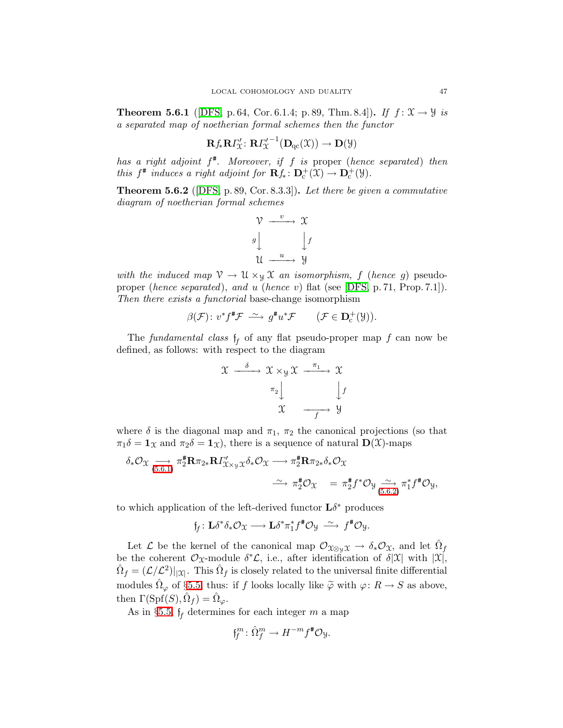**Theorem 5.6.1** ([DFS, p. 64, Cor. 6.1.4; p. 89, Thm. 8.4]). *If $f\colon \mathcal{X} \to \mathcal{Y}$ is a separated map of noetherian formal schemes then the functor*

$$\mathbf{R}f_*\mathbf{R}\varGamma'_{\mathcal{X}}\colon \mathbf{R}\varGamma'^{-1}_{\mathcal{X}}(\mathbf{D}_{\mathrm{qc}}(\mathcal{X})) \to \mathbf{D}(\mathcal{Y})$$

*has a right adjoint $f^{\#}$. Moreover, if $f$ is* proper *(hence separated) then this $f^{\#}$ induces a right adjoint for $\mathbf{R}f_*\colon \mathbf{D}^+_{\mathrm{c}}(\mathcal{X}) \to \mathbf{D}^+_{\mathrm{c}}(\mathcal{Y})$.*

**Theorem 5.6.2** ([DFS, p. 89, Cor. 8.3.3]). *Let there be given a commutative diagram of noetherian formal schemes*

$$\begin{array}{ccc} \mathcal{V} & \xrightarrow{\ v\ } & \mathcal{X} \\ {\scriptstyle g}\big\downarrow & & \big\downarrow{\scriptstyle f} \\ \mathcal{U} & \xrightarrow{\ u\ } & \mathcal{Y} \end{array}$$

*with the induced map $\mathcal{V} \to \mathcal{U} \times_{\mathcal{Y}} \mathcal{X}$ an isomorphism, $f$ (hence $g$)* pseudo-proper *(hence separated), and $u$ (hence $v$)* flat *(see [DFS, p. 71, Prop. 7.1]). Then there exists a* functorial base-change *isomorphism*

$$\beta(\mathcal{F})\colon v^*f^{\#}\mathcal{F} \xrightarrow{\ \sim\ } g^{\#}u^*\mathcal{F} \qquad (\mathcal{F} \in \mathbf{D}^+_{\mathrm{c}}(\mathcal{Y})).$$

The *fundamental class* $\mathfrak{f}_f$ of any flat pseudo-proper map $f$ can now be defined, as follows: with respect to the diagram

$$\begin{array}{ccccc} \mathcal{X} & \xrightarrow{\ \delta\ } & \mathcal{X} \times_{\mathcal{Y}} \mathcal{X} & \xrightarrow{\ \pi_1\ } & \mathcal{X} \\ & & {\scriptstyle \pi_2}\big\downarrow & & \big\downarrow{\scriptstyle f} \\ & & \mathcal{X} & \xrightarrow[\ f\ ]{} & \mathcal{Y} \end{array}$$

where $\delta$ is the diagonal map and $\pi_1$, $\pi_2$ the canonical projections (so that $\pi_1\delta = \mathbf{1}_{\mathcal{X}}$ and $\pi_2\delta = \mathbf{1}_{\mathcal{X}}$), there is a sequence of natural $\mathbf{D}(\mathcal{X})$-maps

$$\begin{aligned} \delta_*\mathcal{O}_{\mathcal{X}} \underset{(5.6.1)}{\longrightarrow} \pi_2^{\#}\mathbf{R}\pi_{2*}\mathbf{R}\varGamma'_{\mathcal{X}\times_{\mathcal{Y}}\mathcal{X}}\delta_*\mathcal{O}_{\mathcal{X}} &\longrightarrow \pi_2^{\#}\mathbf{R}\pi_{2*}\delta_*\mathcal{O}_{\mathcal{X}} \\ &\xrightarrow{\ \sim\ } \pi_2^{\#}\mathcal{O}_{\mathcal{X}} \quad = \pi_2^{\#}f^*\mathcal{O}_{\mathcal{Y}} \underset{(5.6.2)}{\xrightarrow{\ \sim\ }} \pi_1^*f^{\#}\mathcal{O}_{\mathcal{Y}}, \end{aligned}$$

to which application of the left-derived functor $\mathbf{L}\delta^*$ produces

$$\mathfrak{f}_f\colon \mathbf{L}\delta^*\delta_*\mathcal{O}_{\mathcal{X}} \longrightarrow \mathbf{L}\delta^*\pi_1^*f^{\#}\mathcal{O}_{\mathcal{Y}} \xrightarrow{\ \sim\ } f^{\#}\mathcal{O}_{\mathcal{Y}}.$$

Let $\mathcal{L}$ be the kernel of the canonical map $\mathcal{O}_{\mathcal{X}\otimes_{\mathcal{Y}}\mathcal{X}} \to \delta_*\mathcal{O}_{\mathcal{X}}$, and let $\hat{\Omega}_f$ be the coherent $\mathcal{O}_{\mathcal{X}}$-module $\delta^*\mathcal{L}$, i.e., after identification of $\delta|\mathcal{X}|$ with $|\mathcal{X}|$, $\hat{\Omega}_f = (\mathcal{L}/\mathcal{L}^2)|_{|\mathcal{X}|}$. This $\hat{\Omega}_f$ is closely related to the universal finite differential modules $\hat{\Omega}_\varphi$ of §5.5, thus: if $f$ looks locally like $\widetilde{\varphi}$ with $\varphi\colon R \to S$ as above, then $\Gamma(\mathrm{Spf}(S), \hat{\Omega}_f) = \hat{\Omega}_\varphi$.

As in §5.5, $\mathfrak{f}_f$ determines for each integer $m$ a map

$$\mathfrak{f}_f^m\colon \hat{\Omega}_f^m \to H^{-m}f^{\#}\mathcal{O}_{\mathcal{Y}}.$$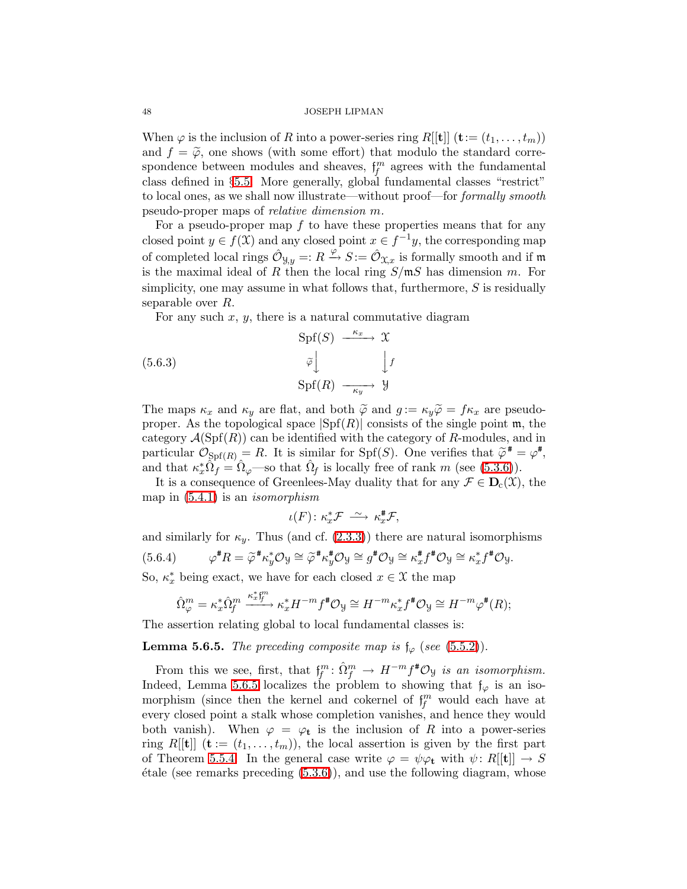When $\varphi$ is the inclusion of $R$ into a power-series ring $R[[\mathbf{t}]]$ ($\mathbf{t} := (t_1, \dots, t_m)$) and $f = \widetilde{\varphi}$, one shows (with some effort) that modulo the standard correspondence between modules and sheaves, $\mathfrak{f}_f^m$ agrees with the fundamental class defined in §5.5. More generally, global fundamental classes "restrict" to local ones, as we shall now illustrate—without proof—for *formally smooth* pseudo-proper maps of *relative dimension m.*

For a pseudo-proper map $f$ to have these properties means that for any closed point $y \in f(\mathcal{X})$ and any closed point $x \in f^{-1}y$, the corresponding map of completed local rings $\hat{\mathcal{O}}_{\mathcal{Y},y} =: R \xrightarrow{\varphi} S := \hat{\mathcal{O}}_{\mathcal{X},x}$ is formally smooth and if $\mathfrak{m}$ is the maximal ideal of $R$ then the local ring $S/\mathfrak{m}S$ has dimension $m$. For simplicity, one may assume in what follows that, furthermore, $S$ is residually separable over $R$.

For any such $x$, $y$, there is a natural commutative diagram

$$
\begin{array}{ccc}
\operatorname{Spf}(S) & \xrightarrow{\kappa_x} & \mathcal{X} \\
{\scriptstyle \widetilde{\varphi}}\downarrow & & \downarrow{\scriptstyle f} \\
\operatorname{Spf}(R) & \xrightarrow[\kappa_y]{} & \mathcal{Y}
\end{array}
\tag{5.6.3}
$$

The maps $\kappa_x$ and $\kappa_y$ are flat, and both $\widetilde{\varphi}$ and $g := \kappa_y\widetilde{\varphi} = f\kappa_x$ are pseudo-proper. As the topological space $|\operatorname{Spf}(R)|$ consists of the single point $\mathfrak{m}$, the category $\mathcal{A}(\operatorname{Spf}(R))$ can be identified with the category of $R$-modules, and in particular $\mathcal{O}_{\operatorname{Spf}(R)} = R$. It is similar for $\operatorname{Spf}(S)$. One verifies that $\widetilde{\varphi}^{\#} = \varphi^{\#}$, and that $\kappa_x^*\hat{\Omega}_f = \hat{\Omega}_\varphi$—so that $\hat{\Omega}_f$ is locally free of rank $m$ (see (5.3.6)).

It is a consequence of Greenlees-May duality that for any $\mathcal{F} \in \mathbf{D}_{\mathrm{c}}(\mathcal{X})$, the map in (5.4.1) is an *isomorphism*

$$\iota(F)\colon \kappa_x^*\mathcal{F} \xrightarrow{\;\sim\;} \kappa_x^{\#}\mathcal{F},$$

and similarly for $\kappa_y$. Thus (and cf. (2.3.3)) there are natural isomorphisms

$$\varphi^{\#}R = \widetilde{\varphi}^{\#}\kappa_y^*\mathcal{O}_{\mathcal{Y}} \cong \widetilde{\varphi}^{\#}\kappa_y^{\#}\mathcal{O}_{\mathcal{Y}} \cong g^{\#}\mathcal{O}_{\mathcal{Y}} \cong \kappa_x^{\#}f^{\#}\mathcal{O}_{\mathcal{Y}} \cong \kappa_x^{*}f^{\#}\mathcal{O}_{\mathcal{Y}}. \tag{5.6.4}$$

So, $\kappa_x^*$ being exact, we have for each closed $x \in \mathcal{X}$ the map

$$\hat{\Omega}_\varphi^m = \kappa_x^*\hat{\Omega}_f^m \xrightarrow{\kappa_x^*\mathfrak{f}_f^m} \kappa_x^* H^{-m}f^{\#}\mathcal{O}_{\mathcal{Y}} \cong H^{-m}\kappa_x^* f^{\#}\mathcal{O}_{\mathcal{Y}} \cong H^{-m}\varphi^{\#}(R);$$

The assertion relating global to local fundamental classes is:

**Lemma 5.6.5.** *The preceding composite map is* $\mathfrak{f}_\varphi$ (*see* (5.5.2)).

From this we see, first, that $\mathfrak{f}_f^m\colon \hat{\Omega}_f^m \to H^{-m}f^{\#}\mathcal{O}_{\mathcal{Y}}$ *is an isomorphism.* Indeed, Lemma 5.6.5 localizes the problem to showing that $\mathfrak{f}_\varphi$ is an isomorphism (since then the kernel and cokernel of $\mathfrak{f}_f^m$ would each have at every closed point a stalk whose completion vanishes, and hence they would both vanish). When $\varphi = \varphi_{\mathbf{t}}$ is the inclusion of $R$ into a power-series ring $R[[\mathbf{t}]]$ ($\mathbf{t} := (t_1, \dots, t_m)$), the local assertion is given by the first part of Theorem 5.5.4. In the general case write $\varphi = \psi\varphi_{\mathbf{t}}$ with $\psi\colon R[[\mathbf{t}]] \to S$ étale (see remarks preceding (5.3.6)), and use the following diagram, whose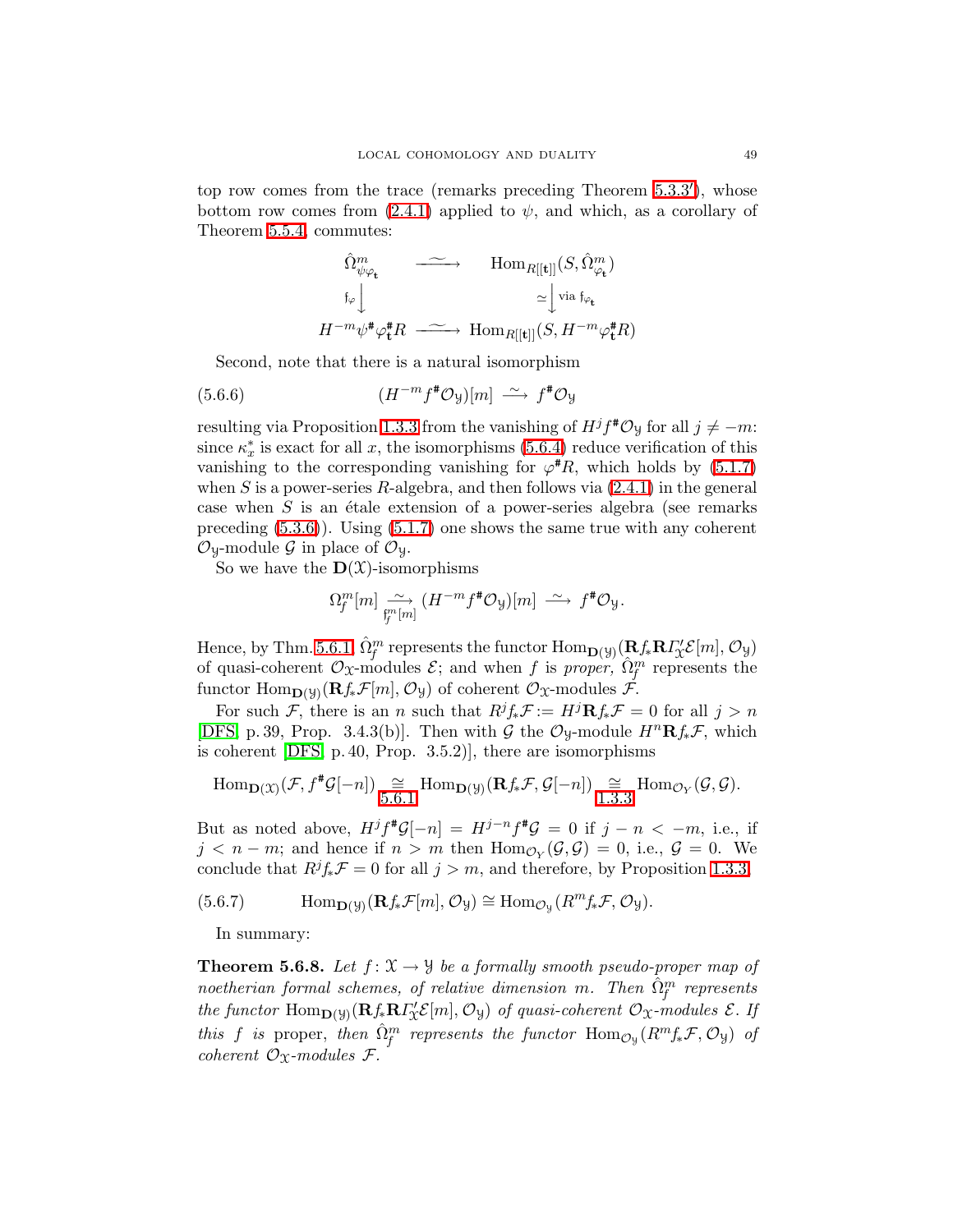top row comes from the trace (remarks preceding Theorem 5.3.3′), whose bottom row comes from (2.4.1) applied to $\psi$, and which, as a corollary of Theorem 5.5.4, commutes:

$$
\begin{array}{ccc}
\hat{\Omega}^m_{\psi\varphi_{\mathbf{t}}} & \xrightarrow{\ \sim\ } & \mathrm{Hom}_{R[[\mathbf{t}]]}(S, \hat{\Omega}^m_{\varphi_{\mathbf{t}}}) \\
{\scriptstyle \mathfrak{f}_\varphi}\big\downarrow & & \simeq\big\downarrow{\scriptstyle \text{via } \mathfrak{f}_{\varphi_{\mathbf{t}}}} \\
H^{-m}\psi^{\#}\varphi_{\mathbf{t}}^{\#}R & \xrightarrow{\ \sim\ } & \mathrm{Hom}_{R[[\mathbf{t}]]}(S, H^{-m}\varphi_{\mathbf{t}}^{\#}R)
\end{array}
$$

Second, note that there is a natural isomorphism

$$
(H^{-m}f^{\#}\mathcal{O}_{\mathcal{Y}})[m] \xrightarrow{\ \sim\ } f^{\#}\mathcal{O}_{\mathcal{Y}} \tag{5.6.6}
$$

resulting via Proposition 1.3.3 from the vanishing of $H^j f^{\#}\mathcal{O}_{\mathcal{Y}}$ for all $j \neq -m$: since $\kappa_x^*$ is exact for all $x$, the isomorphisms (5.6.4) reduce verification of this vanishing to the corresponding vanishing for $\varphi^{\#}R$, which holds by (5.1.7) when $S$ is a power-series $R$-algebra, and then follows via (2.4.1) in the general case when $S$ is an étale extension of a power-series algebra (see remarks preceding (5.3.6)). Using (5.1.7) one shows the same true with any coherent $\mathcal{O}_{\mathcal{Y}}$-module $\mathcal{G}$ in place of $\mathcal{O}_{\mathcal{Y}}$.

So we have the $\mathbf{D}(\mathcal{X})$-isomorphisms

$$
\Omega^m_f[m] \underset{\mathfrak{f}^m_f[m]}{\xrightarrow{\ \sim\ }} (H^{-m}f^{\#}\mathcal{O}_{\mathcal{Y}})[m] \xrightarrow{\ \sim\ } f^{\#}\mathcal{O}_{\mathcal{Y}}.
$$

Hence, by Thm. 5.6.1, $\hat{\Omega}^m_f$ represents the functor $\mathrm{Hom}_{\mathbf{D}(\mathcal{Y})}(\mathbf{R}f_*\mathbf{R}\varGamma'_{\mathcal{X}}\mathcal{E}[m], \mathcal{O}_{\mathcal{Y}})$ of quasi-coherent $\mathcal{O}_{\mathcal{X}}$-modules $\mathcal{E}$; and when $f$ is *proper,* $\hat{\Omega}^m_f$ represents the functor $\mathrm{Hom}_{\mathbf{D}(\mathcal{Y})}(\mathbf{R}f_*\mathcal{F}[m], \mathcal{O}_{\mathcal{Y}})$ of coherent $\mathcal{O}_{\mathcal{X}}$-modules $\mathcal{F}$.

For such $\mathcal{F}$, there is an $n$ such that $R^j f_*\mathcal{F} := H^j\mathbf{R}f_*\mathcal{F} = 0$ for all $j > n$ [DFS, p. 39, Prop. 3.4.3(b)]. Then with $\mathcal{G}$ the $\mathcal{O}_{\mathcal{Y}}$-module $H^n\mathbf{R}f_*\mathcal{F}$, which is coherent [DFS, p. 40, Prop. 3.5.2)], there are isomorphisms

$$
\mathrm{Hom}_{\mathbf{D}(\mathcal{X})}(\mathcal{F}, f^{\#}\mathcal{G}[-n]) \underset{5.6.1}{\cong} \mathrm{Hom}_{\mathbf{D}(\mathcal{Y})}(\mathbf{R}f_*\mathcal{F}, \mathcal{G}[-n]) \underset{1.3.3}{\cong} \mathrm{Hom}_{\mathcal{O}_Y}(\mathcal{G}, \mathcal{G}).
$$

But as noted above, $H^j f^{\#}\mathcal{G}[-n] = H^{j-n}f^{\#}\mathcal{G} = 0$ if $j - n < -m$, i.e., if $j < n - m$; and hence if $n > m$ then $\mathrm{Hom}_{\mathcal{O}_Y}(\mathcal{G}, \mathcal{G}) = 0$, i.e., $\mathcal{G} = 0$. We conclude that $R^j f_*\mathcal{F} = 0$ for all $j > m$, and therefore, by Proposition 1.3.3,

$$
\mathrm{Hom}_{\mathbf{D}(\mathcal{Y})}(\mathbf{R}f_*\mathcal{F}[m], \mathcal{O}_{\mathcal{Y}}) \cong \mathrm{Hom}_{\mathcal{O}_{\mathcal{Y}}}(R^m f_*\mathcal{F}, \mathcal{O}_{\mathcal{Y}}). \tag{5.6.7}
$$

In summary:

**Theorem 5.6.8.** *Let $f\colon \mathcal{X} \to \mathcal{Y}$ be a formally smooth pseudo-proper map of noetherian formal schemes, of relative dimension $m$. Then $\hat{\Omega}^m_f$ represents the functor $\mathrm{Hom}_{\mathbf{D}(\mathcal{Y})}(\mathbf{R}f_*\mathbf{R}\varGamma'_{\mathcal{X}}\mathcal{E}[m], \mathcal{O}_{\mathcal{Y}})$ of quasi-coherent $\mathcal{O}_{\mathcal{X}}$-modules $\mathcal{E}$. If this $f$ is* proper, *then $\hat{\Omega}^m_f$ represents the functor $\mathrm{Hom}_{\mathcal{O}_{\mathcal{Y}}}(R^m f_*\mathcal{F}, \mathcal{O}_{\mathcal{Y}})$ of coherent $\mathcal{O}_{\mathcal{X}}$-modules $\mathcal{F}$.*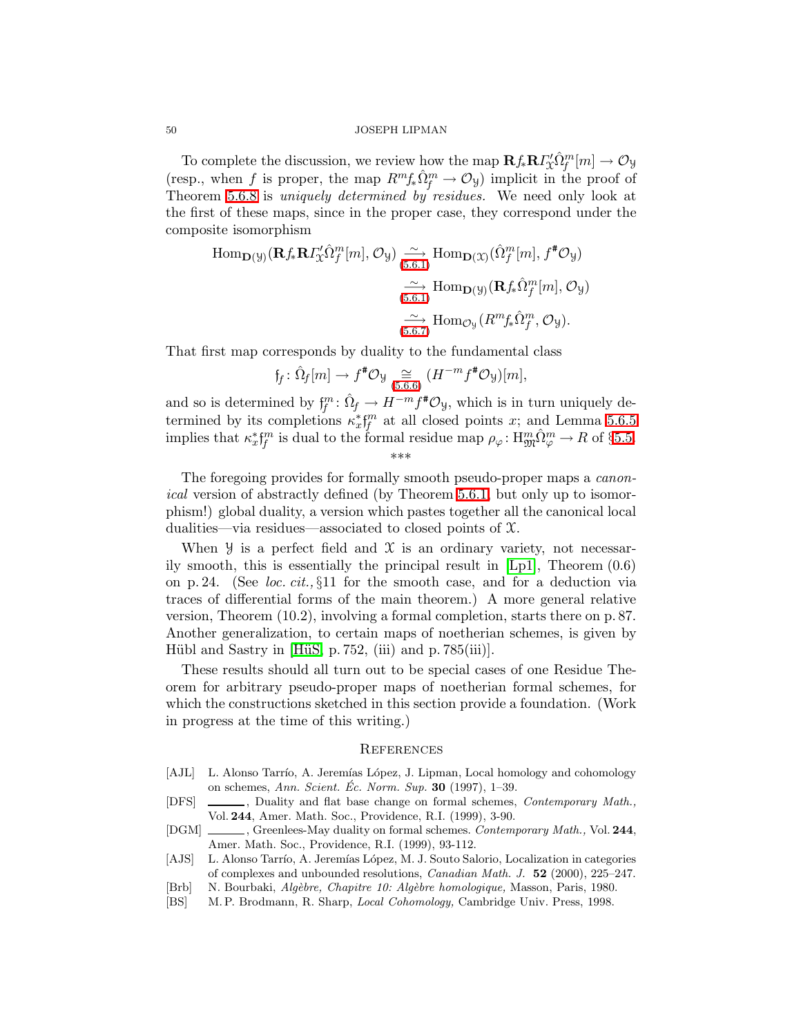To complete the discussion, we review how the map $\mathbf{R}f_*\mathbf{R}\varGamma'_{\mathscr{X}}\hat{\Omega}^m_f[m] \to \mathcal{O}_{\mathscr{Y}}$ (resp., when $f$ is proper, the map $R^m f_*\hat{\Omega}^m_f \to \mathcal{O}_{\mathscr{Y}}$) implicit in the proof of Theorem 5.6.8 is *uniquely determined by residues.* We need only look at the first of these maps, since in the proper case, they correspond under the composite isomorphism

$$
\begin{aligned}
\operatorname{Hom}_{\mathbf{D}(\mathscr{Y})}(\mathbf{R}f_*\mathbf{R}\varGamma'_{\mathscr{X}}\hat{\Omega}^m_f[m], \mathcal{O}_{\mathscr{Y}}) &\underset{(5.6.1)}{\xrightarrow{\;\sim\;}} \operatorname{Hom}_{\mathbf{D}(\mathscr{X})}(\hat{\Omega}^m_f[m], f^{\#}\mathcal{O}_{\mathscr{Y}})\\
&\underset{(5.6.1)}{\xrightarrow{\;\sim\;}} \operatorname{Hom}_{\mathbf{D}(\mathscr{Y})}(\mathbf{R}f_*\hat{\Omega}^m_f[m], \mathcal{O}_{\mathscr{Y}})\\
&\underset{(5.6.7)}{\xrightarrow{\;\sim\;}} \operatorname{Hom}_{\mathcal{O}_{\mathscr{Y}}}(R^m f_*\hat{\Omega}^m_f, \mathcal{O}_{\mathscr{Y}}).
\end{aligned}
$$

That first map corresponds by duality to the fundamental class

$$\mathfrak{f}_f\colon \hat{\Omega}_f[m] \to f^{\#}\mathcal{O}_{\mathscr{Y}} \underset{(5.6.6)}{\cong} (H^{-m}f^{\#}\mathcal{O}_{\mathscr{Y}})[m],$$

and so is determined by $\mathfrak{f}^m_f\colon \hat{\Omega}_f \to H^{-m}f^{\#}\mathcal{O}_{\mathscr{Y}}$, which is in turn uniquely determined by its completions $\kappa_x^*\mathfrak{f}^m_f$ at all closed points $x$; and Lemma 5.6.5 implies that $\kappa_x^*\mathfrak{f}^m_f$ is dual to the formal residue map $\rho_\varphi\colon \mathrm{H}^m_{\mathfrak{M}}\hat{\Omega}^m_\varphi \to R$ of §5.5.

\*\*\*

The foregoing provides for formally smooth pseudo-proper maps a *canonical* version of abstractly defined (by Theorem 5.6.1, but only up to isomorphism!) global duality, a version which pastes together all the canonical local dualities—via residues—associated to closed points of $\mathscr{X}$.

When $\mathscr{Y}$ is a perfect field and $\mathscr{X}$ is an ordinary variety, not necessarily smooth, this is essentially the principal result in [Lp1], Theorem (0.6) on p. 24. (See *loc. cit.,* §11 for the smooth case, and for a deduction via traces of differential forms of the main theorem.) A more general relative version, Theorem (10.2), involving a formal completion, starts there on p. 87. Another generalization, to certain maps of noetherian schemes, is given by Hübl and Sastry in [HüS, p. 752, (iii) and p. 785(iii)].

These results should all turn out to be special cases of one Residue Theorem for arbitrary pseudo-proper maps of noetherian formal schemes, for which the constructions sketched in this section provide a foundation. (Work in progress at the time of this writing.)

## References

- [AJL] L. Alonso Tarrío, A. Jeremías López, J. Lipman, Local homology and cohomology on schemes, *Ann. Scient. Éc. Norm. Sup.* **30** (1997), 1–39.
- [DFS] \_\_\_\_\_\_, Duality and flat base change on formal schemes, *Contemporary Math.,* Vol. **244**, Amer. Math. Soc., Providence, R.I. (1999), 3-90.
- [DGM] \_\_\_\_\_\_, Greenlees-May duality on formal schemes. *Contemporary Math.,* Vol. **244**, Amer. Math. Soc., Providence, R.I. (1999), 93-112.
- [AJS] L. Alonso Tarrío, A. Jeremías López, M. J. Souto Salorio, Localization in categories of complexes and unbounded resolutions, *Canadian Math. J.* **52** (2000), 225–247.
- [Brb] N. Bourbaki, *Algèbre, Chapitre 10: Algèbre homologique,* Masson, Paris, 1980.
- [BS] M. P. Brodmann, R. Sharp, *Local Cohomology,* Cambridge Univ. Press, 1998.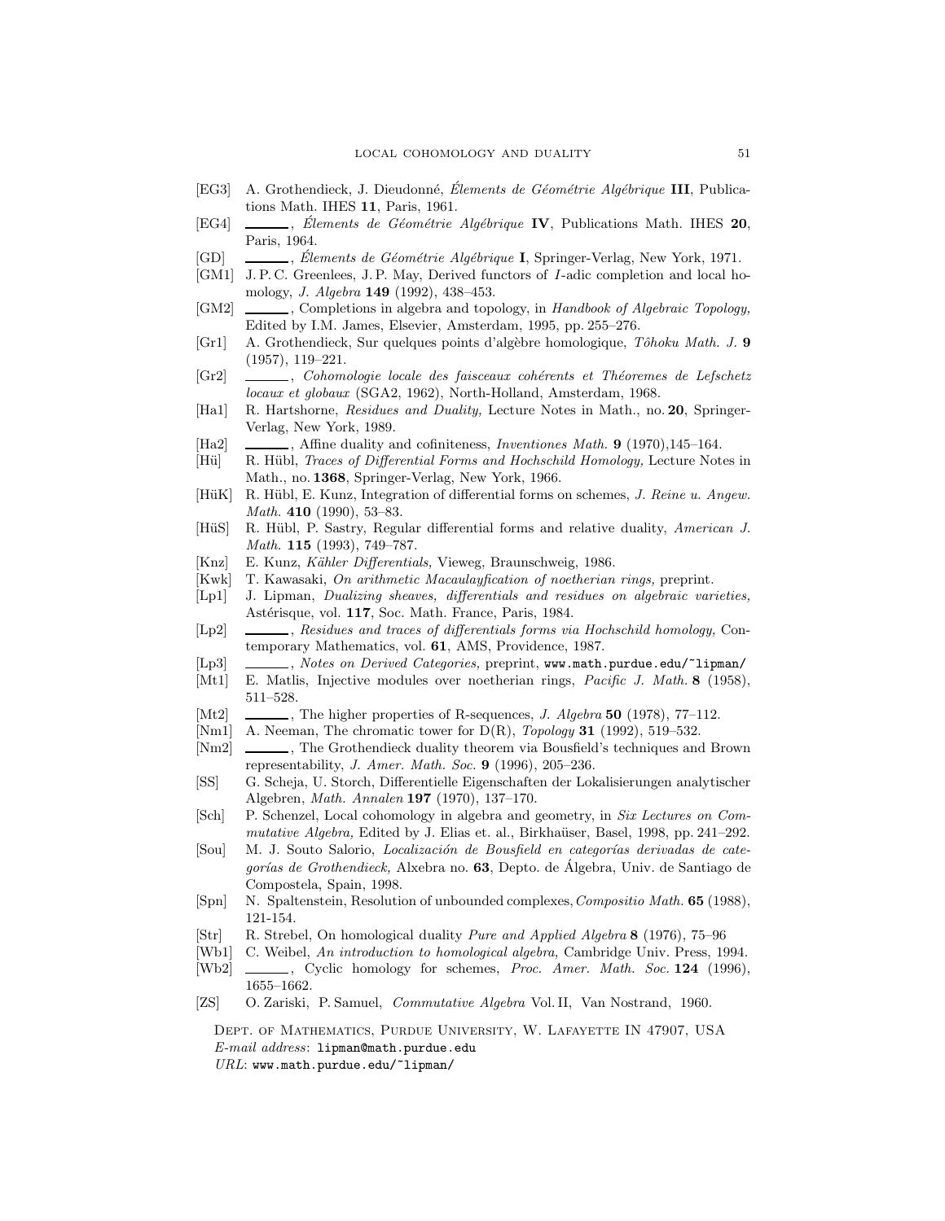[EG3] A. Grothendieck, J. Dieudonné, *Élements de Géométrie Algébrique* **III**, Publications Math. IHES **11**, Paris, 1961.

[EG4] ______, *Élements de Géométrie Algébrique* **IV**, Publications Math. IHES **20**, Paris, 1964.

[GD] ______, *Élements de Géométrie Algébrique* **I**, Springer-Verlag, New York, 1971.

[GM1] J. P. C. Greenlees, J. P. May, Derived functors of $I$-adic completion and local homology, *J. Algebra* **149** (1992), 438–453.

[GM2] ______, Completions in algebra and topology, in *Handbook of Algebraic Topology,* Edited by I.M. James, Elsevier, Amsterdam, 1995, pp. 255–276.

[Gr1] A. Grothendieck, Sur quelques points d'algèbre homologique, *Tôhoku Math. J.* **9** (1957), 119–221.

[Gr2] ______, *Cohomologie locale des faisceaux cohérents et Théoremes de Lefschetz locaux et globaux* (SGA2, 1962), North-Holland, Amsterdam, 1968.

[Ha1] R. Hartshorne, *Residues and Duality,* Lecture Notes in Math., no. **20**, Springer-Verlag, New York, 1989.

[Ha2] ______, Affine duality and cofiniteness, *Inventiones Math.* **9** (1970),145–164.

[Hü] R. Hübl, *Traces of Differential Forms and Hochschild Homology,* Lecture Notes in Math., no. **1368**, Springer-Verlag, New York, 1966.

[HüK] R. Hübl, E. Kunz, Integration of differential forms on schemes, *J. Reine u. Angew. Math.* **410** (1990), 53–83.

[HüS] R. Hübl, P. Sastry, Regular differential forms and relative duality, *American J. Math.* **115** (1993), 749–787.

[Knz] E. Kunz, *Kähler Differentials,* Vieweg, Braunschweig, 1986.

[Kwk] T. Kawasaki, *On arithmetic Macaulayfication of noetherian rings,* preprint.

[Lp1] J. Lipman, *Dualizing sheaves, differentials and residues on algebraic varieties,* Astérisque, vol. **117**, Soc. Math. France, Paris, 1984.

[Lp2] ______, *Residues and traces of differentials forms via Hochschild homology,* Contemporary Mathematics, vol. **61**, AMS, Providence, 1987.

[Lp3] ______, *Notes on Derived Categories,* preprint, `www.math.purdue.edu/~lipman/`

[Mt1] E. Matlis, Injective modules over noetherian rings, *Pacific J. Math.* **8** (1958), 511–528.

[Mt2] ______, The higher properties of R-sequences, *J. Algebra* **50** (1978), 77–112.

[Nm1] A. Neeman, The chromatic tower for D(R), *Topology* **31** (1992), 519–532.

[Nm2] ______, The Grothendieck duality theorem via Bousfield's techniques and Brown representability, *J. Amer. Math. Soc.* **9** (1996), 205–236.

[SS] G. Scheja, U. Storch, Differentielle Eigenschaften der Lokalisierungen analytischer Algebren, *Math. Annalen* **197** (1970), 137–170.

[Sch] P. Schenzel, Local cohomology in algebra and geometry, in *Six Lectures on Commutative Algebra,* Edited by J. Elias et. al., Birkhaüser, Basel, 1998, pp. 241–292.

[Sou] M. J. Souto Salorio, *Localización de Bousfield en categorías derivadas de categorías de Grothendieck,* Alxebra no. **63**, Depto. de Álgebra, Univ. de Santiago de Compostela, Spain, 1998.

[Spn] N. Spaltenstein, Resolution of unbounded complexes, *Compositio Math.* **65** (1988), 121-154.

[Str] R. Strebel, On homological duality *Pure and Applied Algebra* **8** (1976), 75–96

[Wb1] C. Weibel, *An introduction to homological algebra,* Cambridge Univ. Press, 1994.

[Wb2] ______, Cyclic homology for schemes, *Proc. Amer. Math. Soc.* **124** (1996), 1655–1662.

[ZS] O. Zariski, P. Samuel, *Commutative Algebra* Vol. II, Van Nostrand, 1960.

Dept. of Mathematics, Purdue University, W. Lafayette IN 47907, USA
*E-mail address*: `lipman@math.purdue.edu`
*URL*: `www.math.purdue.edu/~lipman/`